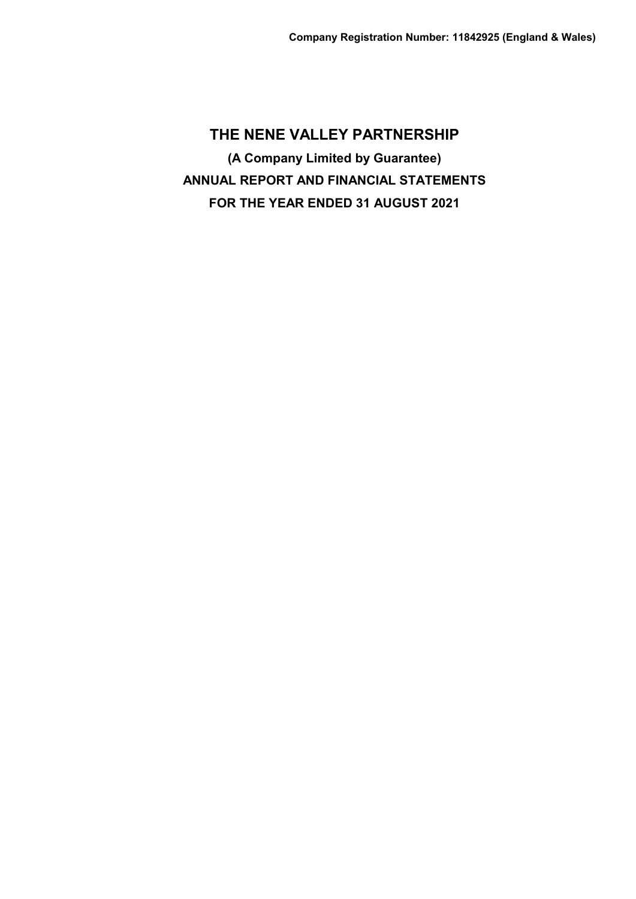**Company Registration Number: 11842925 (England & Wales)**

# THE NENE VALLEY PARTNERSHIP

**(A Company Limited by Guarantee)**

**ANNUAL REPORT AND FINANCIAL STATEMENTS**

**FOR THE YEAR ENDED 31 AUGUST 2021**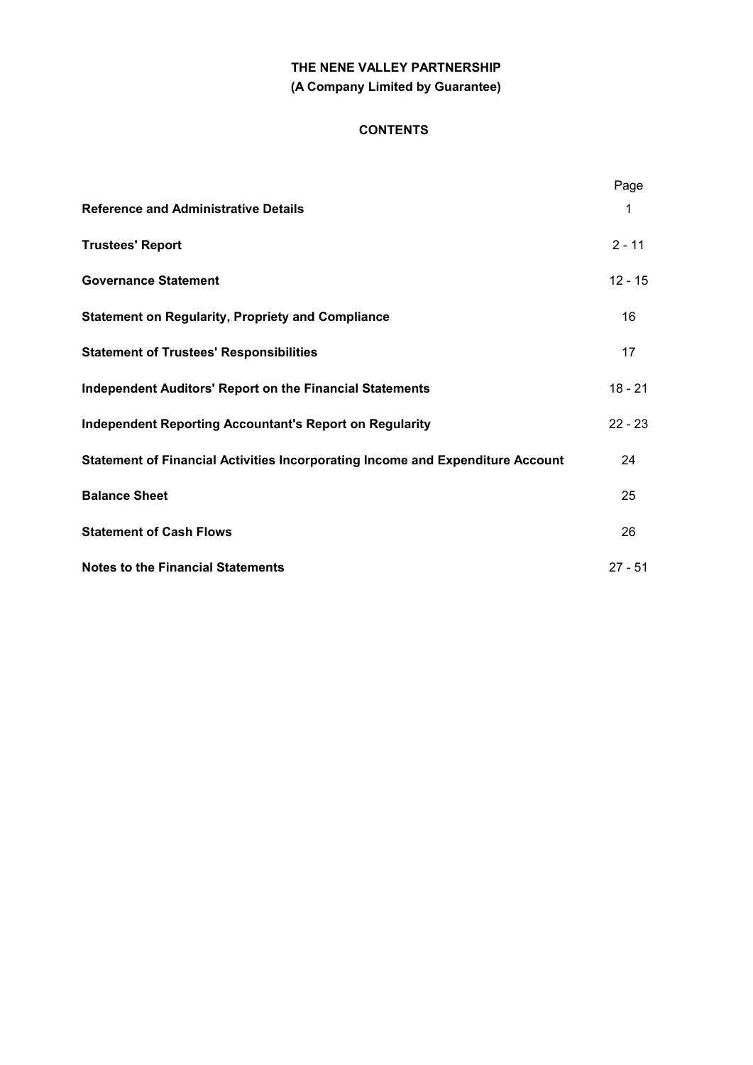# THE NENE VALLEY PARTNERSHIP
## (A Company Limited by Guarantee)

### CONTENTS

| | Page |
|---|---|
| **Reference and Administrative Details** | 1 |
| **Trustees' Report** | 2 - 11 |
| **Governance Statement** | 12 - 15 |
| **Statement on Regularity, Propriety and Compliance** | 16 |
| **Statement of Trustees' Responsibilities** | 17 |
| **Independent Auditors' Report on the Financial Statements** | 18 - 21 |
| **Independent Reporting Accountant's Report on Regularity** | 22 - 23 |
| **Statement of Financial Activities Incorporating Income and Expenditure Account** | 24 |
| **Balance Sheet** | 25 |
| **Statement of Cash Flows** | 26 |
| **Notes to the Financial Statements** | 27 - 51 |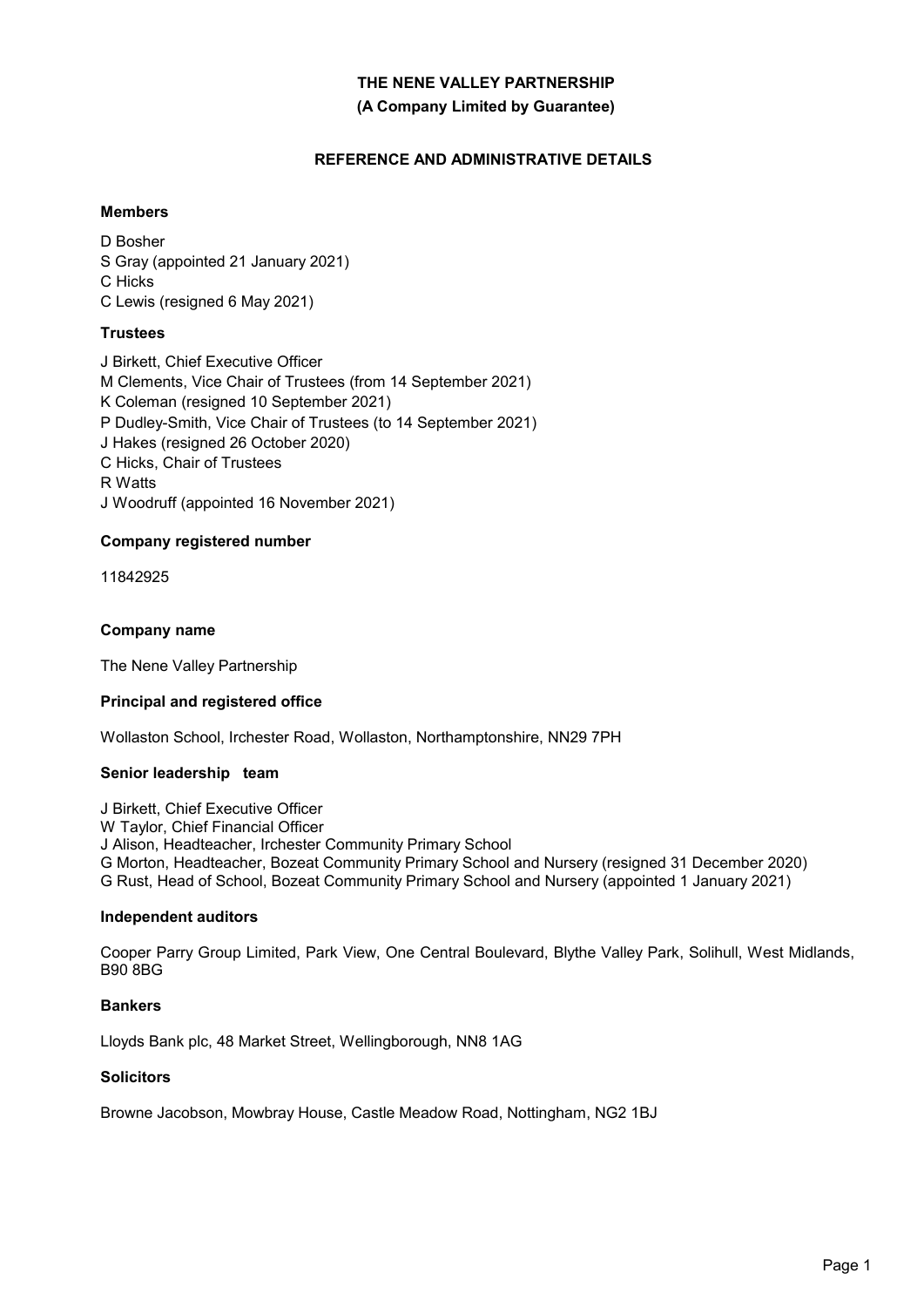**THE NENE VALLEY PARTNERSHIP**

**(A Company Limited by Guarantee)**

## REFERENCE AND ADMINISTRATIVE DETAILS

### Members

D Bosher
S Gray (appointed 21 January 2021)
C Hicks
C Lewis (resigned 6 May 2021)

### Trustees

J Birkett, Chief Executive Officer
M Clements, Vice Chair of Trustees (from 14 September 2021)
K Coleman (resigned 10 September 2021)
P Dudley-Smith, Vice Chair of Trustees (to 14 September 2021)
J Hakes (resigned 26 October 2020)
C Hicks, Chair of Trustees
R Watts
J Woodruff (appointed 16 November 2021)

### Company registered number

11842925

### Company name

The Nene Valley Partnership

### Principal and registered office

Wollaston School, Irchester Road, Wollaston, Northamptonshire, NN29 7PH

### Senior leadership team

J Birkett, Chief Executive Officer
W Taylor, Chief Financial Officer
J Alison, Headteacher, Irchester Community Primary School
G Morton, Headteacher, Bozeat Community Primary School and Nursery (resigned 31 December 2020)
G Rust, Head of School, Bozeat Community Primary School and Nursery (appointed 1 January 2021)

### Independent auditors

Cooper Parry Group Limited, Park View, One Central Boulevard, Blythe Valley Park, Solihull, West Midlands, B90 8BG

### Bankers

Lloyds Bank plc, 48 Market Street, Wellingborough, NN8 1AG

### Solicitors

Browne Jacobson, Mowbray House, Castle Meadow Road, Nottingham, NG2 1BJ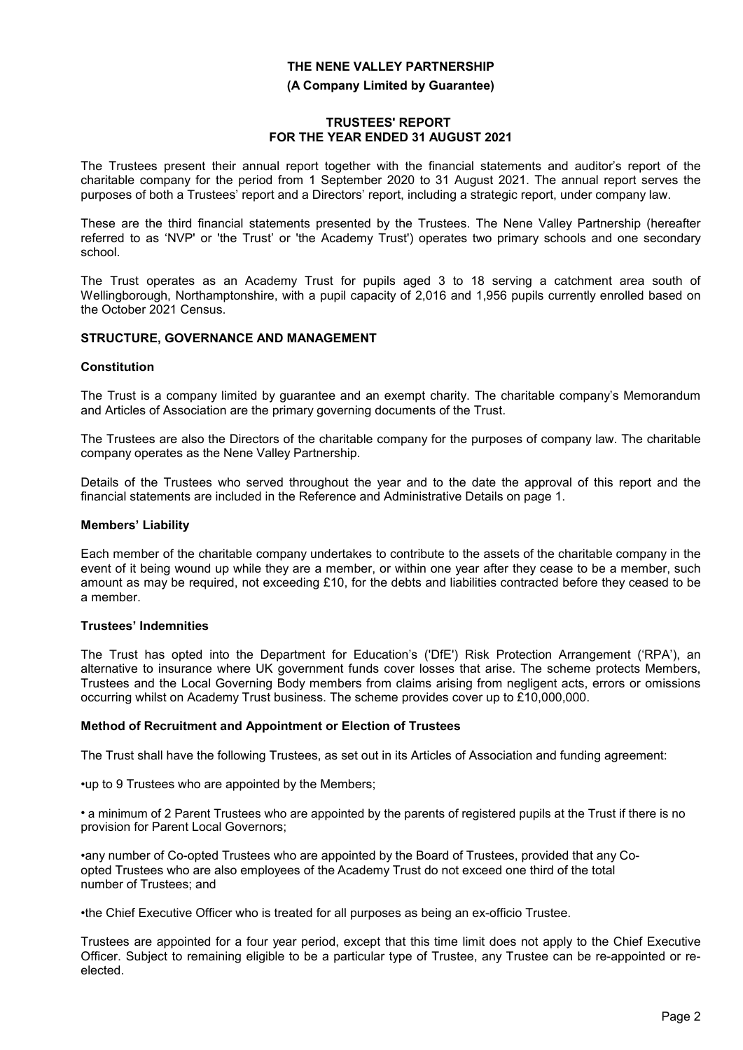**THE NENE VALLEY PARTNERSHIP**

**(A Company Limited by Guarantee)**

**TRUSTEES' REPORT**
**FOR THE YEAR ENDED 31 AUGUST 2021**

The Trustees present their annual report together with the financial statements and auditor's report of the charitable company for the period from 1 September 2020 to 31 August 2021. The annual report serves the purposes of both a Trustees' report and a Directors' report, including a strategic report, under company law.

These are the third financial statements presented by the Trustees. The Nene Valley Partnership (hereafter referred to as 'NVP' or 'the Trust' or 'the Academy Trust') operates two primary schools and one secondary school.

The Trust operates as an Academy Trust for pupils aged 3 to 18 serving a catchment area south of Wellingborough, Northamptonshire, with a pupil capacity of 2,016 and 1,956 pupils currently enrolled based on the October 2021 Census.

## STRUCTURE, GOVERNANCE AND MANAGEMENT

### Constitution

The Trust is a company limited by guarantee and an exempt charity. The charitable company's Memorandum and Articles of Association are the primary governing documents of the Trust.

The Trustees are also the Directors of the charitable company for the purposes of company law. The charitable company operates as the Nene Valley Partnership.

Details of the Trustees who served throughout the year and to the date the approval of this report and the financial statements are included in the Reference and Administrative Details on page 1.

### Members' Liability

Each member of the charitable company undertakes to contribute to the assets of the charitable company in the event of it being wound up while they are a member, or within one year after they cease to be a member, such amount as may be required, not exceeding £10, for the debts and liabilities contracted before they ceased to be a member.

### Trustees' Indemnities

The Trust has opted into the Department for Education's ('DfE') Risk Protection Arrangement ('RPA'), an alternative to insurance where UK government funds cover losses that arise. The scheme protects Members, Trustees and the Local Governing Body members from claims arising from negligent acts, errors or omissions occurring whilst on Academy Trust business. The scheme provides cover up to £10,000,000.

### Method of Recruitment and Appointment or Election of Trustees

The Trust shall have the following Trustees, as set out in its Articles of Association and funding agreement:

- up to 9 Trustees who are appointed by the Members;
- a minimum of 2 Parent Trustees who are appointed by the parents of registered pupils at the Trust if there is no provision for Parent Local Governors;
- any number of Co-opted Trustees who are appointed by the Board of Trustees, provided that any Co-opted Trustees who are also employees of the Academy Trust do not exceed one third of the total number of Trustees; and
- the Chief Executive Officer who is treated for all purposes as being an ex-officio Trustee.

Trustees are appointed for a four year period, except that this time limit does not apply to the Chief Executive Officer. Subject to remaining eligible to be a particular type of Trustee, any Trustee can be re-appointed or re-elected.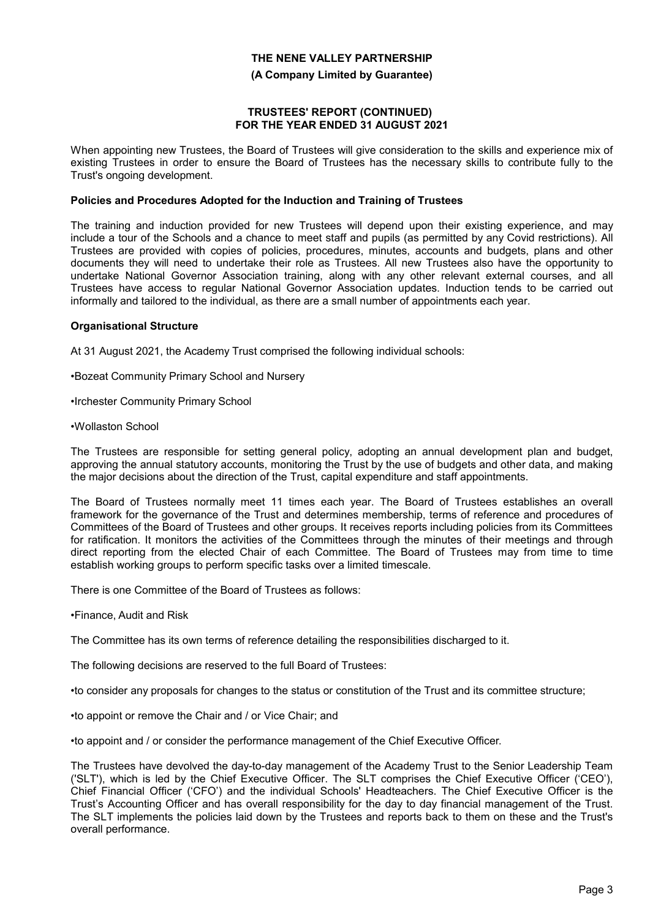When appointing new Trustees, the Board of Trustees will give consideration to the skills and experience mix of existing Trustees in order to ensure the Board of Trustees has the necessary skills to contribute fully to the Trust's ongoing development.

### Policies and Procedures Adopted for the Induction and Training of Trustees

The training and induction provided for new Trustees will depend upon their existing experience, and may include a tour of the Schools and a chance to meet staff and pupils (as permitted by any Covid restrictions). All Trustees are provided with copies of policies, procedures, minutes, accounts and budgets, plans and other documents they will need to undertake their role as Trustees. All new Trustees also have the opportunity to undertake National Governor Association training, along with any other relevant external courses, and all Trustees have access to regular National Governor Association updates. Induction tends to be carried out informally and tailored to the individual, as there are a small number of appointments each year.

### Organisational Structure

At 31 August 2021, the Academy Trust comprised the following individual schools:

- Bozeat Community Primary School and Nursery
- Irchester Community Primary School
- Wollaston School

The Trustees are responsible for setting general policy, adopting an annual development plan and budget, approving the annual statutory accounts, monitoring the Trust by the use of budgets and other data, and making the major decisions about the direction of the Trust, capital expenditure and staff appointments.

The Board of Trustees normally meet 11 times each year. The Board of Trustees establishes an overall framework for the governance of the Trust and determines membership, terms of reference and procedures of Committees of the Board of Trustees and other groups. It receives reports including policies from its Committees for ratification. It monitors the activities of the Committees through the minutes of their meetings and through direct reporting from the elected Chair of each Committee. The Board of Trustees may from time to time establish working groups to perform specific tasks over a limited timescale.

There is one Committee of the Board of Trustees as follows:

- Finance, Audit and Risk

The Committee has its own terms of reference detailing the responsibilities discharged to it.

The following decisions are reserved to the full Board of Trustees:

- to consider any proposals for changes to the status or constitution of the Trust and its committee structure;
- to appoint or remove the Chair and / or Vice Chair; and
- to appoint and / or consider the performance management of the Chief Executive Officer.

The Trustees have devolved the day-to-day management of the Academy Trust to the Senior Leadership Team ('SLT'), which is led by the Chief Executive Officer. The SLT comprises the Chief Executive Officer ('CEO'), Chief Financial Officer ('CFO') and the individual Schools' Headteachers. The Chief Executive Officer is the Trust's Accounting Officer and has overall responsibility for the day to day financial management of the Trust. The SLT implements the policies laid down by the Trustees and reports back to them on these and the Trust's overall performance.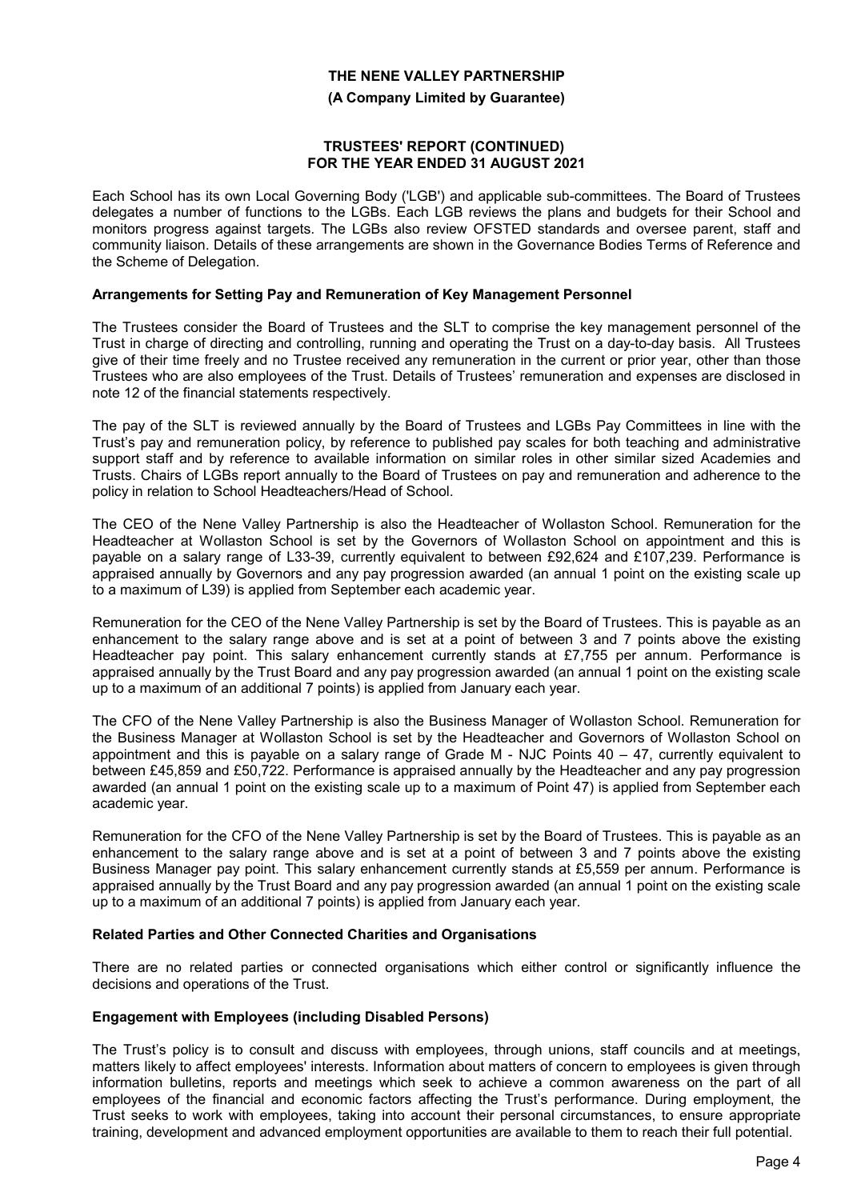Each School has its own Local Governing Body ('LGB') and applicable sub-committees. The Board of Trustees delegates a number of functions to the LGBs. Each LGB reviews the plans and budgets for their School and monitors progress against targets. The LGBs also review OFSTED standards and oversee parent, staff and community liaison. Details of these arrangements are shown in the Governance Bodies Terms of Reference and the Scheme of Delegation.

**Arrangements for Setting Pay and Remuneration of Key Management Personnel**

The Trustees consider the Board of Trustees and the SLT to comprise the key management personnel of the Trust in charge of directing and controlling, running and operating the Trust on a day-to-day basis. All Trustees give of their time freely and no Trustee received any remuneration in the current or prior year, other than those Trustees who are also employees of the Trust. Details of Trustees' remuneration and expenses are disclosed in note 12 of the financial statements respectively.

The pay of the SLT is reviewed annually by the Board of Trustees and LGBs Pay Committees in line with the Trust's pay and remuneration policy, by reference to published pay scales for both teaching and administrative support staff and by reference to available information on similar roles in other similar sized Academies and Trusts. Chairs of LGBs report annually to the Board of Trustees on pay and remuneration and adherence to the policy in relation to School Headteachers/Head of School.

The CEO of the Nene Valley Partnership is also the Headteacher of Wollaston School. Remuneration for the Headteacher at Wollaston School is set by the Governors of Wollaston School on appointment and this is payable on a salary range of L33-39, currently equivalent to between £92,624 and £107,239. Performance is appraised annually by Governors and any pay progression awarded (an annual 1 point on the existing scale up to a maximum of L39) is applied from September each academic year.

Remuneration for the CEO of the Nene Valley Partnership is set by the Board of Trustees. This is payable as an enhancement to the salary range above and is set at a point of between 3 and 7 points above the existing Headteacher pay point. This salary enhancement currently stands at £7,755 per annum. Performance is appraised annually by the Trust Board and any pay progression awarded (an annual 1 point on the existing scale up to a maximum of an additional 7 points) is applied from January each year.

The CFO of the Nene Valley Partnership is also the Business Manager of Wollaston School. Remuneration for the Business Manager at Wollaston School is set by the Headteacher and Governors of Wollaston School on appointment and this is payable on a salary range of Grade M - NJC Points 40 – 47, currently equivalent to between £45,859 and £50,722. Performance is appraised annually by the Headteacher and any pay progression awarded (an annual 1 point on the existing scale up to a maximum of Point 47) is applied from September each academic year.

Remuneration for the CFO of the Nene Valley Partnership is set by the Board of Trustees. This is payable as an enhancement to the salary range above and is set at a point of between 3 and 7 points above the existing Business Manager pay point. This salary enhancement currently stands at £5,559 per annum. Performance is appraised annually by the Trust Board and any pay progression awarded (an annual 1 point on the existing scale up to a maximum of an additional 7 points) is applied from January each year.

**Related Parties and Other Connected Charities and Organisations**

There are no related parties or connected organisations which either control or significantly influence the decisions and operations of the Trust.

**Engagement with Employees (including Disabled Persons)**

The Trust's policy is to consult and discuss with employees, through unions, staff councils and at meetings, matters likely to affect employees' interests. Information about matters of concern to employees is given through information bulletins, reports and meetings which seek to achieve a common awareness on the part of all employees of the financial and economic factors affecting the Trust's performance. During employment, the Trust seeks to work with employees, taking into account their personal circumstances, to ensure appropriate training, development and advanced employment opportunities are available to them to reach their full potential.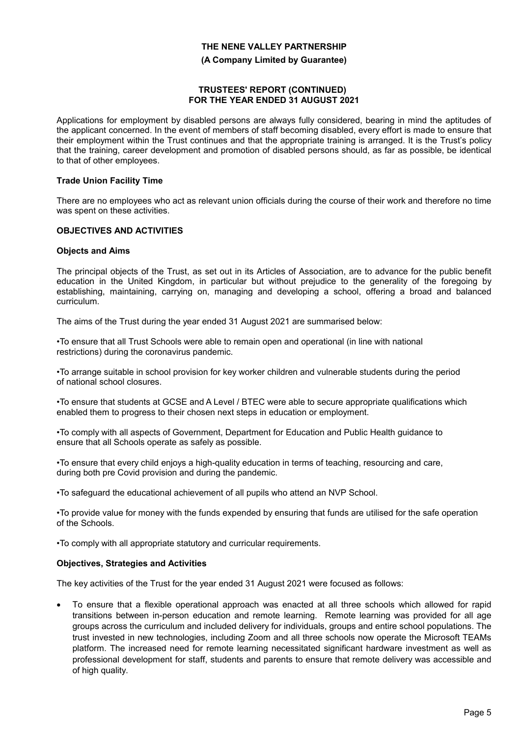Applications for employment by disabled persons are always fully considered, bearing in mind the aptitudes of the applicant concerned. In the event of members of staff becoming disabled, every effort is made to ensure that their employment within the Trust continues and that the appropriate training is arranged. It is the Trust's policy that the training, career development and promotion of disabled persons should, as far as possible, be identical to that of other employees.

### Trade Union Facility Time

There are no employees who act as relevant union officials during the course of their work and therefore no time was spent on these activities.

## OBJECTIVES AND ACTIVITIES

### Objects and Aims

The principal objects of the Trust, as set out in its Articles of Association, are to advance for the public benefit education in the United Kingdom, in particular but without prejudice to the generality of the foregoing by establishing, maintaining, carrying on, managing and developing a school, offering a broad and balanced curriculum.

The aims of the Trust during the year ended 31 August 2021 are summarised below:

•To ensure that all Trust Schools were able to remain open and operational (in line with national restrictions) during the coronavirus pandemic.

•To arrange suitable in school provision for key worker children and vulnerable students during the period of national school closures.

•To ensure that students at GCSE and A Level / BTEC were able to secure appropriate qualifications which enabled them to progress to their chosen next steps in education or employment.

•To comply with all aspects of Government, Department for Education and Public Health guidance to ensure that all Schools operate as safely as possible.

•To ensure that every child enjoys a high-quality education in terms of teaching, resourcing and care, during both pre Covid provision and during the pandemic.

•To safeguard the educational achievement of all pupils who attend an NVP School.

•To provide value for money with the funds expended by ensuring that funds are utilised for the safe operation of the Schools.

•To comply with all appropriate statutory and curricular requirements.

### Objectives, Strategies and Activities

The key activities of the Trust for the year ended 31 August 2021 were focused as follows:

- To ensure that a flexible operational approach was enacted at all three schools which allowed for rapid transitions between in-person education and remote learning. Remote learning was provided for all age groups across the curriculum and included delivery for individuals, groups and entire school populations. The trust invested in new technologies, including Zoom and all three schools now operate the Microsoft TEAMs platform. The increased need for remote learning necessitated significant hardware investment as well as professional development for staff, students and parents to ensure that remote delivery was accessible and of high quality.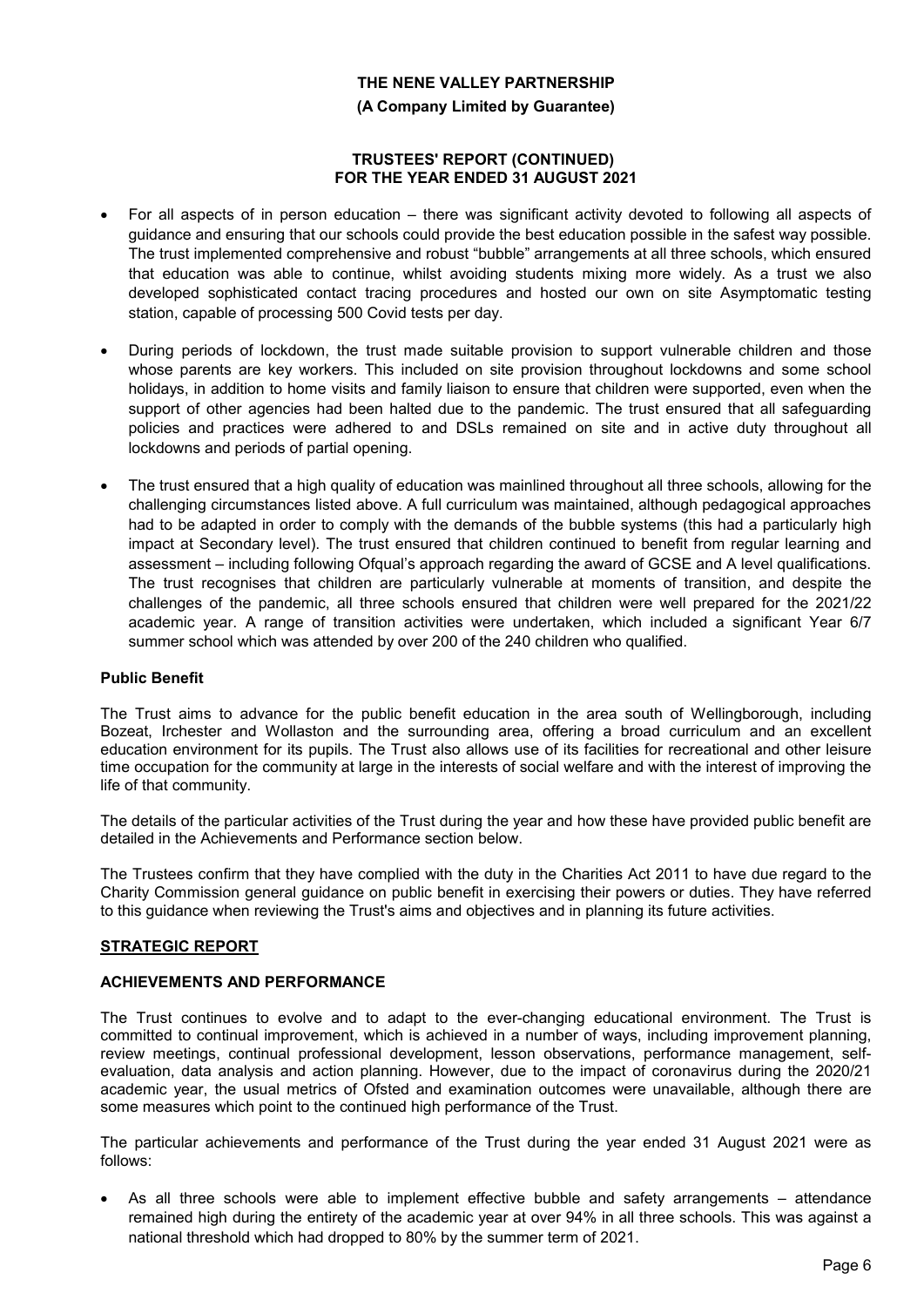- For all aspects of in person education – there was significant activity devoted to following all aspects of guidance and ensuring that our schools could provide the best education possible in the safest way possible. The trust implemented comprehensive and robust "bubble" arrangements at all three schools, which ensured that education was able to continue, whilst avoiding students mixing more widely. As a trust we also developed sophisticated contact tracing procedures and hosted our own on site Asymptomatic testing station, capable of processing 500 Covid tests per day.

- During periods of lockdown, the trust made suitable provision to support vulnerable children and those whose parents are key workers. This included on site provision throughout lockdowns and some school holidays, in addition to home visits and family liaison to ensure that children were supported, even when the support of other agencies had been halted due to the pandemic. The trust ensured that all safeguarding policies and practices were adhered to and DSLs remained on site and in active duty throughout all lockdowns and periods of partial opening.

- The trust ensured that a high quality of education was mainlined throughout all three schools, allowing for the challenging circumstances listed above. A full curriculum was maintained, although pedagogical approaches had to be adapted in order to comply with the demands of the bubble systems (this had a particularly high impact at Secondary level). The trust ensured that children continued to benefit from regular learning and assessment – including following Ofqual's approach regarding the award of GCSE and A level qualifications. The trust recognises that children are particularly vulnerable at moments of transition, and despite the challenges of the pandemic, all three schools ensured that children were well prepared for the 2021/22 academic year. A range of transition activities were undertaken, which included a significant Year 6/7 summer school which was attended by over 200 of the 240 children who qualified.

### Public Benefit

The Trust aims to advance for the public benefit education in the area south of Wellingborough, including Bozeat, Irchester and Wollaston and the surrounding area, offering a broad curriculum and an excellent education environment for its pupils. The Trust also allows use of its facilities for recreational and other leisure time occupation for the community at large in the interests of social welfare and with the interest of improving the life of that community.

The details of the particular activities of the Trust during the year and how these have provided public benefit are detailed in the Achievements and Performance section below.

The Trustees confirm that they have complied with the duty in the Charities Act 2011 to have due regard to the Charity Commission general guidance on public benefit in exercising their powers or duties. They have referred to this guidance when reviewing the Trust's aims and objectives and in planning its future activities.

## STRATEGIC REPORT

### ACHIEVEMENTS AND PERFORMANCE

The Trust continues to evolve and to adapt to the ever-changing educational environment. The Trust is committed to continual improvement, which is achieved in a number of ways, including improvement planning, review meetings, continual professional development, lesson observations, performance management, self-evaluation, data analysis and action planning. However, due to the impact of coronavirus during the 2020/21 academic year, the usual metrics of Ofsted and examination outcomes were unavailable, although there are some measures which point to the continued high performance of the Trust.

The particular achievements and performance of the Trust during the year ended 31 August 2021 were as follows:

- As all three schools were able to implement effective bubble and safety arrangements – attendance remained high during the entirety of the academic year at over 94% in all three schools. This was against a national threshold which had dropped to 80% by the summer term of 2021.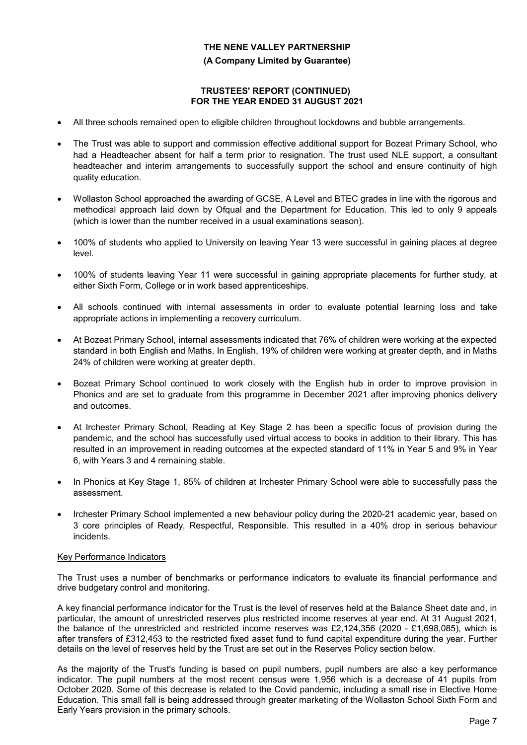- All three schools remained open to eligible children throughout lockdowns and bubble arrangements.

- The Trust was able to support and commission effective additional support for Bozeat Primary School, who had a Headteacher absent for half a term prior to resignation. The trust used NLE support, a consultant headteacher and interim arrangements to successfully support the school and ensure continuity of high quality education.

- Wollaston School approached the awarding of GCSE, A Level and BTEC grades in line with the rigorous and methodical approach laid down by Ofqual and the Department for Education. This led to only 9 appeals (which is lower than the number received in a usual examinations season).

- 100% of students who applied to University on leaving Year 13 were successful in gaining places at degree level.

- 100% of students leaving Year 11 were successful in gaining appropriate placements for further study, at either Sixth Form, College or in work based apprenticeships.

- All schools continued with internal assessments in order to evaluate potential learning loss and take appropriate actions in implementing a recovery curriculum.

- At Bozeat Primary School, internal assessments indicated that 76% of children were working at the expected standard in both English and Maths. In English, 19% of children were working at greater depth, and in Maths 24% of children were working at greater depth.

- Bozeat Primary School continued to work closely with the English hub in order to improve provision in Phonics and are set to graduate from this programme in December 2021 after improving phonics delivery and outcomes.

- At Irchester Primary School, Reading at Key Stage 2 has been a specific focus of provision during the pandemic, and the school has successfully used virtual access to books in addition to their library. This has resulted in an improvement in reading outcomes at the expected standard of 11% in Year 5 and 9% in Year 6, with Years 3 and 4 remaining stable.

- In Phonics at Key Stage 1, 85% of children at Irchester Primary School were able to successfully pass the assessment.

- Irchester Primary School implemented a new behaviour policy during the 2020-21 academic year, based on 3 core principles of Ready, Respectful, Responsible. This resulted in a 40% drop in serious behaviour incidents.

## Key Performance Indicators

The Trust uses a number of benchmarks or performance indicators to evaluate its financial performance and drive budgetary control and monitoring.

A key financial performance indicator for the Trust is the level of reserves held at the Balance Sheet date and, in particular, the amount of unrestricted reserves plus restricted income reserves at year end. At 31 August 2021, the balance of the unrestricted and restricted income reserves was £2,124,356 (2020 - £1,698,085), which is after transfers of £312,453 to the restricted fixed asset fund to fund capital expenditure during the year. Further details on the level of reserves held by the Trust are set out in the Reserves Policy section below.

As the majority of the Trust's funding is based on pupil numbers, pupil numbers are also a key performance indicator. The pupil numbers at the most recent census were 1,956 which is a decrease of 41 pupils from October 2020. Some of this decrease is related to the Covid pandemic, including a small rise in Elective Home Education. This small fall is being addressed through greater marketing of the Wollaston School Sixth Form and Early Years provision in the primary schools.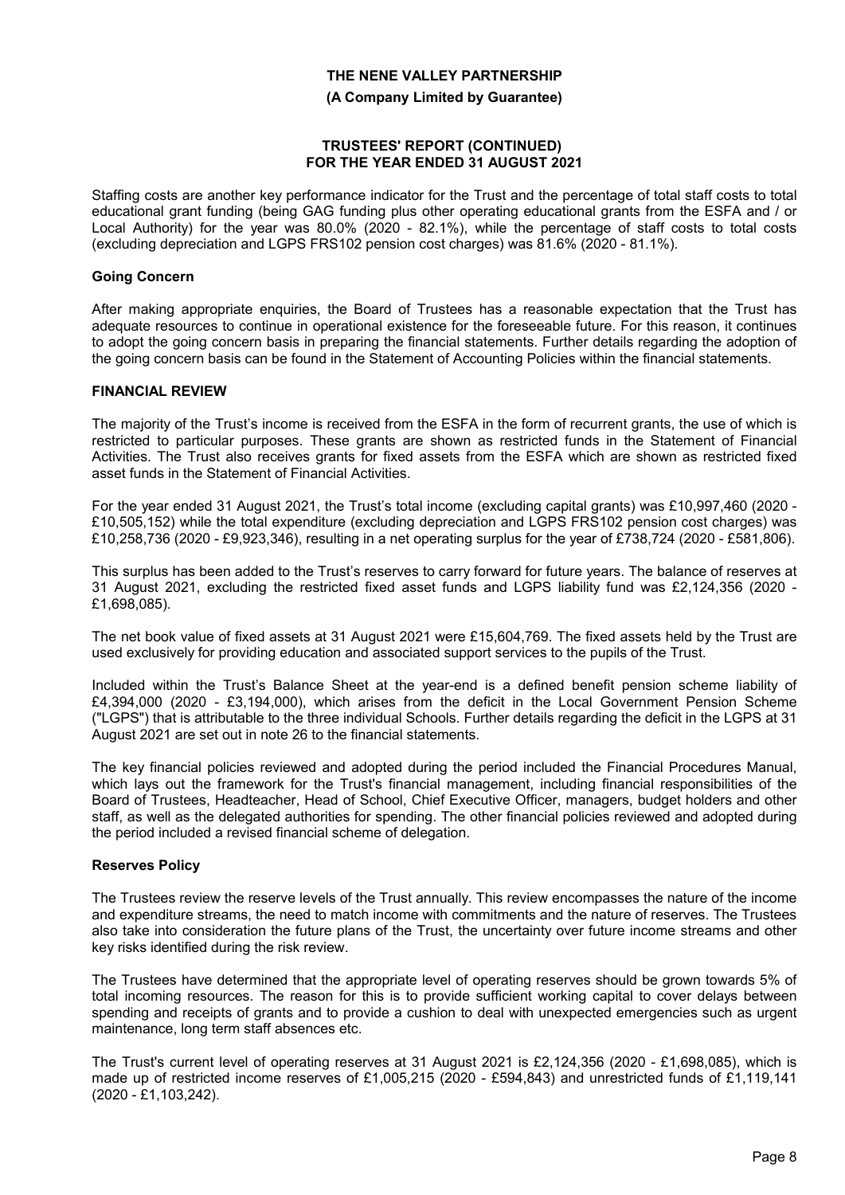Staffing costs are another key performance indicator for the Trust and the percentage of total staff costs to total educational grant funding (being GAG funding plus other operating educational grants from the ESFA and / or Local Authority) for the year was 80.0% (2020 - 82.1%), while the percentage of staff costs to total costs (excluding depreciation and LGPS FRS102 pension cost charges) was 81.6% (2020 - 81.1%).

### Going Concern

After making appropriate enquiries, the Board of Trustees has a reasonable expectation that the Trust has adequate resources to continue in operational existence for the foreseeable future. For this reason, it continues to adopt the going concern basis in preparing the financial statements. Further details regarding the adoption of the going concern basis can be found in the Statement of Accounting Policies within the financial statements.

## FINANCIAL REVIEW

The majority of the Trust's income is received from the ESFA in the form of recurrent grants, the use of which is restricted to particular purposes. These grants are shown as restricted funds in the Statement of Financial Activities. The Trust also receives grants for fixed assets from the ESFA which are shown as restricted fixed asset funds in the Statement of Financial Activities.

For the year ended 31 August 2021, the Trust's total income (excluding capital grants) was £10,997,460 (2020 - £10,505,152) while the total expenditure (excluding depreciation and LGPS FRS102 pension cost charges) was £10,258,736 (2020 - £9,923,346), resulting in a net operating surplus for the year of £738,724 (2020 - £581,806).

This surplus has been added to the Trust's reserves to carry forward for future years. The balance of reserves at 31 August 2021, excluding the restricted fixed asset funds and LGPS liability fund was £2,124,356 (2020 - £1,698,085).

The net book value of fixed assets at 31 August 2021 were £15,604,769. The fixed assets held by the Trust are used exclusively for providing education and associated support services to the pupils of the Trust.

Included within the Trust's Balance Sheet at the year-end is a defined benefit pension scheme liability of £4,394,000 (2020 - £3,194,000), which arises from the deficit in the Local Government Pension Scheme ("LGPS") that is attributable to the three individual Schools. Further details regarding the deficit in the LGPS at 31 August 2021 are set out in note 26 to the financial statements.

The key financial policies reviewed and adopted during the period included the Financial Procedures Manual, which lays out the framework for the Trust's financial management, including financial responsibilities of the Board of Trustees, Headteacher, Head of School, Chief Executive Officer, managers, budget holders and other staff, as well as the delegated authorities for spending. The other financial policies reviewed and adopted during the period included a revised financial scheme of delegation.

### Reserves Policy

The Trustees review the reserve levels of the Trust annually. This review encompasses the nature of the income and expenditure streams, the need to match income with commitments and the nature of reserves. The Trustees also take into consideration the future plans of the Trust, the uncertainty over future income streams and other key risks identified during the risk review.

The Trustees have determined that the appropriate level of operating reserves should be grown towards 5% of total incoming resources. The reason for this is to provide sufficient working capital to cover delays between spending and receipts of grants and to provide a cushion to deal with unexpected emergencies such as urgent maintenance, long term staff absences etc.

The Trust's current level of operating reserves at 31 August 2021 is £2,124,356 (2020 - £1,698,085), which is made up of restricted income reserves of £1,005,215 (2020 - £594,843) and unrestricted funds of £1,119,141 (2020 - £1,103,242).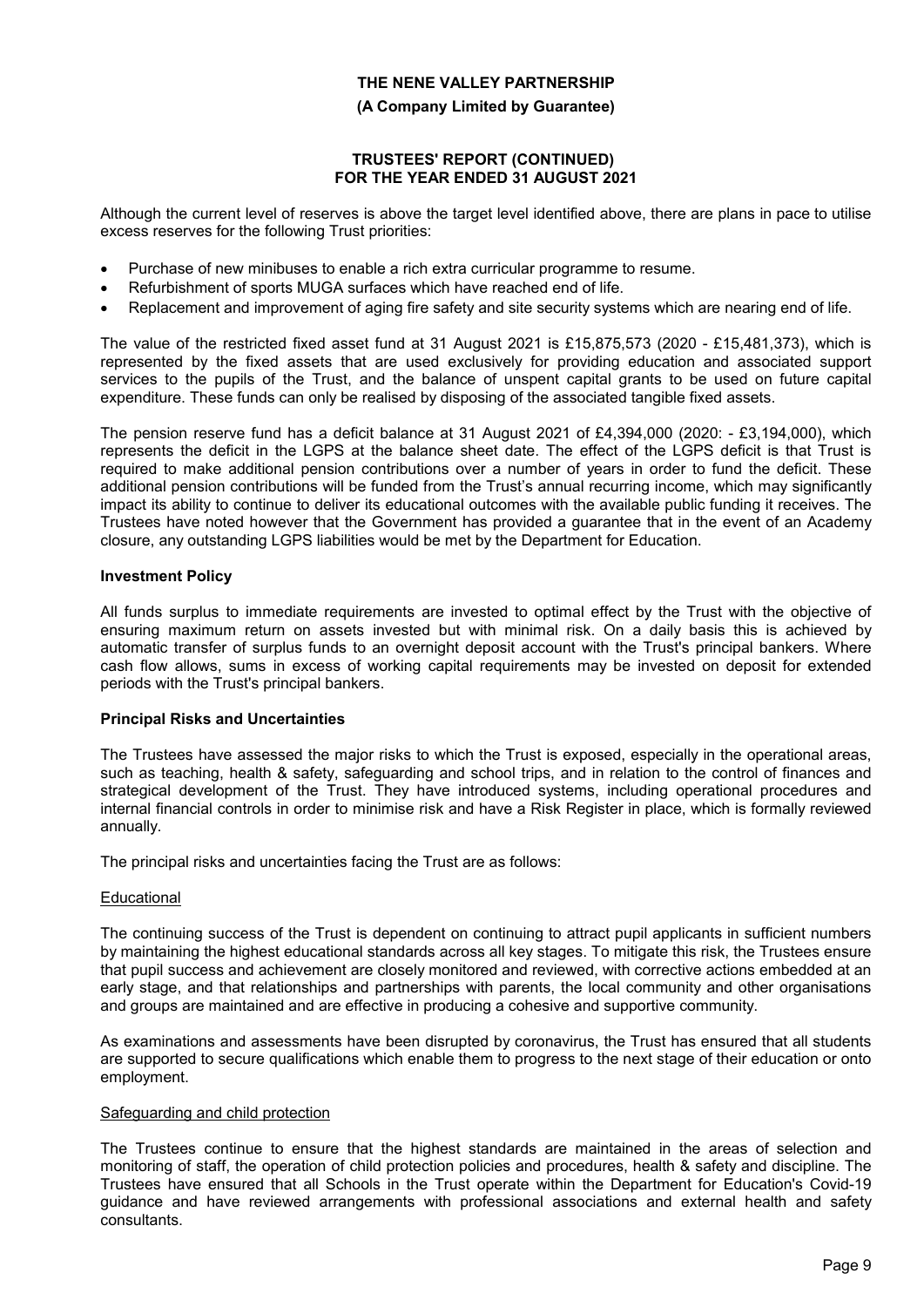Although the current level of reserves is above the target level identified above, there are plans in pace to utilise excess reserves for the following Trust priorities:

- Purchase of new minibuses to enable a rich extra curricular programme to resume.
- Refurbishment of sports MUGA surfaces which have reached end of life.
- Replacement and improvement of aging fire safety and site security systems which are nearing end of life.

The value of the restricted fixed asset fund at 31 August 2021 is £15,875,573 (2020 - £15,481,373), which is represented by the fixed assets that are used exclusively for providing education and associated support services to the pupils of the Trust, and the balance of unspent capital grants to be used on future capital expenditure. These funds can only be realised by disposing of the associated tangible fixed assets.

The pension reserve fund has a deficit balance at 31 August 2021 of £4,394,000 (2020: - £3,194,000), which represents the deficit in the LGPS at the balance sheet date. The effect of the LGPS deficit is that Trust is required to make additional pension contributions over a number of years in order to fund the deficit. These additional pension contributions will be funded from the Trust's annual recurring income, which may significantly impact its ability to continue to deliver its educational outcomes with the available public funding it receives. The Trustees have noted however that the Government has provided a guarantee that in the event of an Academy closure, any outstanding LGPS liabilities would be met by the Department for Education.

**Investment Policy**

All funds surplus to immediate requirements are invested to optimal effect by the Trust with the objective of ensuring maximum return on assets invested but with minimal risk. On a daily basis this is achieved by automatic transfer of surplus funds to an overnight deposit account with the Trust's principal bankers. Where cash flow allows, sums in excess of working capital requirements may be invested on deposit for extended periods with the Trust's principal bankers.

**Principal Risks and Uncertainties**

The Trustees have assessed the major risks to which the Trust is exposed, especially in the operational areas, such as teaching, health & safety, safeguarding and school trips, and in relation to the control of finances and strategical development of the Trust. They have introduced systems, including operational procedures and internal financial controls in order to minimise risk and have a Risk Register in place, which is formally reviewed annually.

The principal risks and uncertainties facing the Trust are as follows:

Educational

The continuing success of the Trust is dependent on continuing to attract pupil applicants in sufficient numbers by maintaining the highest educational standards across all key stages. To mitigate this risk, the Trustees ensure that pupil success and achievement are closely monitored and reviewed, with corrective actions embedded at an early stage, and that relationships and partnerships with parents, the local community and other organisations and groups are maintained and are effective in producing a cohesive and supportive community.

As examinations and assessments have been disrupted by coronavirus, the Trust has ensured that all students are supported to secure qualifications which enable them to progress to the next stage of their education or onto employment.

Safeguarding and child protection

The Trustees continue to ensure that the highest standards are maintained in the areas of selection and monitoring of staff, the operation of child protection policies and procedures, health & safety and discipline. The Trustees have ensured that all Schools in the Trust operate within the Department for Education's Covid-19 guidance and have reviewed arrangements with professional associations and external health and safety consultants.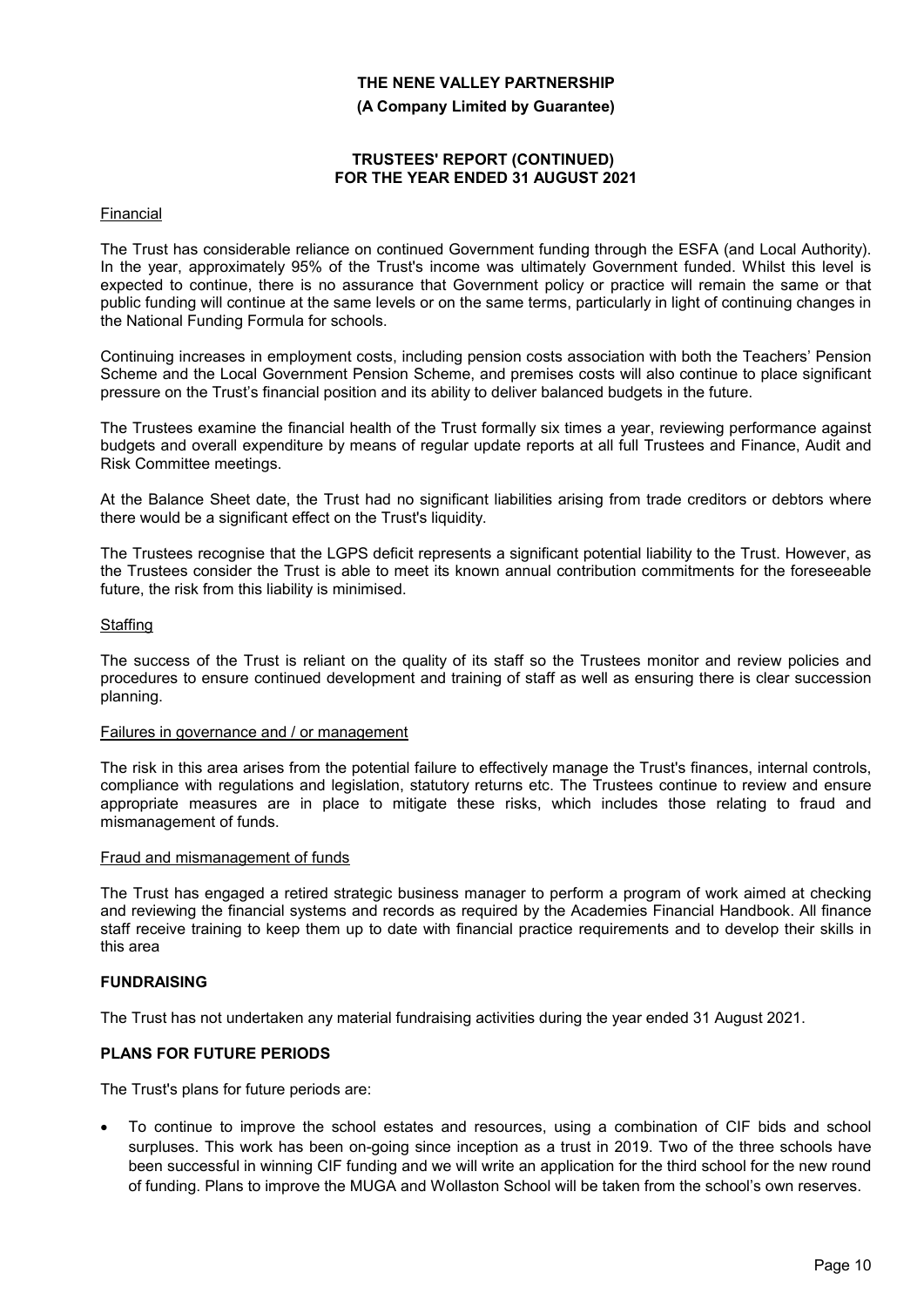#### Financial

The Trust has considerable reliance on continued Government funding through the ESFA (and Local Authority). In the year, approximately 95% of the Trust's income was ultimately Government funded. Whilst this level is expected to continue, there is no assurance that Government policy or practice will remain the same or that public funding will continue at the same levels or on the same terms, particularly in light of continuing changes in the National Funding Formula for schools.

Continuing increases in employment costs, including pension costs association with both the Teachers' Pension Scheme and the Local Government Pension Scheme, and premises costs will also continue to place significant pressure on the Trust's financial position and its ability to deliver balanced budgets in the future.

The Trustees examine the financial health of the Trust formally six times a year, reviewing performance against budgets and overall expenditure by means of regular update reports at all full Trustees and Finance, Audit and Risk Committee meetings.

At the Balance Sheet date, the Trust had no significant liabilities arising from trade creditors or debtors where there would be a significant effect on the Trust's liquidity.

The Trustees recognise that the LGPS deficit represents a significant potential liability to the Trust. However, as the Trustees consider the Trust is able to meet its known annual contribution commitments for the foreseeable future, the risk from this liability is minimised.

#### Staffing

The success of the Trust is reliant on the quality of its staff so the Trustees monitor and review policies and procedures to ensure continued development and training of staff as well as ensuring there is clear succession planning.

#### Failures in governance and / or management

The risk in this area arises from the potential failure to effectively manage the Trust's finances, internal controls, compliance with regulations and legislation, statutory returns etc. The Trustees continue to review and ensure appropriate measures are in place to mitigate these risks, which includes those relating to fraud and mismanagement of funds.

#### Fraud and mismanagement of funds

The Trust has engaged a retired strategic business manager to perform a program of work aimed at checking and reviewing the financial systems and records as required by the Academies Financial Handbook. All finance staff receive training to keep them up to date with financial practice requirements and to develop their skills in this area

## FUNDRAISING

The Trust has not undertaken any material fundraising activities during the year ended 31 August 2021.

## PLANS FOR FUTURE PERIODS

The Trust's plans for future periods are:

- To continue to improve the school estates and resources, using a combination of CIF bids and school surpluses. This work has been on-going since inception as a trust in 2019. Two of the three schools have been successful in winning CIF funding and we will write an application for the third school for the new round of funding. Plans to improve the MUGA and Wollaston School will be taken from the school's own reserves.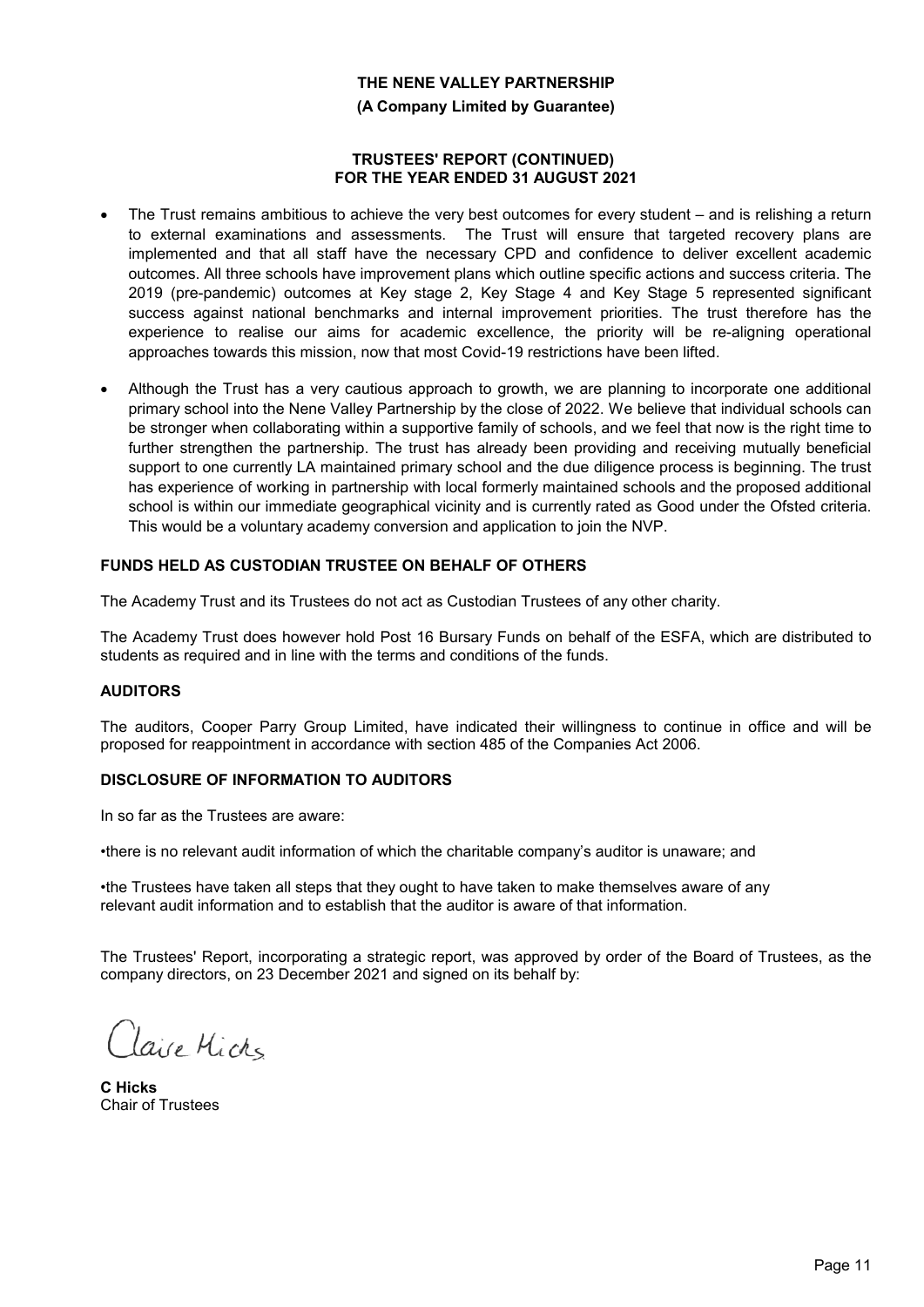- The Trust remains ambitious to achieve the very best outcomes for every student – and is relishing a return to external examinations and assessments. The Trust will ensure that targeted recovery plans are implemented and that all staff have the necessary CPD and confidence to deliver excellent academic outcomes. All three schools have improvement plans which outline specific actions and success criteria. The 2019 (pre-pandemic) outcomes at Key stage 2, Key Stage 4 and Key Stage 5 represented significant success against national benchmarks and internal improvement priorities. The trust therefore has the experience to realise our aims for academic excellence, the priority will be re-aligning operational approaches towards this mission, now that most Covid-19 restrictions have been lifted.

- Although the Trust has a very cautious approach to growth, we are planning to incorporate one additional primary school into the Nene Valley Partnership by the close of 2022. We believe that individual schools can be stronger when collaborating within a supportive family of schools, and we feel that now is the right time to further strengthen the partnership. The trust has already been providing and receiving mutually beneficial support to one currently LA maintained primary school and the due diligence process is beginning. The trust has experience of working in partnership with local formerly maintained schools and the proposed additional school is within our immediate geographical vicinity and is currently rated as Good under the Ofsted criteria. This would be a voluntary academy conversion and application to join the NVP.

## FUNDS HELD AS CUSTODIAN TRUSTEE ON BEHALF OF OTHERS

The Academy Trust and its Trustees do not act as Custodian Trustees of any other charity.

The Academy Trust does however hold Post 16 Bursary Funds on behalf of the ESFA, which are distributed to students as required and in line with the terms and conditions of the funds.

## AUDITORS

The auditors, Cooper Parry Group Limited, have indicated their willingness to continue in office and will be proposed for reappointment in accordance with section 485 of the Companies Act 2006.

## DISCLOSURE OF INFORMATION TO AUDITORS

In so far as the Trustees are aware:

•there is no relevant audit information of which the charitable company's auditor is unaware; and

•the Trustees have taken all steps that they ought to have taken to make themselves aware of any relevant audit information and to establish that the auditor is aware of that information.

The Trustees' Report, incorporating a strategic report, was approved by order of the Board of Trustees, as the company directors, on 23 December 2021 and signed on its behalf by:

Claire Hicks

**C Hicks**
Chair of Trustees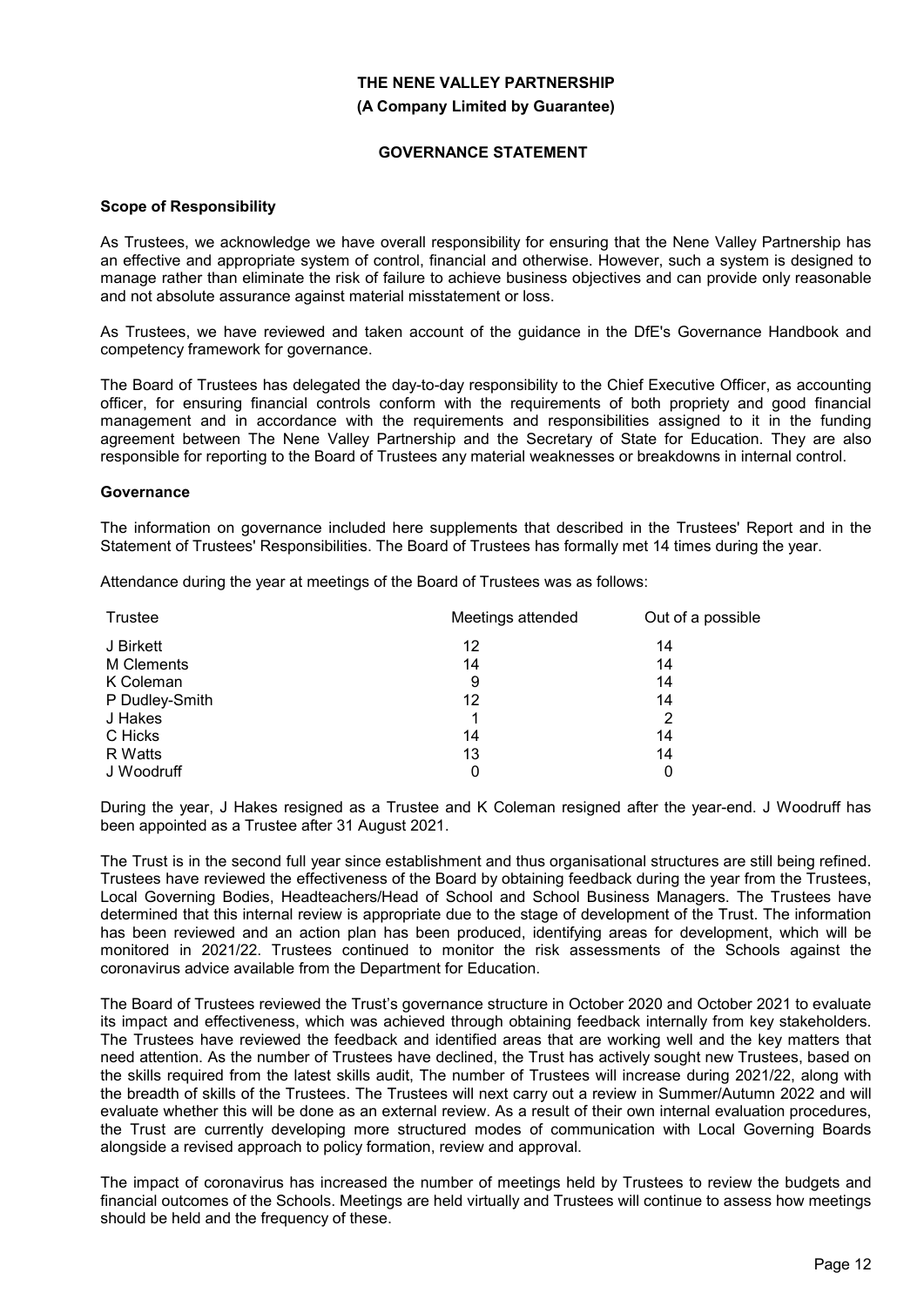**THE NENE VALLEY PARTNERSHIP**
**(A Company Limited by Guarantee)**

## GOVERNANCE STATEMENT

### Scope of Responsibility

As Trustees, we acknowledge we have overall responsibility for ensuring that the Nene Valley Partnership has an effective and appropriate system of control, financial and otherwise. However, such a system is designed to manage rather than eliminate the risk of failure to achieve business objectives and can provide only reasonable and not absolute assurance against material misstatement or loss.

As Trustees, we have reviewed and taken account of the guidance in the DfE's Governance Handbook and competency framework for governance.

The Board of Trustees has delegated the day-to-day responsibility to the Chief Executive Officer, as accounting officer, for ensuring financial controls conform with the requirements of both propriety and good financial management and in accordance with the requirements and responsibilities assigned to it in the funding agreement between The Nene Valley Partnership and the Secretary of State for Education. They are also responsible for reporting to the Board of Trustees any material weaknesses or breakdowns in internal control.

### Governance

The information on governance included here supplements that described in the Trustees' Report and in the Statement of Trustees' Responsibilities. The Board of Trustees has formally met 14 times during the year.

Attendance during the year at meetings of the Board of Trustees was as follows:

| Trustee | Meetings attended | Out of a possible |
|---|---|---|
| J Birkett | 12 | 14 |
| M Clements | 14 | 14 |
| K Coleman | 9 | 14 |
| P Dudley-Smith | 12 | 14 |
| J Hakes | 1 | 2 |
| C Hicks | 14 | 14 |
| R Watts | 13 | 14 |
| J Woodruff | 0 | 0 |

During the year, J Hakes resigned as a Trustee and K Coleman resigned after the year-end. J Woodruff has been appointed as a Trustee after 31 August 2021.

The Trust is in the second full year since establishment and thus organisational structures are still being refined. Trustees have reviewed the effectiveness of the Board by obtaining feedback during the year from the Trustees, Local Governing Bodies, Headteachers/Head of School and School Business Managers. The Trustees have determined that this internal review is appropriate due to the stage of development of the Trust. The information has been reviewed and an action plan has been produced, identifying areas for development, which will be monitored in 2021/22. Trustees continued to monitor the risk assessments of the Schools against the coronavirus advice available from the Department for Education.

The Board of Trustees reviewed the Trust's governance structure in October 2020 and October 2021 to evaluate its impact and effectiveness, which was achieved through obtaining feedback internally from key stakeholders. The Trustees have reviewed the feedback and identified areas that are working well and the key matters that need attention. As the number of Trustees have declined, the Trust has actively sought new Trustees, based on the skills required from the latest skills audit, The number of Trustees will increase during 2021/22, along with the breadth of skills of the Trustees. The Trustees will next carry out a review in Summer/Autumn 2022 and will evaluate whether this will be done as an external review. As a result of their own internal evaluation procedures, the Trust are currently developing more structured modes of communication with Local Governing Boards alongside a revised approach to policy formation, review and approval.

The impact of coronavirus has increased the number of meetings held by Trustees to review the budgets and financial outcomes of the Schools. Meetings are held virtually and Trustees will continue to assess how meetings should be held and the frequency of these.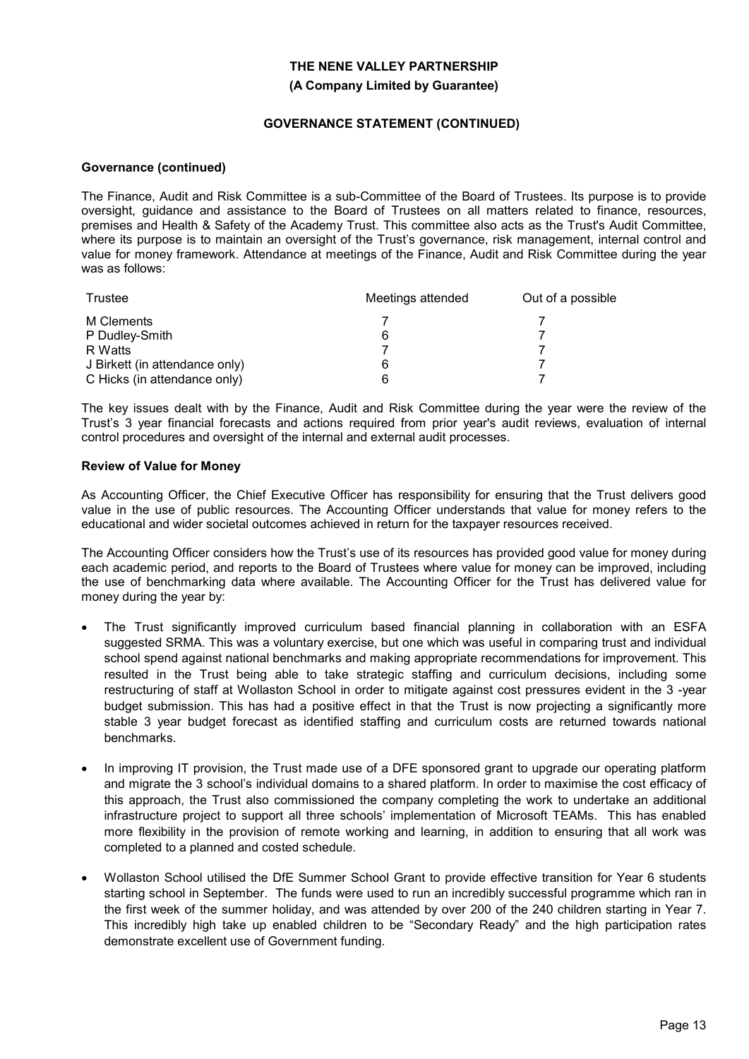**THE NENE VALLEY PARTNERSHIP**

**(A Company Limited by Guarantee)**

**GOVERNANCE STATEMENT (CONTINUED)**

**Governance (continued)**

The Finance, Audit and Risk Committee is a sub-Committee of the Board of Trustees. Its purpose is to provide oversight, guidance and assistance to the Board of Trustees on all matters related to finance, resources, premises and Health & Safety of the Academy Trust. This committee also acts as the Trust's Audit Committee, where its purpose is to maintain an oversight of the Trust's governance, risk management, internal control and value for money framework. Attendance at meetings of the Finance, Audit and Risk Committee during the year was as follows:

| Trustee | Meetings attended | Out of a possible |
|---|---|---|
| M Clements | 7 | 7 |
| P Dudley-Smith | 6 | 7 |
| R Watts | 7 | 7 |
| J Birkett (in attendance only) | 6 | 7 |
| C Hicks (in attendance only) | 6 | 7 |

The key issues dealt with by the Finance, Audit and Risk Committee during the year were the review of the Trust's 3 year financial forecasts and actions required from prior year's audit reviews, evaluation of internal control procedures and oversight of the internal and external audit processes.

**Review of Value for Money**

As Accounting Officer, the Chief Executive Officer has responsibility for ensuring that the Trust delivers good value in the use of public resources. The Accounting Officer understands that value for money refers to the educational and wider societal outcomes achieved in return for the taxpayer resources received.

The Accounting Officer considers how the Trust's use of its resources has provided good value for money during each academic period, and reports to the Board of Trustees where value for money can be improved, including the use of benchmarking data where available. The Accounting Officer for the Trust has delivered value for money during the year by:

- The Trust significantly improved curriculum based financial planning in collaboration with an ESFA suggested SRMA. This was a voluntary exercise, but one which was useful in comparing trust and individual school spend against national benchmarks and making appropriate recommendations for improvement. This resulted in the Trust being able to take strategic staffing and curriculum decisions, including some restructuring of staff at Wollaston School in order to mitigate against cost pressures evident in the 3 -year budget submission. This has had a positive effect in that the Trust is now projecting a significantly more stable 3 year budget forecast as identified staffing and curriculum costs are returned towards national benchmarks.

- In improving IT provision, the Trust made use of a DFE sponsored grant to upgrade our operating platform and migrate the 3 school's individual domains to a shared platform. In order to maximise the cost efficacy of this approach, the Trust also commissioned the company completing the work to undertake an additional infrastructure project to support all three schools' implementation of Microsoft TEAMs. This has enabled more flexibility in the provision of remote working and learning, in addition to ensuring that all work was completed to a planned and costed schedule.

- Wollaston School utilised the DfE Summer School Grant to provide effective transition for Year 6 students starting school in September. The funds were used to run an incredibly successful programme which ran in the first week of the summer holiday, and was attended by over 200 of the 240 children starting in Year 7. This incredibly high take up enabled children to be "Secondary Ready" and the high participation rates demonstrate excellent use of Government funding.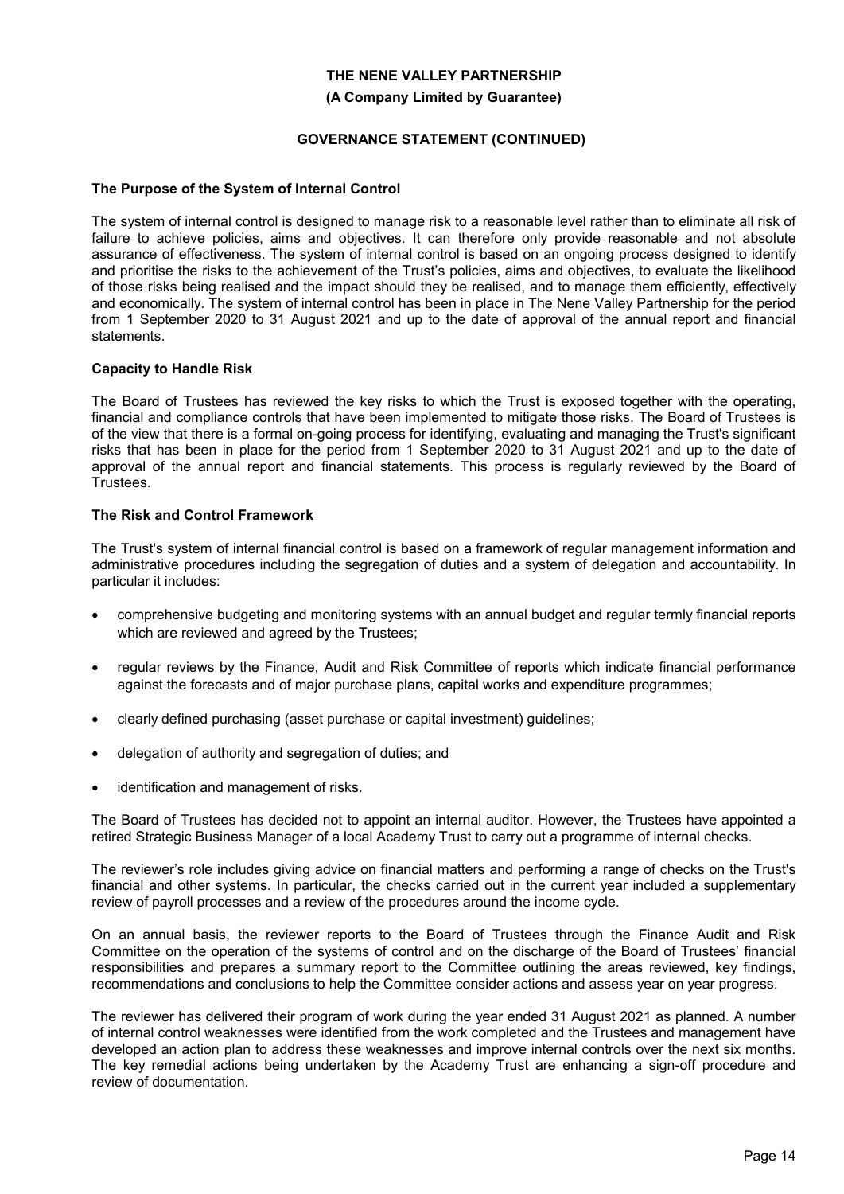## The Purpose of the System of Internal Control

The system of internal control is designed to manage risk to a reasonable level rather than to eliminate all risk of failure to achieve policies, aims and objectives. It can therefore only provide reasonable and not absolute assurance of effectiveness. The system of internal control is based on an ongoing process designed to identify and prioritise the risks to the achievement of the Trust's policies, aims and objectives, to evaluate the likelihood of those risks being realised and the impact should they be realised, and to manage them efficiently, effectively and economically. The system of internal control has been in place in The Nene Valley Partnership for the period from 1 September 2020 to 31 August 2021 and up to the date of approval of the annual report and financial statements.

## Capacity to Handle Risk

The Board of Trustees has reviewed the key risks to which the Trust is exposed together with the operating, financial and compliance controls that have been implemented to mitigate those risks. The Board of Trustees is of the view that there is a formal on-going process for identifying, evaluating and managing the Trust's significant risks that has been in place for the period from 1 September 2020 to 31 August 2021 and up to the date of approval of the annual report and financial statements. This process is regularly reviewed by the Board of Trustees.

## The Risk and Control Framework

The Trust's system of internal financial control is based on a framework of regular management information and administrative procedures including the segregation of duties and a system of delegation and accountability. In particular it includes:

- comprehensive budgeting and monitoring systems with an annual budget and regular termly financial reports which are reviewed and agreed by the Trustees;
- regular reviews by the Finance, Audit and Risk Committee of reports which indicate financial performance against the forecasts and of major purchase plans, capital works and expenditure programmes;
- clearly defined purchasing (asset purchase or capital investment) guidelines;
- delegation of authority and segregation of duties; and
- identification and management of risks.

The Board of Trustees has decided not to appoint an internal auditor. However, the Trustees have appointed a retired Strategic Business Manager of a local Academy Trust to carry out a programme of internal checks.

The reviewer's role includes giving advice on financial matters and performing a range of checks on the Trust's financial and other systems. In particular, the checks carried out in the current year included a supplementary review of payroll processes and a review of the procedures around the income cycle.

On an annual basis, the reviewer reports to the Board of Trustees through the Finance Audit and Risk Committee on the operation of the systems of control and on the discharge of the Board of Trustees' financial responsibilities and prepares a summary report to the Committee outlining the areas reviewed, key findings, recommendations and conclusions to help the Committee consider actions and assess year on year progress.

The reviewer has delivered their program of work during the year ended 31 August 2021 as planned. A number of internal control weaknesses were identified from the work completed and the Trustees and management have developed an action plan to address these weaknesses and improve internal controls over the next six months. The key remedial actions being undertaken by the Academy Trust are enhancing a sign-off procedure and review of documentation.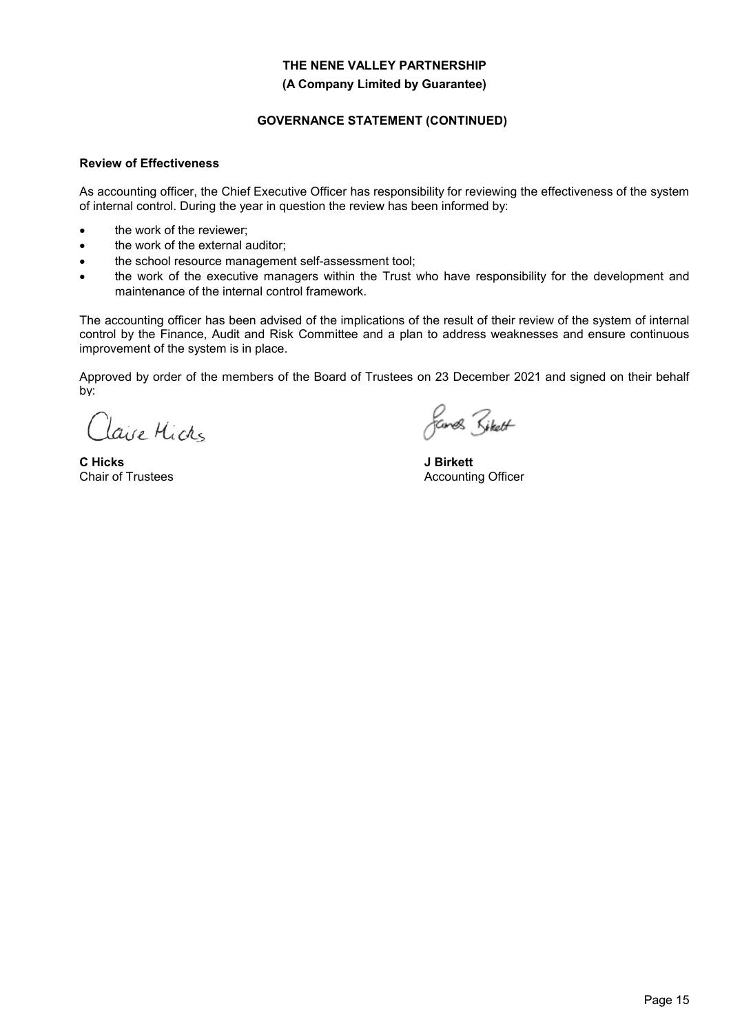**THE NENE VALLEY PARTNERSHIP**
**(A Company Limited by Guarantee)**

## GOVERNANCE STATEMENT (CONTINUED)

### Review of Effectiveness

As accounting officer, the Chief Executive Officer has responsibility for reviewing the effectiveness of the system of internal control. During the year in question the review has been informed by:

- the work of the reviewer;
- the work of the external auditor;
- the school resource management self-assessment tool;
- the work of the executive managers within the Trust who have responsibility for the development and maintenance of the internal control framework.

The accounting officer has been advised of the implications of the result of their review of the system of internal control by the Finance, Audit and Risk Committee and a plan to address weaknesses and ensure continuous improvement of the system is in place.

Approved by order of the members of the Board of Trustees on 23 December 2021 and signed on their behalf by:

Claire Hicks

**C Hicks**
Chair of Trustees

James Birkett

**J Birkett**
Accounting Officer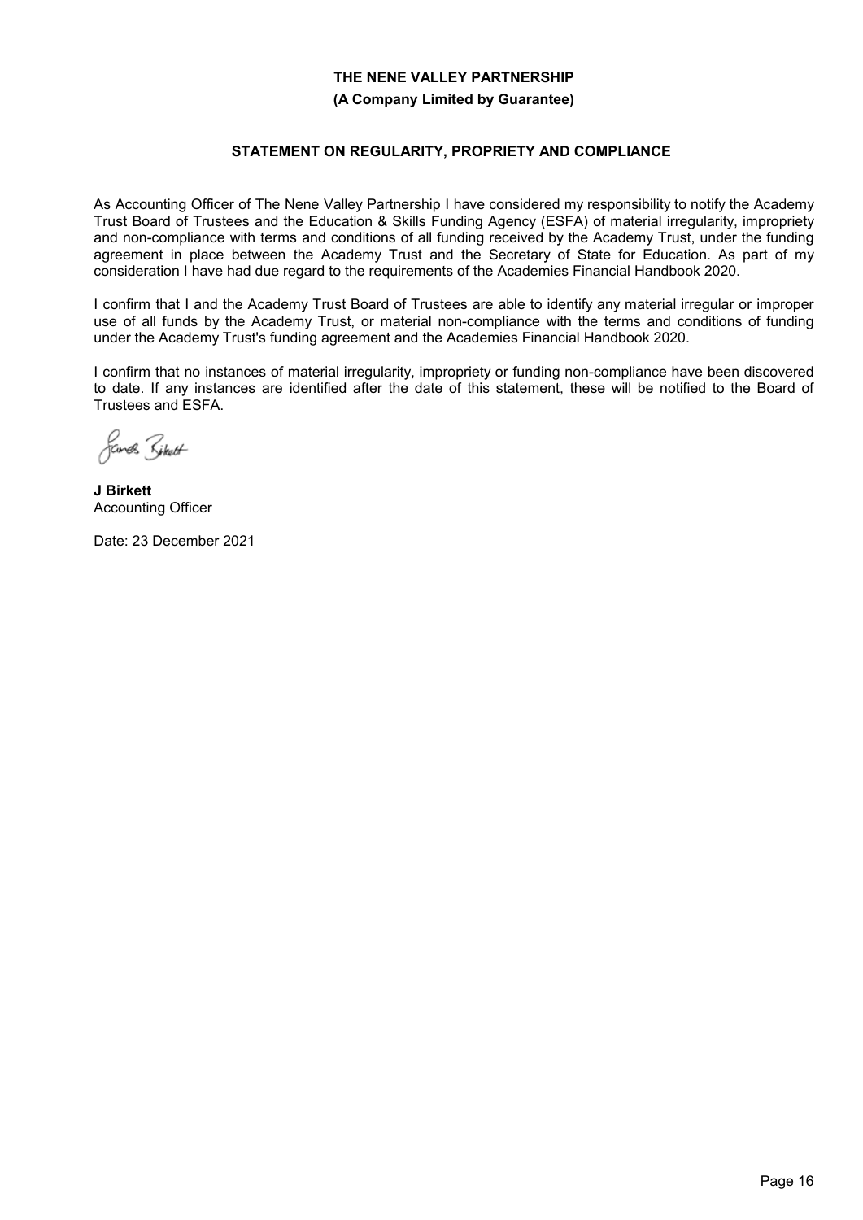**THE NENE VALLEY PARTNERSHIP**

**(A Company Limited by Guarantee)**

## STATEMENT ON REGULARITY, PROPRIETY AND COMPLIANCE

As Accounting Officer of The Nene Valley Partnership I have considered my responsibility to notify the Academy Trust Board of Trustees and the Education & Skills Funding Agency (ESFA) of material irregularity, impropriety and non-compliance with terms and conditions of all funding received by the Academy Trust, under the funding agreement in place between the Academy Trust and the Secretary of State for Education. As part of my consideration I have had due regard to the requirements of the Academies Financial Handbook 2020.

I confirm that I and the Academy Trust Board of Trustees are able to identify any material irregular or improper use of all funds by the Academy Trust, or material non-compliance with the terms and conditions of funding under the Academy Trust's funding agreement and the Academies Financial Handbook 2020.

I confirm that no instances of material irregularity, impropriety or funding non-compliance have been discovered to date. If any instances are identified after the date of this statement, these will be notified to the Board of Trustees and ESFA.

**J Birkett**
Accounting Officer

Date: 23 December 2021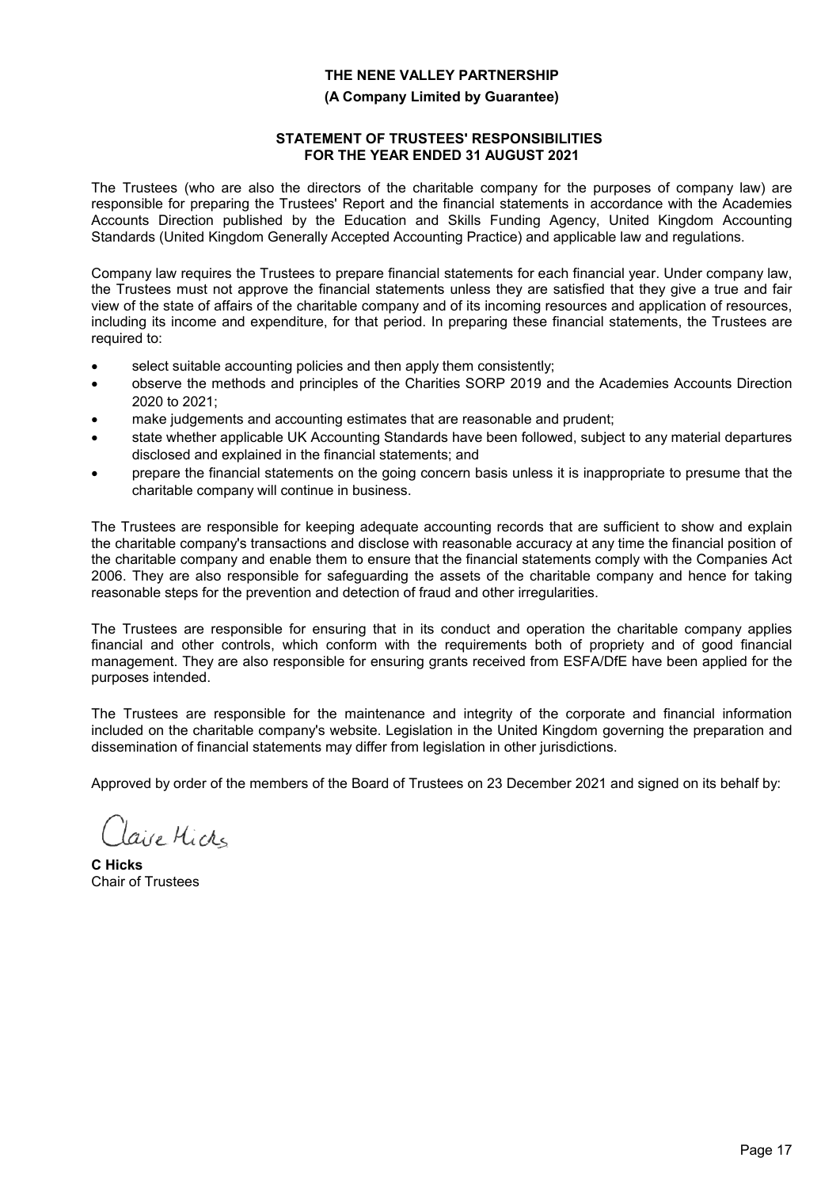**THE NENE VALLEY PARTNERSHIP**

**(A Company Limited by Guarantee)**

**STATEMENT OF TRUSTEES' RESPONSIBILITIES FOR THE YEAR ENDED 31 AUGUST 2021**

The Trustees (who are also the directors of the charitable company for the purposes of company law) are responsible for preparing the Trustees' Report and the financial statements in accordance with the Academies Accounts Direction published by the Education and Skills Funding Agency, United Kingdom Accounting Standards (United Kingdom Generally Accepted Accounting Practice) and applicable law and regulations.

Company law requires the Trustees to prepare financial statements for each financial year. Under company law, the Trustees must not approve the financial statements unless they are satisfied that they give a true and fair view of the state of affairs of the charitable company and of its incoming resources and application of resources, including its income and expenditure, for that period. In preparing these financial statements, the Trustees are required to:

- select suitable accounting policies and then apply them consistently;
- observe the methods and principles of the Charities SORP 2019 and the Academies Accounts Direction 2020 to 2021;
- make judgements and accounting estimates that are reasonable and prudent;
- state whether applicable UK Accounting Standards have been followed, subject to any material departures disclosed and explained in the financial statements; and
- prepare the financial statements on the going concern basis unless it is inappropriate to presume that the charitable company will continue in business.

The Trustees are responsible for keeping adequate accounting records that are sufficient to show and explain the charitable company's transactions and disclose with reasonable accuracy at any time the financial position of the charitable company and enable them to ensure that the financial statements comply with the Companies Act 2006. They are also responsible for safeguarding the assets of the charitable company and hence for taking reasonable steps for the prevention and detection of fraud and other irregularities.

The Trustees are responsible for ensuring that in its conduct and operation the charitable company applies financial and other controls, which conform with the requirements both of propriety and of good financial management. They are also responsible for ensuring grants received from ESFA/DfE have been applied for the purposes intended.

The Trustees are responsible for the maintenance and integrity of the corporate and financial information included on the charitable company's website. Legislation in the United Kingdom governing the preparation and dissemination of financial statements may differ from legislation in other jurisdictions.

Approved by order of the members of the Board of Trustees on 23 December 2021 and signed on its behalf by:

Claire Hicks

**C Hicks**
Chair of Trustees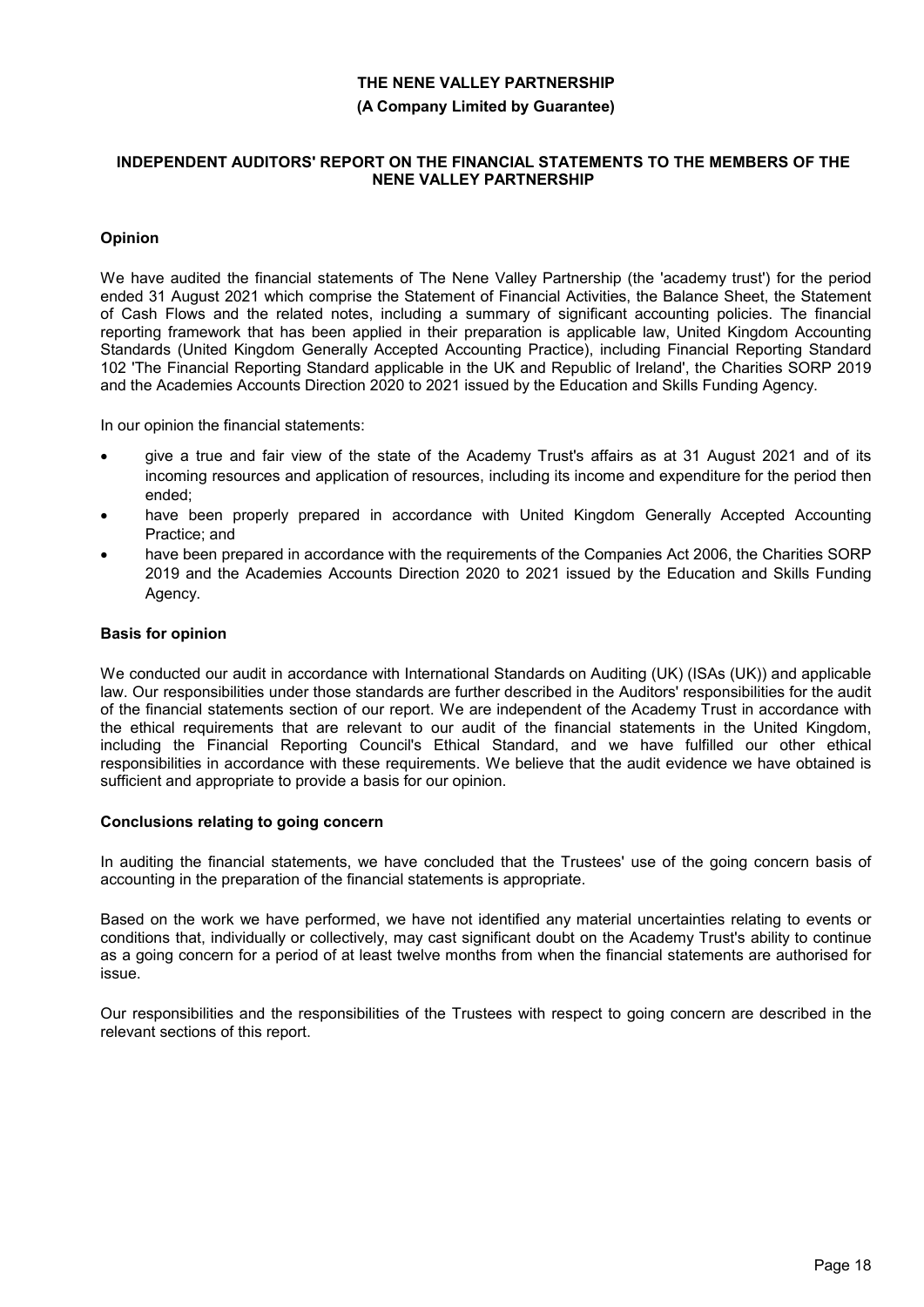# THE NENE VALLEY PARTNERSHIP

**(A Company Limited by Guarantee)**

## INDEPENDENT AUDITORS' REPORT ON THE FINANCIAL STATEMENTS TO THE MEMBERS OF THE NENE VALLEY PARTNERSHIP

### Opinion

We have audited the financial statements of The Nene Valley Partnership (the 'academy trust') for the period ended 31 August 2021 which comprise the Statement of Financial Activities, the Balance Sheet, the Statement of Cash Flows and the related notes, including a summary of significant accounting policies. The financial reporting framework that has been applied in their preparation is applicable law, United Kingdom Accounting Standards (United Kingdom Generally Accepted Accounting Practice), including Financial Reporting Standard 102 'The Financial Reporting Standard applicable in the UK and Republic of Ireland', the Charities SORP 2019 and the Academies Accounts Direction 2020 to 2021 issued by the Education and Skills Funding Agency.

In our opinion the financial statements:

- give a true and fair view of the state of the Academy Trust's affairs as at 31 August 2021 and of its incoming resources and application of resources, including its income and expenditure for the period then ended;
- have been properly prepared in accordance with United Kingdom Generally Accepted Accounting Practice; and
- have been prepared in accordance with the requirements of the Companies Act 2006, the Charities SORP 2019 and the Academies Accounts Direction 2020 to 2021 issued by the Education and Skills Funding Agency.

### Basis for opinion

We conducted our audit in accordance with International Standards on Auditing (UK) (ISAs (UK)) and applicable law. Our responsibilities under those standards are further described in the Auditors' responsibilities for the audit of the financial statements section of our report. We are independent of the Academy Trust in accordance with the ethical requirements that are relevant to our audit of the financial statements in the United Kingdom, including the Financial Reporting Council's Ethical Standard, and we have fulfilled our other ethical responsibilities in accordance with these requirements. We believe that the audit evidence we have obtained is sufficient and appropriate to provide a basis for our opinion.

### Conclusions relating to going concern

In auditing the financial statements, we have concluded that the Trustees' use of the going concern basis of accounting in the preparation of the financial statements is appropriate.

Based on the work we have performed, we have not identified any material uncertainties relating to events or conditions that, individually or collectively, may cast significant doubt on the Academy Trust's ability to continue as a going concern for a period of at least twelve months from when the financial statements are authorised for issue.

Our responsibilities and the responsibilities of the Trustees with respect to going concern are described in the relevant sections of this report.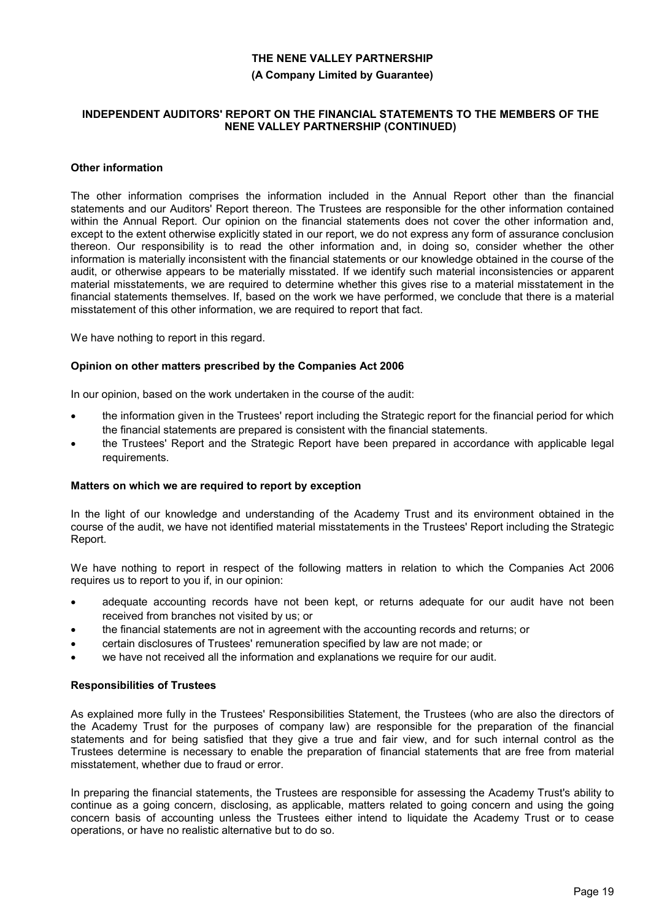**THE NENE VALLEY PARTNERSHIP**

**(A Company Limited by Guarantee)**

**INDEPENDENT AUDITORS' REPORT ON THE FINANCIAL STATEMENTS TO THE MEMBERS OF THE NENE VALLEY PARTNERSHIP (CONTINUED)**

**Other information**

The other information comprises the information included in the Annual Report other than the financial statements and our Auditors' Report thereon. The Trustees are responsible for the other information contained within the Annual Report. Our opinion on the financial statements does not cover the other information and, except to the extent otherwise explicitly stated in our report, we do not express any form of assurance conclusion thereon. Our responsibility is to read the other information and, in doing so, consider whether the other information is materially inconsistent with the financial statements or our knowledge obtained in the course of the audit, or otherwise appears to be materially misstated. If we identify such material inconsistencies or apparent material misstatements, we are required to determine whether this gives rise to a material misstatement in the financial statements themselves. If, based on the work we have performed, we conclude that there is a material misstatement of this other information, we are required to report that fact.

We have nothing to report in this regard.

**Opinion on other matters prescribed by the Companies Act 2006**

In our opinion, based on the work undertaken in the course of the audit:

- the information given in the Trustees' report including the Strategic report for the financial period for which the financial statements are prepared is consistent with the financial statements.
- the Trustees' Report and the Strategic Report have been prepared in accordance with applicable legal requirements.

**Matters on which we are required to report by exception**

In the light of our knowledge and understanding of the Academy Trust and its environment obtained in the course of the audit, we have not identified material misstatements in the Trustees' Report including the Strategic Report.

We have nothing to report in respect of the following matters in relation to which the Companies Act 2006 requires us to report to you if, in our opinion:

- adequate accounting records have not been kept, or returns adequate for our audit have not been received from branches not visited by us; or
- the financial statements are not in agreement with the accounting records and returns; or
- certain disclosures of Trustees' remuneration specified by law are not made; or
- we have not received all the information and explanations we require for our audit.

**Responsibilities of Trustees**

As explained more fully in the Trustees' Responsibilities Statement, the Trustees (who are also the directors of the Academy Trust for the purposes of company law) are responsible for the preparation of the financial statements and for being satisfied that they give a true and fair view, and for such internal control as the Trustees determine is necessary to enable the preparation of financial statements that are free from material misstatement, whether due to fraud or error.

In preparing the financial statements, the Trustees are responsible for assessing the Academy Trust's ability to continue as a going concern, disclosing, as applicable, matters related to going concern and using the going concern basis of accounting unless the Trustees either intend to liquidate the Academy Trust or to cease operations, or have no realistic alternative but to do so.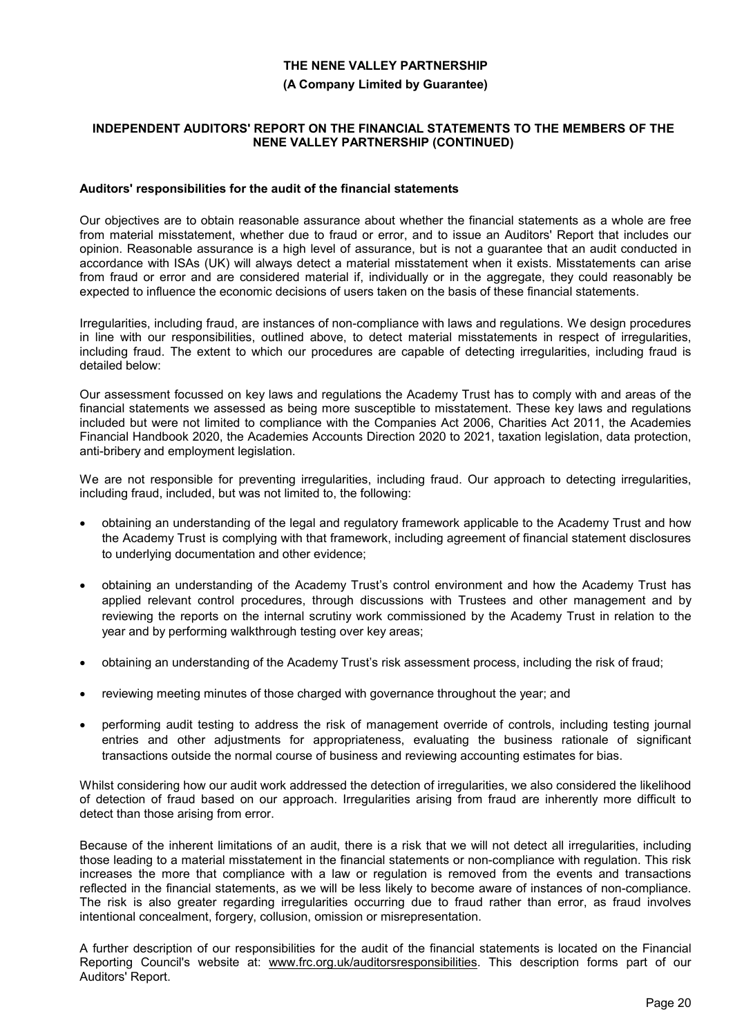**THE NENE VALLEY PARTNERSHIP**

**(A Company Limited by Guarantee)**

**INDEPENDENT AUDITORS' REPORT ON THE FINANCIAL STATEMENTS TO THE MEMBERS OF THE NENE VALLEY PARTNERSHIP (CONTINUED)**

**Auditors' responsibilities for the audit of the financial statements**

Our objectives are to obtain reasonable assurance about whether the financial statements as a whole are free from material misstatement, whether due to fraud or error, and to issue an Auditors' Report that includes our opinion. Reasonable assurance is a high level of assurance, but is not a guarantee that an audit conducted in accordance with ISAs (UK) will always detect a material misstatement when it exists. Misstatements can arise from fraud or error and are considered material if, individually or in the aggregate, they could reasonably be expected to influence the economic decisions of users taken on the basis of these financial statements.

Irregularities, including fraud, are instances of non-compliance with laws and regulations. We design procedures in line with our responsibilities, outlined above, to detect material misstatements in respect of irregularities, including fraud. The extent to which our procedures are capable of detecting irregularities, including fraud is detailed below:

Our assessment focussed on key laws and regulations the Academy Trust has to comply with and areas of the financial statements we assessed as being more susceptible to misstatement. These key laws and regulations included but were not limited to compliance with the Companies Act 2006, Charities Act 2011, the Academies Financial Handbook 2020, the Academies Accounts Direction 2020 to 2021, taxation legislation, data protection, anti-bribery and employment legislation.

We are not responsible for preventing irregularities, including fraud. Our approach to detecting irregularities, including fraud, included, but was not limited to, the following:

- obtaining an understanding of the legal and regulatory framework applicable to the Academy Trust and how the Academy Trust is complying with that framework, including agreement of financial statement disclosures to underlying documentation and other evidence;
- obtaining an understanding of the Academy Trust's control environment and how the Academy Trust has applied relevant control procedures, through discussions with Trustees and other management and by reviewing the reports on the internal scrutiny work commissioned by the Academy Trust in relation to the year and by performing walkthrough testing over key areas;
- obtaining an understanding of the Academy Trust's risk assessment process, including the risk of fraud;
- reviewing meeting minutes of those charged with governance throughout the year; and
- performing audit testing to address the risk of management override of controls, including testing journal entries and other adjustments for appropriateness, evaluating the business rationale of significant transactions outside the normal course of business and reviewing accounting estimates for bias.

Whilst considering how our audit work addressed the detection of irregularities, we also considered the likelihood of detection of fraud based on our approach. Irregularities arising from fraud are inherently more difficult to detect than those arising from error.

Because of the inherent limitations of an audit, there is a risk that we will not detect all irregularities, including those leading to a material misstatement in the financial statements or non-compliance with regulation. This risk increases the more that compliance with a law or regulation is removed from the events and transactions reflected in the financial statements, as we will be less likely to become aware of instances of non-compliance. The risk is also greater regarding irregularities occurring due to fraud rather than error, as fraud involves intentional concealment, forgery, collusion, omission or misrepresentation.

A further description of our responsibilities for the audit of the financial statements is located on the Financial Reporting Council's website at: www.frc.org.uk/auditorsresponsibilities. This description forms part of our Auditors' Report.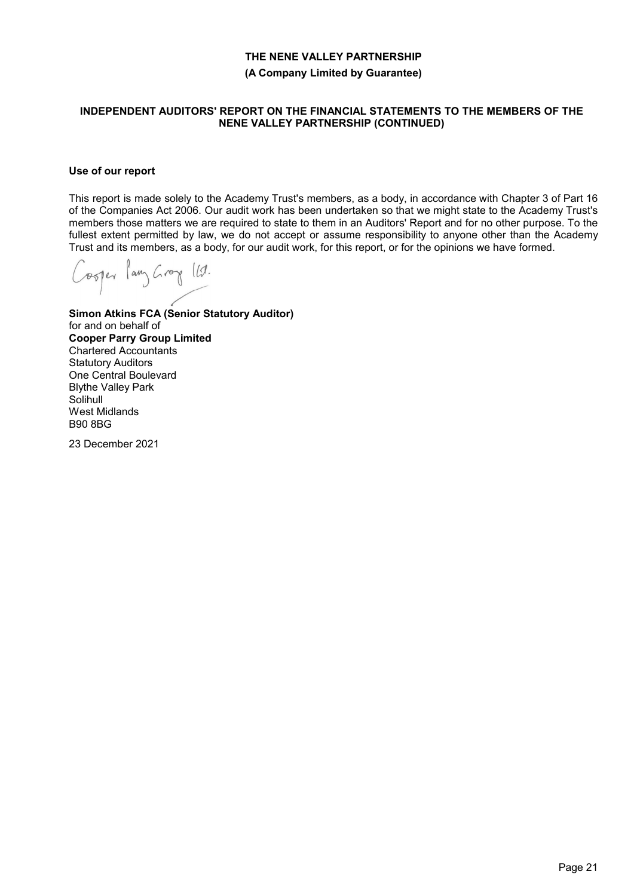**THE NENE VALLEY PARTNERSHIP**

**(A Company Limited by Guarantee)**

**INDEPENDENT AUDITORS' REPORT ON THE FINANCIAL STATEMENTS TO THE MEMBERS OF THE NENE VALLEY PARTNERSHIP (CONTINUED)**

**Use of our report**

This report is made solely to the Academy Trust's members, as a body, in accordance with Chapter 3 of Part 16 of the Companies Act 2006. Our audit work has been undertaken so that we might state to the Academy Trust's members those matters we are required to state to them in an Auditors' Report and for no other purpose. To the fullest extent permitted by law, we do not accept or assume responsibility to anyone other than the Academy Trust and its members, as a body, for our audit work, for this report, or for the opinions we have formed.

Cooper Parry Group Ltd.

**Simon Atkins FCA (Senior Statutory Auditor)**
for and on behalf of
**Cooper Parry Group Limited**
Chartered Accountants
Statutory Auditors
One Central Boulevard
Blythe Valley Park
Solihull
West Midlands
B90 8BG

23 December 2021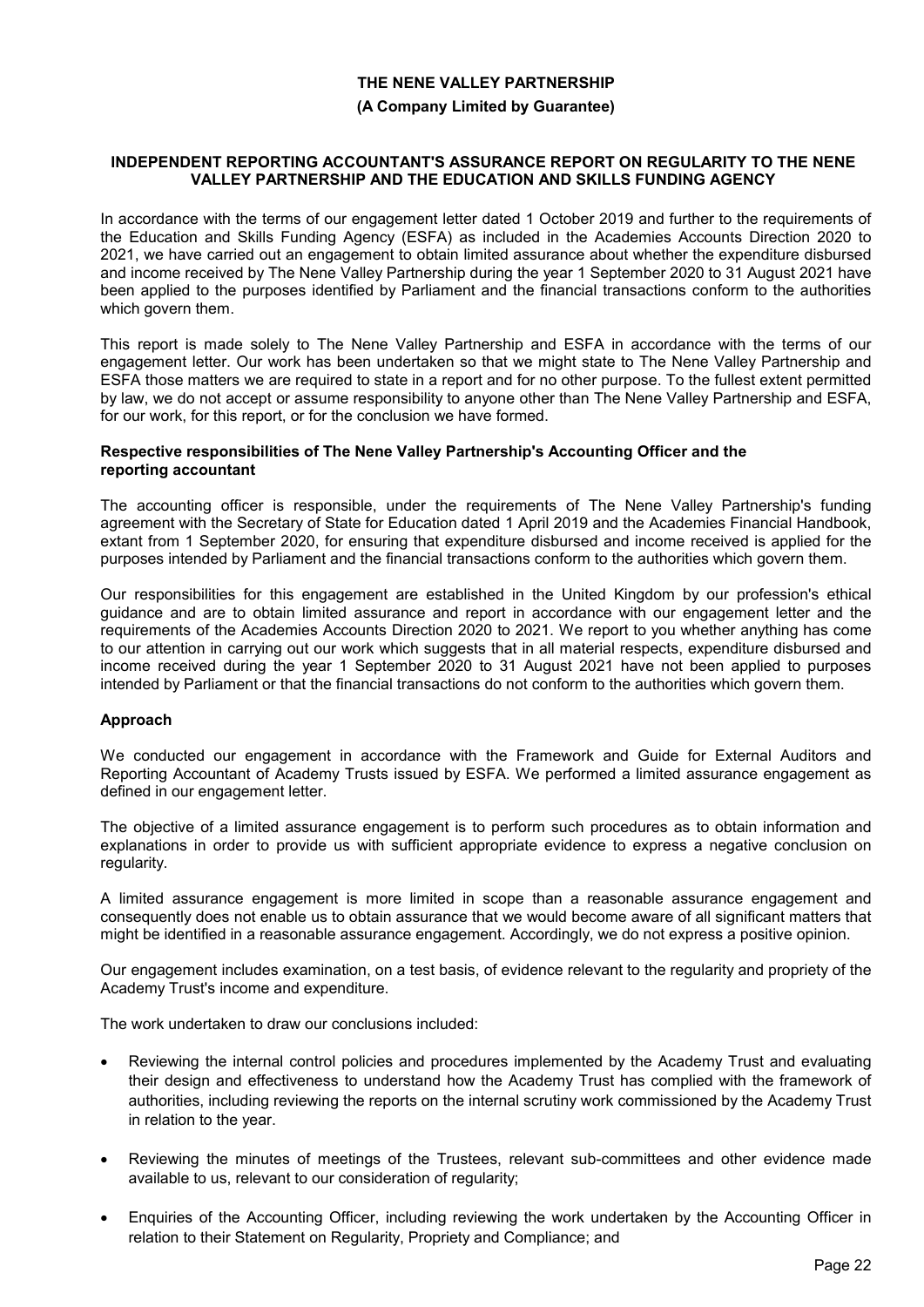**THE NENE VALLEY PARTNERSHIP**

**(A Company Limited by Guarantee)**

## INDEPENDENT REPORTING ACCOUNTANT'S ASSURANCE REPORT ON REGULARITY TO THE NENE VALLEY PARTNERSHIP AND THE EDUCATION AND SKILLS FUNDING AGENCY

In accordance with the terms of our engagement letter dated 1 October 2019 and further to the requirements of the Education and Skills Funding Agency (ESFA) as included in the Academies Accounts Direction 2020 to 2021, we have carried out an engagement to obtain limited assurance about whether the expenditure disbursed and income received by The Nene Valley Partnership during the year 1 September 2020 to 31 August 2021 have been applied to the purposes identified by Parliament and the financial transactions conform to the authorities which govern them.

This report is made solely to The Nene Valley Partnership and ESFA in accordance with the terms of our engagement letter. Our work has been undertaken so that we might state to The Nene Valley Partnership and ESFA those matters we are required to state in a report and for no other purpose. To the fullest extent permitted by law, we do not accept or assume responsibility to anyone other than The Nene Valley Partnership and ESFA, for our work, for this report, or for the conclusion we have formed.

### Respective responsibilities of The Nene Valley Partnership's Accounting Officer and the reporting accountant

The accounting officer is responsible, under the requirements of The Nene Valley Partnership's funding agreement with the Secretary of State for Education dated 1 April 2019 and the Academies Financial Handbook, extant from 1 September 2020, for ensuring that expenditure disbursed and income received is applied for the purposes intended by Parliament and the financial transactions conform to the authorities which govern them.

Our responsibilities for this engagement are established in the United Kingdom by our profession's ethical guidance and are to obtain limited assurance and report in accordance with our engagement letter and the requirements of the Academies Accounts Direction 2020 to 2021. We report to you whether anything has come to our attention in carrying out our work which suggests that in all material respects, expenditure disbursed and income received during the year 1 September 2020 to 31 August 2021 have not been applied to purposes intended by Parliament or that the financial transactions do not conform to the authorities which govern them.

### Approach

We conducted our engagement in accordance with the Framework and Guide for External Auditors and Reporting Accountant of Academy Trusts issued by ESFA. We performed a limited assurance engagement as defined in our engagement letter.

The objective of a limited assurance engagement is to perform such procedures as to obtain information and explanations in order to provide us with sufficient appropriate evidence to express a negative conclusion on regularity.

A limited assurance engagement is more limited in scope than a reasonable assurance engagement and consequently does not enable us to obtain assurance that we would become aware of all significant matters that might be identified in a reasonable assurance engagement. Accordingly, we do not express a positive opinion.

Our engagement includes examination, on a test basis, of evidence relevant to the regularity and propriety of the Academy Trust's income and expenditure.

The work undertaken to draw our conclusions included:

- Reviewing the internal control policies and procedures implemented by the Academy Trust and evaluating their design and effectiveness to understand how the Academy Trust has complied with the framework of authorities, including reviewing the reports on the internal scrutiny work commissioned by the Academy Trust in relation to the year.
- Reviewing the minutes of meetings of the Trustees, relevant sub-committees and other evidence made available to us, relevant to our consideration of regularity;
- Enquiries of the Accounting Officer, including reviewing the work undertaken by the Accounting Officer in relation to their Statement on Regularity, Propriety and Compliance; and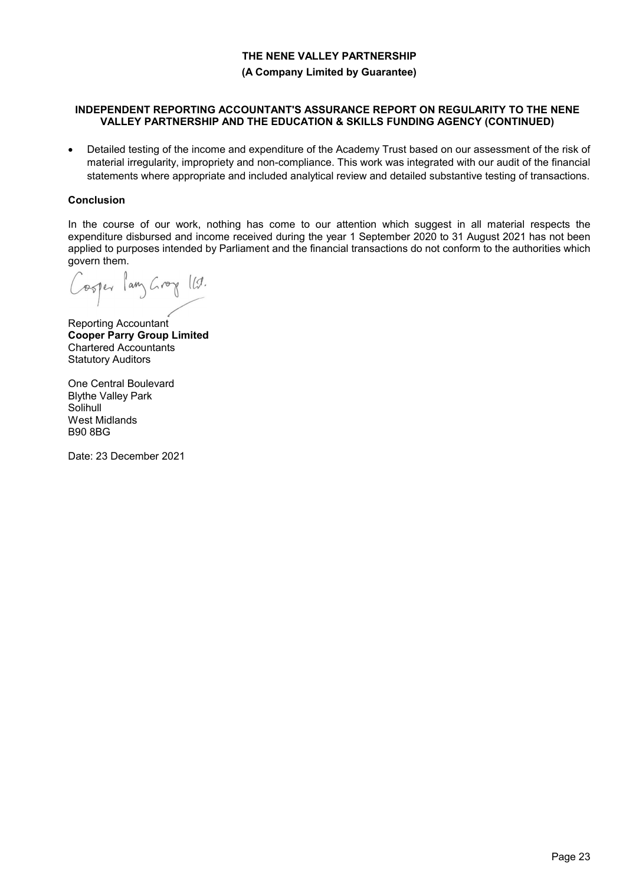**THE NENE VALLEY PARTNERSHIP**

**(A Company Limited by Guarantee)**

**INDEPENDENT REPORTING ACCOUNTANT'S ASSURANCE REPORT ON REGULARITY TO THE NENE VALLEY PARTNERSHIP AND THE EDUCATION & SKILLS FUNDING AGENCY (CONTINUED)**

- Detailed testing of the income and expenditure of the Academy Trust based on our assessment of the risk of material irregularity, impropriety and non-compliance. This work was integrated with our audit of the financial statements where appropriate and included analytical review and detailed substantive testing of transactions.

**Conclusion**

In the course of our work, nothing has come to our attention which suggest in all material respects the expenditure disbursed and income received during the year 1 September 2020 to 31 August 2021 has not been applied to purposes intended by Parliament and the financial transactions do not conform to the authorities which govern them.

Cooper Parry Group Ltd.

Reporting Accountant
**Cooper Parry Group Limited**
Chartered Accountants
Statutory Auditors

One Central Boulevard
Blythe Valley Park
Solihull
West Midlands
B90 8BG

Date: 23 December 2021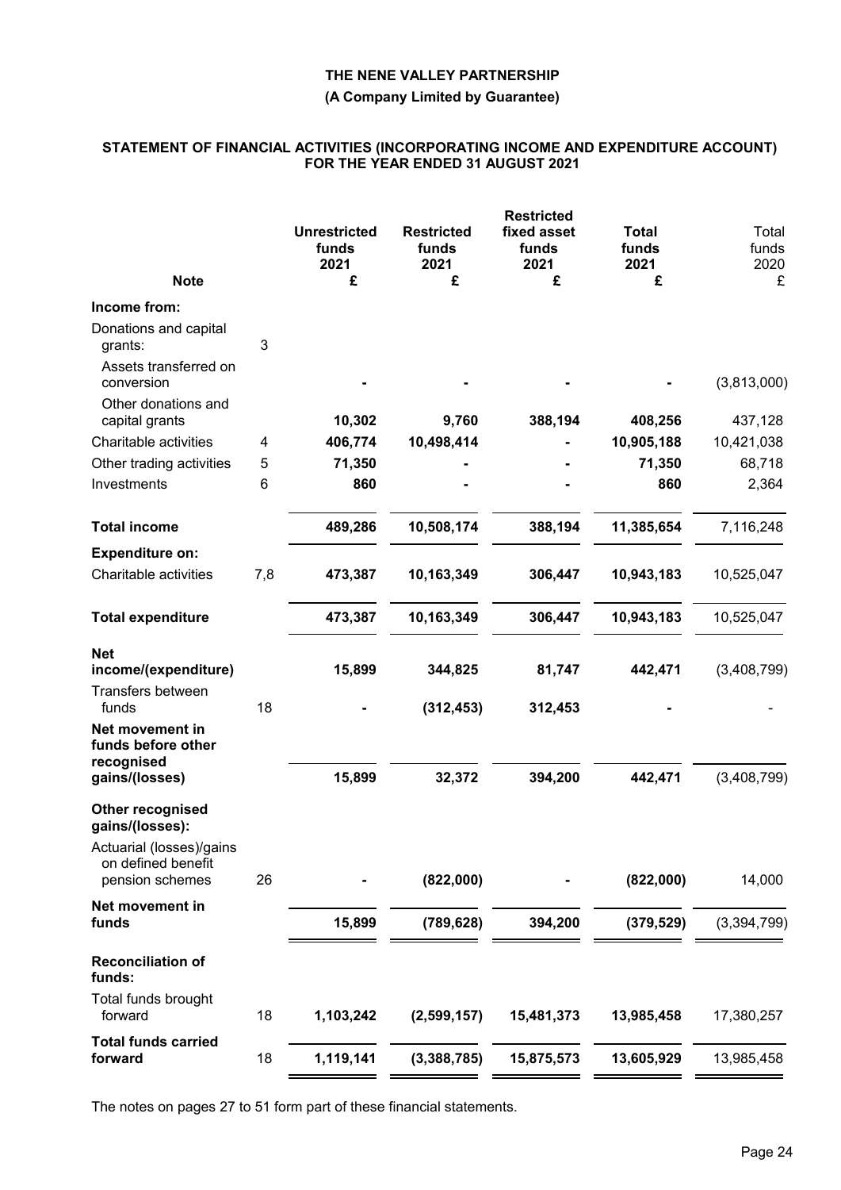# THE NENE VALLEY PARTNERSHIP

**(A Company Limited by Guarantee)**

## STATEMENT OF FINANCIAL ACTIVITIES (INCORPORATING INCOME AND EXPENDITURE ACCOUNT) FOR THE YEAR ENDED 31 AUGUST 2021

| | Note | Unrestricted funds 2021 £ | Restricted funds 2021 £ | Restricted fixed asset funds 2021 £ | Total funds 2021 £ | Total funds 2020 £ |
|---|---|---|---|---|---|---|
| **Income from:** | | | | | | |
| Donations and capital grants: | 3 | | | | | |
| Assets transferred on conversion | | - | - | - | - | (3,813,000) |
| Other donations and capital grants | | 10,302 | 9,760 | 388,194 | 408,256 | 437,128 |
| Charitable activities | 4 | 406,774 | 10,498,414 | - | 10,905,188 | 10,421,038 |
| Other trading activities | 5 | 71,350 | - | - | 71,350 | 68,718 |
| Investments | 6 | 860 | - | - | 860 | 2,364 |
| **Total income** | | 489,286 | 10,508,174 | 388,194 | 11,385,654 | 7,116,248 |
| **Expenditure on:** | | | | | | |
| Charitable activities | 7,8 | 473,387 | 10,163,349 | 306,447 | 10,943,183 | 10,525,047 |
| **Total expenditure** | | 473,387 | 10,163,349 | 306,447 | 10,943,183 | 10,525,047 |
| **Net income/(expenditure)** | | 15,899 | 344,825 | 81,747 | 442,471 | (3,408,799) |
| Transfers between funds | 18 | - | (312,453) | 312,453 | - | - |
| **Net movement in funds before other recognised gains/(losses)** | | 15,899 | 32,372 | 394,200 | 442,471 | (3,408,799) |
| **Other recognised gains/(losses):** | | | | | | |
| Actuarial (losses)/gains on defined benefit pension schemes | 26 | - | (822,000) | - | (822,000) | 14,000 |
| **Net movement in funds** | | 15,899 | (789,628) | 394,200 | (379,529) | (3,394,799) |
| **Reconciliation of funds:** | | | | | | |
| Total funds brought forward | 18 | 1,103,242 | (2,599,157) | 15,481,373 | 13,985,458 | 17,380,257 |
| **Total funds carried forward** | 18 | 1,119,141 | (3,388,785) | 15,875,573 | 13,605,929 | 13,985,458 |

The notes on pages 27 to 51 form part of these financial statements.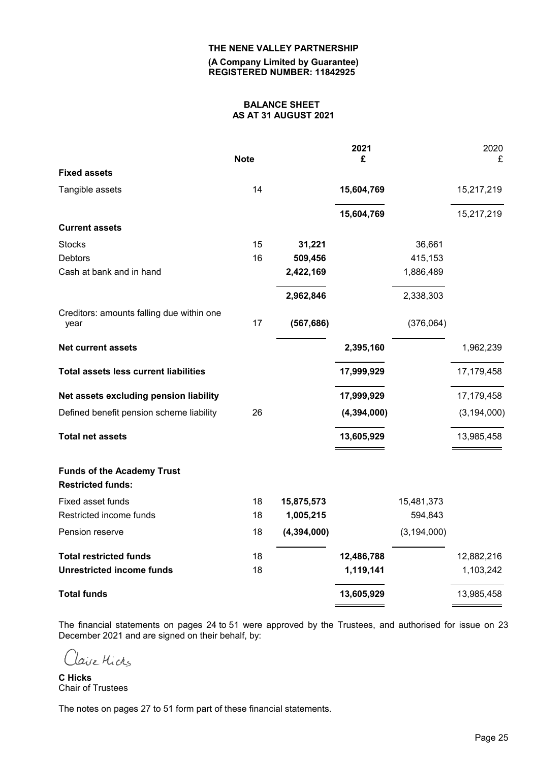**THE NENE VALLEY PARTNERSHIP**
**(A Company Limited by Guarantee)**
**REGISTERED NUMBER: 11842925**

# BALANCE SHEET
## AS AT 31 AUGUST 2021

| | Note | | 2021 £ | | 2020 £ |
|---|---|---|---|---|---|
| **Fixed assets** | | | | | |
| Tangible assets | 14 | | **15,604,769** | | 15,217,219 |
| | | | **15,604,769** | | 15,217,219 |
| **Current assets** | | | | | |
| Stocks | 15 | **31,221** | | 36,661 | |
| Debtors | 16 | **509,456** | | 415,153 | |
| Cash at bank and in hand | | **2,422,169** | | 1,886,489 | |
| | | **2,962,846** | | 2,338,303 | |
| Creditors: amounts falling due within one year | 17 | **(567,686)** | | (376,064) | |
| **Net current assets** | | | **2,395,160** | | 1,962,239 |
| **Total assets less current liabilities** | | | **17,999,929** | | 17,179,458 |
| **Net assets excluding pension liability** | | | **17,999,929** | | 17,179,458 |
| Defined benefit pension scheme liability | 26 | | **(4,394,000)** | | (3,194,000) |
| **Total net assets** | | | **13,605,929** | | 13,985,458 |
| | | | | | |
| **Funds of the Academy Trust** | | | | | |
| **Restricted funds:** | | | | | |
| Fixed asset funds | 18 | **15,875,573** | | 15,481,373 | |
| Restricted income funds | 18 | **1,005,215** | | 594,843 | |
| Pension reserve | 18 | **(4,394,000)** | | (3,194,000) | |
| **Total restricted funds** | 18 | | **12,486,788** | | 12,882,216 |
| **Unrestricted income funds** | 18 | | **1,119,141** | | 1,103,242 |
| **Total funds** | | | **13,605,929** | | 13,985,458 |

The financial statements on pages 24 to 51 were approved by the Trustees, and authorised for issue on 23 December 2021 and are signed on their behalf, by:

Claire Hicks

**C Hicks**
Chair of Trustees

The notes on pages 27 to 51 form part of these financial statements.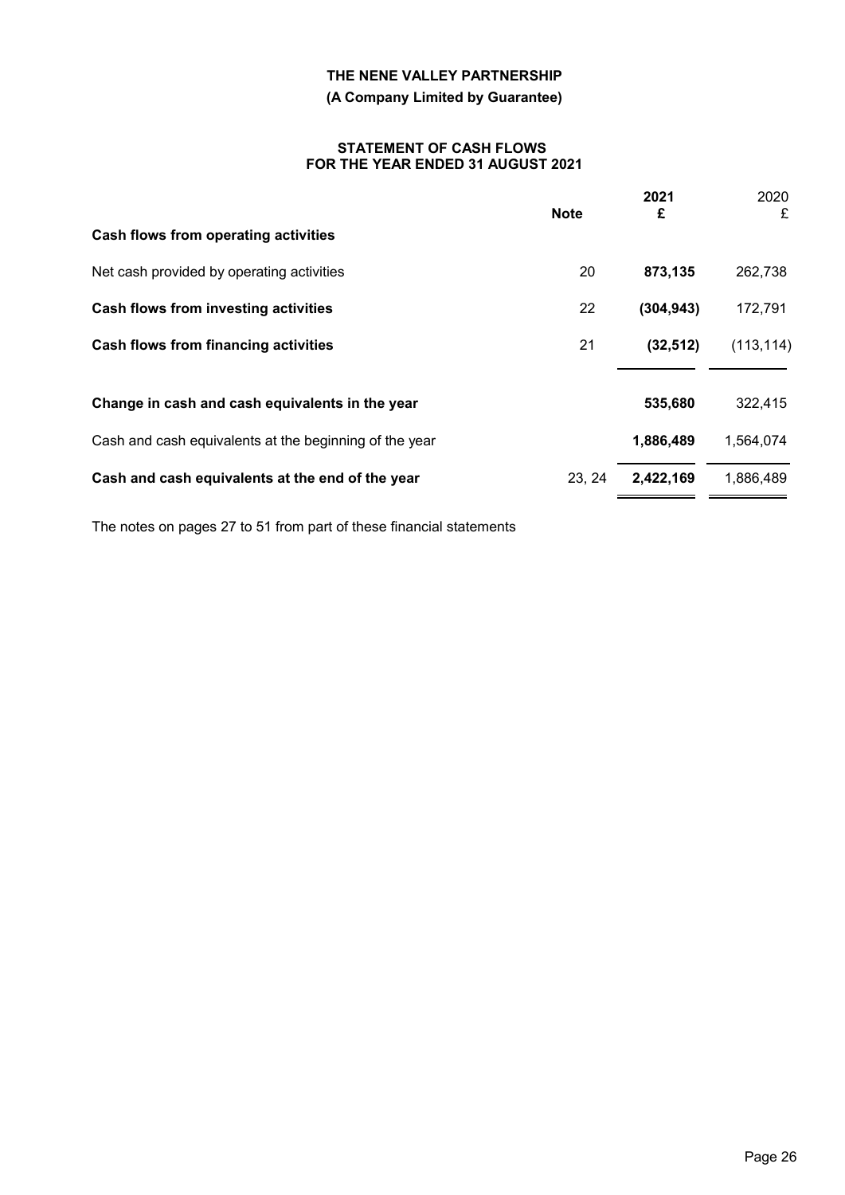**THE NENE VALLEY PARTNERSHIP**

**(A Company Limited by Guarantee)**

**STATEMENT OF CASH FLOWS**
**FOR THE YEAR ENDED 31 AUGUST 2021**

| | Note | 2021 £ | 2020 £ |
|---|---|---|---|
| **Cash flows from operating activities** | | | |
| Net cash provided by operating activities | 20 | **873,135** | 262,738 |
| **Cash flows from investing activities** | 22 | **(304,943)** | 172,791 |
| **Cash flows from financing activities** | 21 | **(32,512)** | (113,114) |
| **Change in cash and cash equivalents in the year** | | **535,680** | 322,415 |
| Cash and cash equivalents at the beginning of the year | | **1,886,489** | 1,564,074 |
| **Cash and cash equivalents at the end of the year** | 23, 24 | **2,422,169** | 1,886,489 |

The notes on pages 27 to 51 from part of these financial statements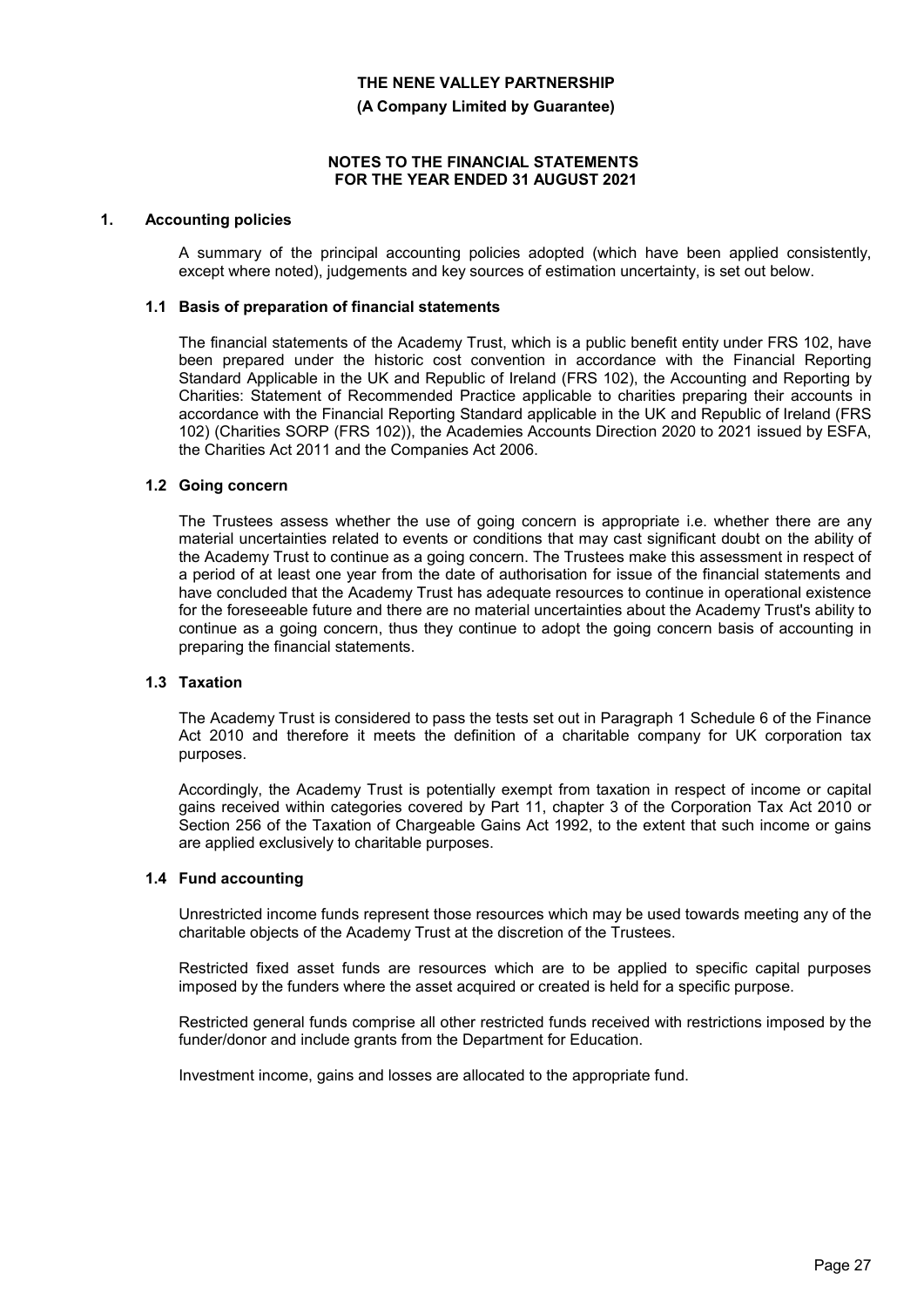# THE NENE VALLEY PARTNERSHIP

**(A Company Limited by Guarantee)**

**NOTES TO THE FINANCIAL STATEMENTS FOR THE YEAR ENDED 31 AUGUST 2021**

## 1. Accounting policies

A summary of the principal accounting policies adopted (which have been applied consistently, except where noted), judgements and key sources of estimation uncertainty, is set out below.

### 1.1 Basis of preparation of financial statements

The financial statements of the Academy Trust, which is a public benefit entity under FRS 102, have been prepared under the historic cost convention in accordance with the Financial Reporting Standard Applicable in the UK and Republic of Ireland (FRS 102), the Accounting and Reporting by Charities: Statement of Recommended Practice applicable to charities preparing their accounts in accordance with the Financial Reporting Standard applicable in the UK and Republic of Ireland (FRS 102) (Charities SORP (FRS 102)), the Academies Accounts Direction 2020 to 2021 issued by ESFA, the Charities Act 2011 and the Companies Act 2006.

### 1.2 Going concern

The Trustees assess whether the use of going concern is appropriate i.e. whether there are any material uncertainties related to events or conditions that may cast significant doubt on the ability of the Academy Trust to continue as a going concern. The Trustees make this assessment in respect of a period of at least one year from the date of authorisation for issue of the financial statements and have concluded that the Academy Trust has adequate resources to continue in operational existence for the foreseeable future and there are no material uncertainties about the Academy Trust's ability to continue as a going concern, thus they continue to adopt the going concern basis of accounting in preparing the financial statements.

### 1.3 Taxation

The Academy Trust is considered to pass the tests set out in Paragraph 1 Schedule 6 of the Finance Act 2010 and therefore it meets the definition of a charitable company for UK corporation tax purposes.

Accordingly, the Academy Trust is potentially exempt from taxation in respect of income or capital gains received within categories covered by Part 11, chapter 3 of the Corporation Tax Act 2010 or Section 256 of the Taxation of Chargeable Gains Act 1992, to the extent that such income or gains are applied exclusively to charitable purposes.

### 1.4 Fund accounting

Unrestricted income funds represent those resources which may be used towards meeting any of the charitable objects of the Academy Trust at the discretion of the Trustees.

Restricted fixed asset funds are resources which are to be applied to specific capital purposes imposed by the funders where the asset acquired or created is held for a specific purpose.

Restricted general funds comprise all other restricted funds received with restrictions imposed by the funder/donor and include grants from the Department for Education.

Investment income, gains and losses are allocated to the appropriate fund.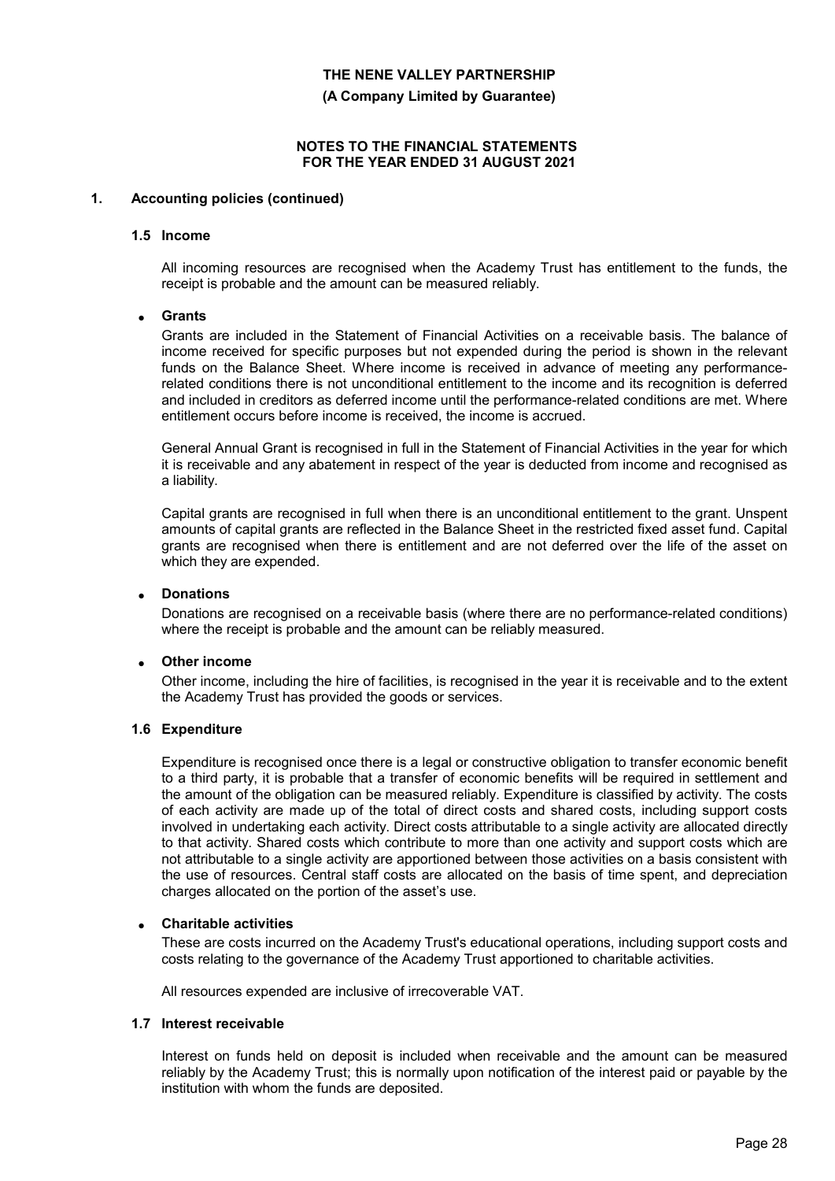## 1. Accounting policies (continued)

### 1.5 Income

All incoming resources are recognised when the Academy Trust has entitlement to the funds, the receipt is probable and the amount can be measured reliably.

- **Grants**

  Grants are included in the Statement of Financial Activities on a receivable basis. The balance of income received for specific purposes but not expended during the period is shown in the relevant funds on the Balance Sheet. Where income is received in advance of meeting any performance-related conditions there is not unconditional entitlement to the income and its recognition is deferred and included in creditors as deferred income until the performance-related conditions are met. Where entitlement occurs before income is received, the income is accrued.

  General Annual Grant is recognised in full in the Statement of Financial Activities in the year for which it is receivable and any abatement in respect of the year is deducted from income and recognised as a liability.

  Capital grants are recognised in full when there is an unconditional entitlement to the grant. Unspent amounts of capital grants are reflected in the Balance Sheet in the restricted fixed asset fund. Capital grants are recognised when there is entitlement and are not deferred over the life of the asset on which they are expended.

- **Donations**

  Donations are recognised on a receivable basis (where there are no performance-related conditions) where the receipt is probable and the amount can be reliably measured.

- **Other income**

  Other income, including the hire of facilities, is recognised in the year it is receivable and to the extent the Academy Trust has provided the goods or services.

### 1.6 Expenditure

Expenditure is recognised once there is a legal or constructive obligation to transfer economic benefit to a third party, it is probable that a transfer of economic benefits will be required in settlement and the amount of the obligation can be measured reliably. Expenditure is classified by activity. The costs of each activity are made up of the total of direct costs and shared costs, including support costs involved in undertaking each activity. Direct costs attributable to a single activity are allocated directly to that activity. Shared costs which contribute to more than one activity and support costs which are not attributable to a single activity are apportioned between those activities on a basis consistent with the use of resources. Central staff costs are allocated on the basis of time spent, and depreciation charges allocated on the portion of the asset's use.

- **Charitable activities**

  These are costs incurred on the Academy Trust's educational operations, including support costs and costs relating to the governance of the Academy Trust apportioned to charitable activities.

All resources expended are inclusive of irrecoverable VAT.

### 1.7 Interest receivable

Interest on funds held on deposit is included when receivable and the amount can be measured reliably by the Academy Trust; this is normally upon notification of the interest paid or payable by the institution with whom the funds are deposited.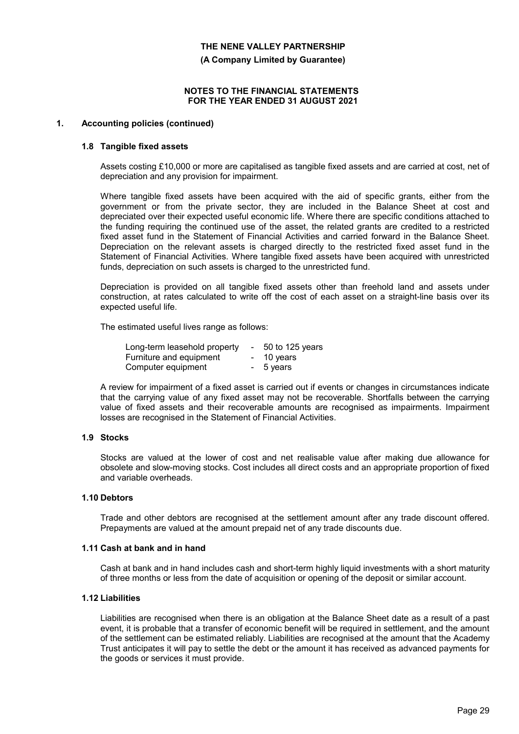## 1. Accounting policies (continued)

### 1.8 Tangible fixed assets

Assets costing £10,000 or more are capitalised as tangible fixed assets and are carried at cost, net of depreciation and any provision for impairment.

Where tangible fixed assets have been acquired with the aid of specific grants, either from the government or from the private sector, they are included in the Balance Sheet at cost and depreciated over their expected useful economic life. Where there are specific conditions attached to the funding requiring the continued use of the asset, the related grants are credited to a restricted fixed asset fund in the Statement of Financial Activities and carried forward in the Balance Sheet. Depreciation on the relevant assets is charged directly to the restricted fixed asset fund in the Statement of Financial Activities. Where tangible fixed assets have been acquired with unrestricted funds, depreciation on such assets is charged to the unrestricted fund.

Depreciation is provided on all tangible fixed assets other than freehold land and assets under construction, at rates calculated to write off the cost of each asset on a straight-line basis over its expected useful life.

The estimated useful lives range as follows:

| | | |
|---|---|---|
| Long-term leasehold property | - | 50 to 125 years |
| Furniture and equipment | - | 10 years |
| Computer equipment | - | 5 years |

A review for impairment of a fixed asset is carried out if events or changes in circumstances indicate that the carrying value of any fixed asset may not be recoverable. Shortfalls between the carrying value of fixed assets and their recoverable amounts are recognised as impairments. Impairment losses are recognised in the Statement of Financial Activities.

### 1.9 Stocks

Stocks are valued at the lower of cost and net realisable value after making due allowance for obsolete and slow-moving stocks. Cost includes all direct costs and an appropriate proportion of fixed and variable overheads.

### 1.10 Debtors

Trade and other debtors are recognised at the settlement amount after any trade discount offered. Prepayments are valued at the amount prepaid net of any trade discounts due.

### 1.11 Cash at bank and in hand

Cash at bank and in hand includes cash and short-term highly liquid investments with a short maturity of three months or less from the date of acquisition or opening of the deposit or similar account.

### 1.12 Liabilities

Liabilities are recognised when there is an obligation at the Balance Sheet date as a result of a past event, it is probable that a transfer of economic benefit will be required in settlement, and the amount of the settlement can be estimated reliably. Liabilities are recognised at the amount that the Academy Trust anticipates it will pay to settle the debt or the amount it has received as advanced payments for the goods or services it must provide.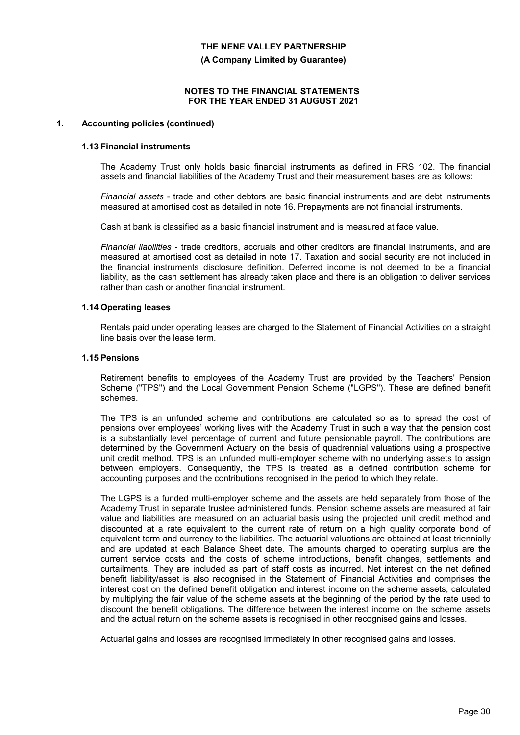## 1. Accounting policies (continued)

### 1.13 Financial instruments

The Academy Trust only holds basic financial instruments as defined in FRS 102. The financial assets and financial liabilities of the Academy Trust and their measurement bases are as follows:

*Financial assets* - trade and other debtors are basic financial instruments and are debt instruments measured at amortised cost as detailed in note 16. Prepayments are not financial instruments.

Cash at bank is classified as a basic financial instrument and is measured at face value.

*Financial liabilities* - trade creditors, accruals and other creditors are financial instruments, and are measured at amortised cost as detailed in note 17. Taxation and social security are not included in the financial instruments disclosure definition. Deferred income is not deemed to be a financial liability, as the cash settlement has already taken place and there is an obligation to deliver services rather than cash or another financial instrument.

### 1.14 Operating leases

Rentals paid under operating leases are charged to the Statement of Financial Activities on a straight line basis over the lease term.

### 1.15 Pensions

Retirement benefits to employees of the Academy Trust are provided by the Teachers' Pension Scheme ("TPS") and the Local Government Pension Scheme ("LGPS"). These are defined benefit schemes.

The TPS is an unfunded scheme and contributions are calculated so as to spread the cost of pensions over employees' working lives with the Academy Trust in such a way that the pension cost is a substantially level percentage of current and future pensionable payroll. The contributions are determined by the Government Actuary on the basis of quadrennial valuations using a prospective unit credit method. TPS is an unfunded multi-employer scheme with no underlying assets to assign between employers. Consequently, the TPS is treated as a defined contribution scheme for accounting purposes and the contributions recognised in the period to which they relate.

The LGPS is a funded multi-employer scheme and the assets are held separately from those of the Academy Trust in separate trustee administered funds. Pension scheme assets are measured at fair value and liabilities are measured on an actuarial basis using the projected unit credit method and discounted at a rate equivalent to the current rate of return on a high quality corporate bond of equivalent term and currency to the liabilities. The actuarial valuations are obtained at least triennially and are updated at each Balance Sheet date. The amounts charged to operating surplus are the current service costs and the costs of scheme introductions, benefit changes, settlements and curtailments. They are included as part of staff costs as incurred. Net interest on the net defined benefit liability/asset is also recognised in the Statement of Financial Activities and comprises the interest cost on the defined benefit obligation and interest income on the scheme assets, calculated by multiplying the fair value of the scheme assets at the beginning of the period by the rate used to discount the benefit obligations. The difference between the interest income on the scheme assets and the actual return on the scheme assets is recognised in other recognised gains and losses.

Actuarial gains and losses are recognised immediately in other recognised gains and losses.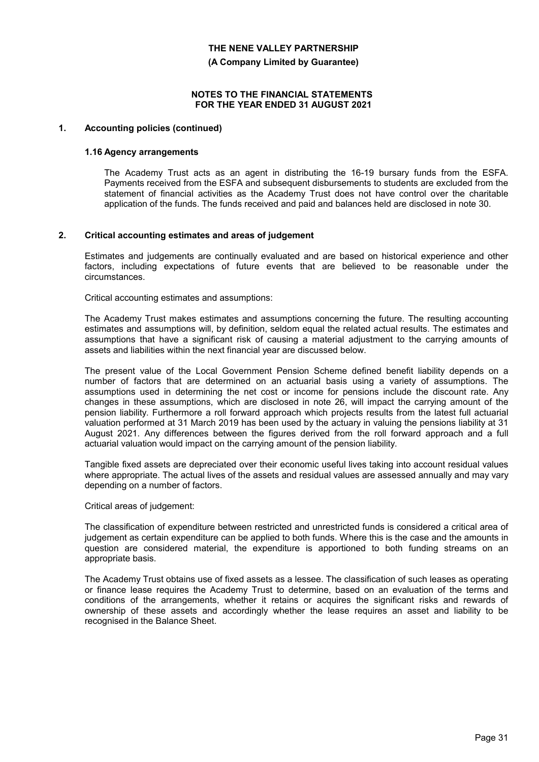## 1. Accounting policies (continued)

### 1.16 Agency arrangements

The Academy Trust acts as an agent in distributing the 16-19 bursary funds from the ESFA. Payments received from the ESFA and subsequent disbursements to students are excluded from the statement of financial activities as the Academy Trust does not have control over the charitable application of the funds. The funds received and paid and balances held are disclosed in note 30.

## 2. Critical accounting estimates and areas of judgement

Estimates and judgements are continually evaluated and are based on historical experience and other factors, including expectations of future events that are believed to be reasonable under the circumstances.

Critical accounting estimates and assumptions:

The Academy Trust makes estimates and assumptions concerning the future. The resulting accounting estimates and assumptions will, by definition, seldom equal the related actual results. The estimates and assumptions that have a significant risk of causing a material adjustment to the carrying amounts of assets and liabilities within the next financial year are discussed below.

The present value of the Local Government Pension Scheme defined benefit liability depends on a number of factors that are determined on an actuarial basis using a variety of assumptions. The assumptions used in determining the net cost or income for pensions include the discount rate. Any changes in these assumptions, which are disclosed in note 26, will impact the carrying amount of the pension liability. Furthermore a roll forward approach which projects results from the latest full actuarial valuation performed at 31 March 2019 has been used by the actuary in valuing the pensions liability at 31 August 2021. Any differences between the figures derived from the roll forward approach and a full actuarial valuation would impact on the carrying amount of the pension liability.

Tangible fixed assets are depreciated over their economic useful lives taking into account residual values where appropriate. The actual lives of the assets and residual values are assessed annually and may vary depending on a number of factors.

Critical areas of judgement:

The classification of expenditure between restricted and unrestricted funds is considered a critical area of judgement as certain expenditure can be applied to both funds. Where this is the case and the amounts in question are considered material, the expenditure is apportioned to both funding streams on an appropriate basis.

The Academy Trust obtains use of fixed assets as a lessee. The classification of such leases as operating or finance lease requires the Academy Trust to determine, based on an evaluation of the terms and conditions of the arrangements, whether it retains or acquires the significant risks and rewards of ownership of these assets and accordingly whether the lease requires an asset and liability to be recognised in the Balance Sheet.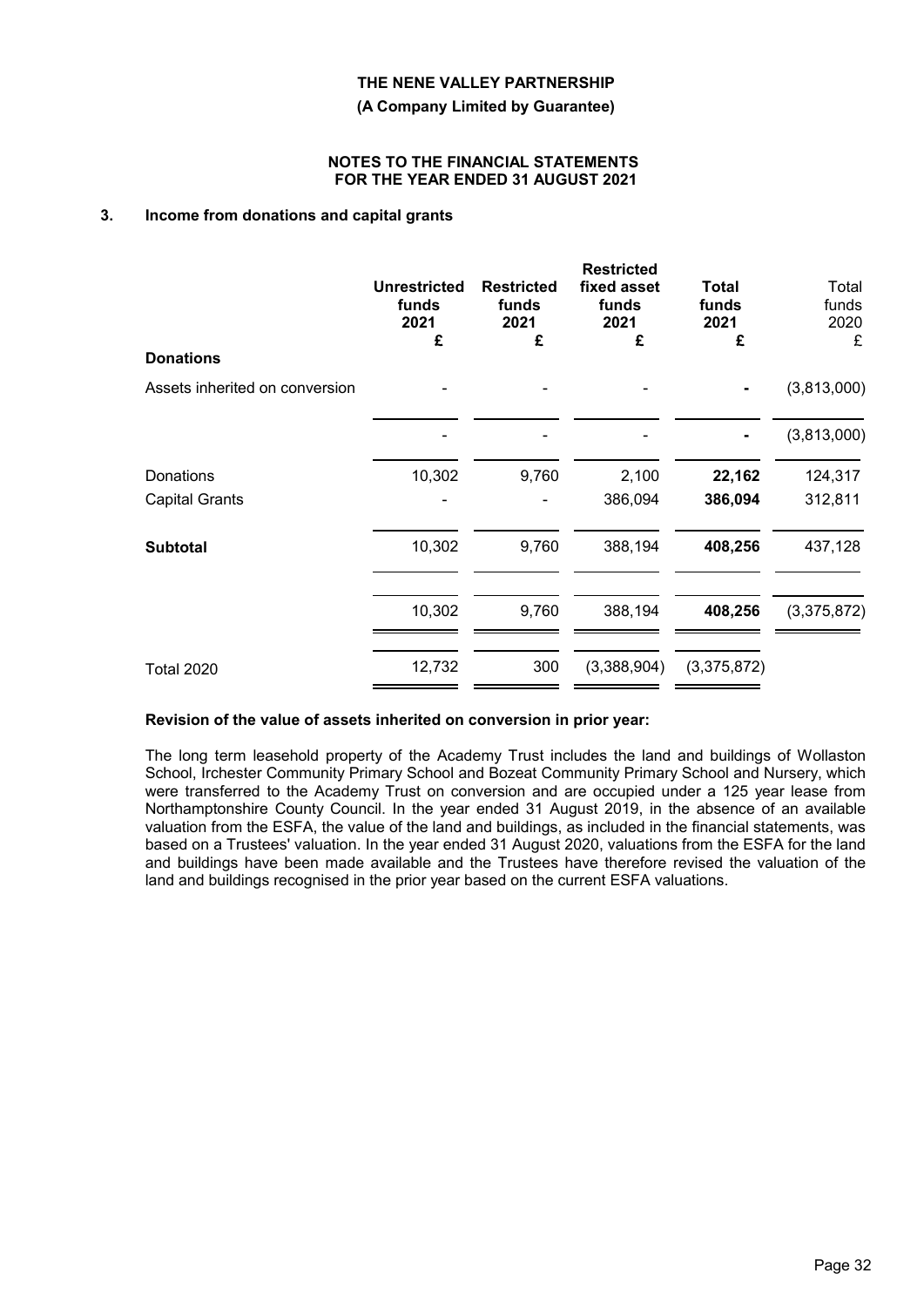THE NENE VALLEY PARTNERSHIP

(A Company Limited by Guarantee)

NOTES TO THE FINANCIAL STATEMENTS
FOR THE YEAR ENDED 31 AUGUST 2021

## 3. Income from donations and capital grants

| | Unrestricted funds 2021 £ | Restricted funds 2021 £ | Restricted fixed asset funds 2021 £ | Total funds 2021 £ | Total funds 2020 £ |
|---|---|---|---|---|---|
| **Donations** | | | | | |
| Assets inherited on conversion | - | - | - | - | (3,813,000) |
| | - | - | - | - | (3,813,000) |
| Donations | 10,302 | 9,760 | 2,100 | **22,162** | 124,317 |
| Capital Grants | - | - | 386,094 | **386,094** | 312,811 |
| **Subtotal** | 10,302 | 9,760 | 388,194 | **408,256** | 437,128 |
| | 10,302 | 9,760 | 388,194 | **408,256** | (3,375,872) |
| Total 2020 | 12,732 | 300 | (3,388,904) | (3,375,872) | |

**Revision of the value of assets inherited on conversion in prior year:**

The long term leasehold property of the Academy Trust includes the land and buildings of Wollaston School, Irchester Community Primary School and Bozeat Community Primary School and Nursery, which were transferred to the Academy Trust on conversion and are occupied under a 125 year lease from Northamptonshire County Council. In the year ended 31 August 2019, in the absence of an available valuation from the ESFA, the value of the land and buildings, as included in the financial statements, was based on a Trustees' valuation. In the year ended 31 August 2020, valuations from the ESFA for the land and buildings have been made available and the Trustees have therefore revised the valuation of the land and buildings recognised in the prior year based on the current ESFA valuations.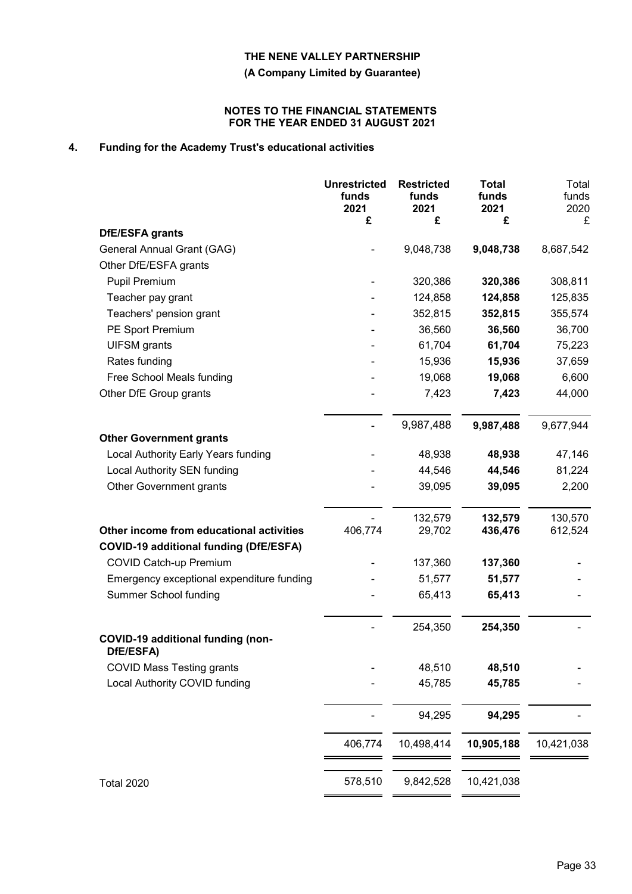# THE NENE VALLEY PARTNERSHIP

**(A Company Limited by Guarantee)**

**NOTES TO THE FINANCIAL STATEMENTS FOR THE YEAR ENDED 31 AUGUST 2021**

## 4. Funding for the Academy Trust's educational activities

| | Unrestricted funds 2021 £ | Restricted funds 2021 £ | Total funds 2021 £ | Total funds 2020 £ |
|---|---|---|---|---|
| **DfE/ESFA grants** | | | | |
| General Annual Grant (GAG) | - | 9,048,738 | **9,048,738** | 8,687,542 |
| Other DfE/ESFA grants | | | | |
| Pupil Premium | - | 320,386 | **320,386** | 308,811 |
| Teacher pay grant | - | 124,858 | **124,858** | 125,835 |
| Teachers' pension grant | - | 352,815 | **352,815** | 355,574 |
| PE Sport Premium | - | 36,560 | **36,560** | 36,700 |
| UIFSM grants | - | 61,704 | **61,704** | 75,223 |
| Rates funding | - | 15,936 | **15,936** | 37,659 |
| Free School Meals funding | - | 19,068 | **19,068** | 6,600 |
| Other DfE Group grants | - | 7,423 | **7,423** | 44,000 |
| | - | 9,987,488 | **9,987,488** | 9,677,944 |
| **Other Government grants** | | | | |
| Local Authority Early Years funding | - | 48,938 | **48,938** | 47,146 |
| Local Authority SEN funding | - | 44,546 | **44,546** | 81,224 |
| Other Government grants | - | 39,095 | **39,095** | 2,200 |
| | - | 132,579 | **132,579** | 130,570 |
| **Other income from educational activities** | 406,774 | 29,702 | **436,476** | 612,524 |
| **COVID-19 additional funding (DfE/ESFA)** | | | | |
| COVID Catch-up Premium | - | 137,360 | **137,360** | - |
| Emergency exceptional expenditure funding | - | 51,577 | **51,577** | - |
| Summer School funding | - | 65,413 | **65,413** | - |
| | - | 254,350 | **254,350** | - |
| **COVID-19 additional funding (non-DfE/ESFA)** | | | | |
| COVID Mass Testing grants | - | 48,510 | **48,510** | - |
| Local Authority COVID funding | - | 45,785 | **45,785** | - |
| | - | 94,295 | **94,295** | - |
| | 406,774 | 10,498,414 | **10,905,188** | 10,421,038 |
| Total 2020 | 578,510 | 9,842,528 | 10,421,038 | |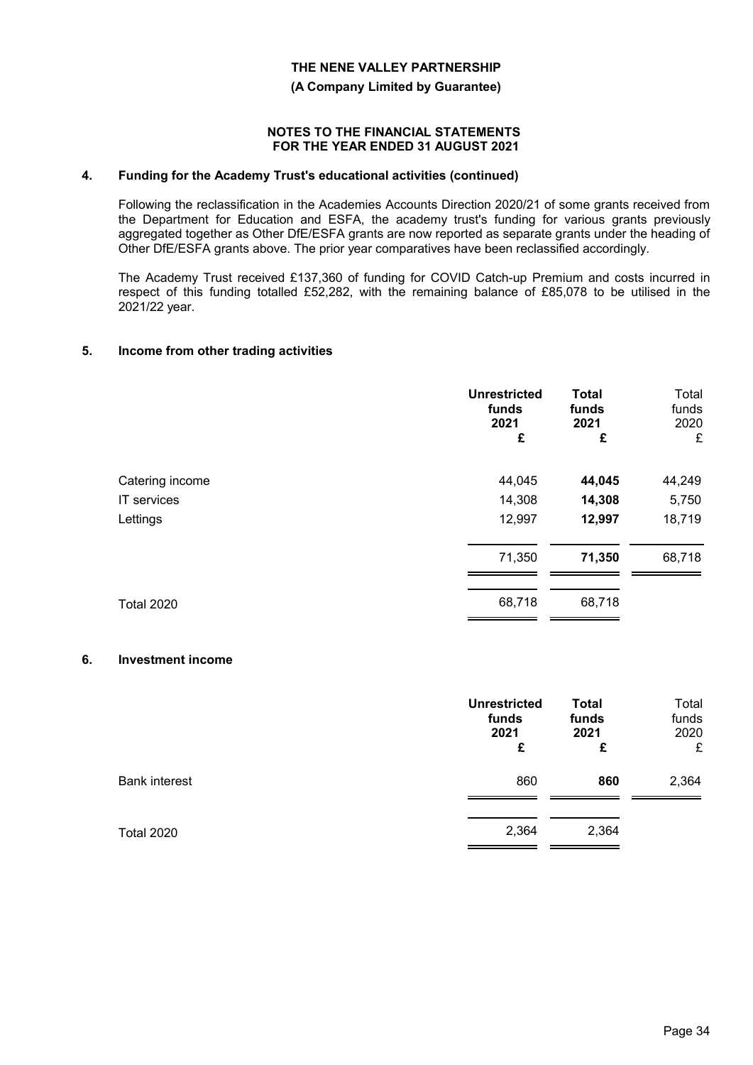**THE NENE VALLEY PARTNERSHIP**

**(A Company Limited by Guarantee)**

**NOTES TO THE FINANCIAL STATEMENTS FOR THE YEAR ENDED 31 AUGUST 2021**

## 4. Funding for the Academy Trust's educational activities (continued)

Following the reclassification in the Academies Accounts Direction 2020/21 of some grants received from the Department for Education and ESFA, the academy trust's funding for various grants previously aggregated together as Other DfE/ESFA grants are now reported as separate grants under the heading of Other DfE/ESFA grants above. The prior year comparatives have been reclassified accordingly.

The Academy Trust received £137,360 of funding for COVID Catch-up Premium and costs incurred in respect of this funding totalled £52,282, with the remaining balance of £85,078 to be utilised in the 2021/22 year.

## 5. Income from other trading activities

| | **Unrestricted funds 2021 £** | **Total funds 2021 £** | Total funds 2020 £ |
|---|---|---|---|
| Catering income | 44,045 | **44,045** | 44,249 |
| IT services | 14,308 | **14,308** | 5,750 |
| Lettings | 12,997 | **12,997** | 18,719 |
| | 71,350 | **71,350** | 68,718 |
| Total 2020 | 68,718 | 68,718 | |

## 6. Investment income

| | **Unrestricted funds 2021 £** | **Total funds 2021 £** | Total funds 2020 £ |
|---|---|---|---|
| Bank interest | 860 | **860** | 2,364 |
| Total 2020 | 2,364 | 2,364 | |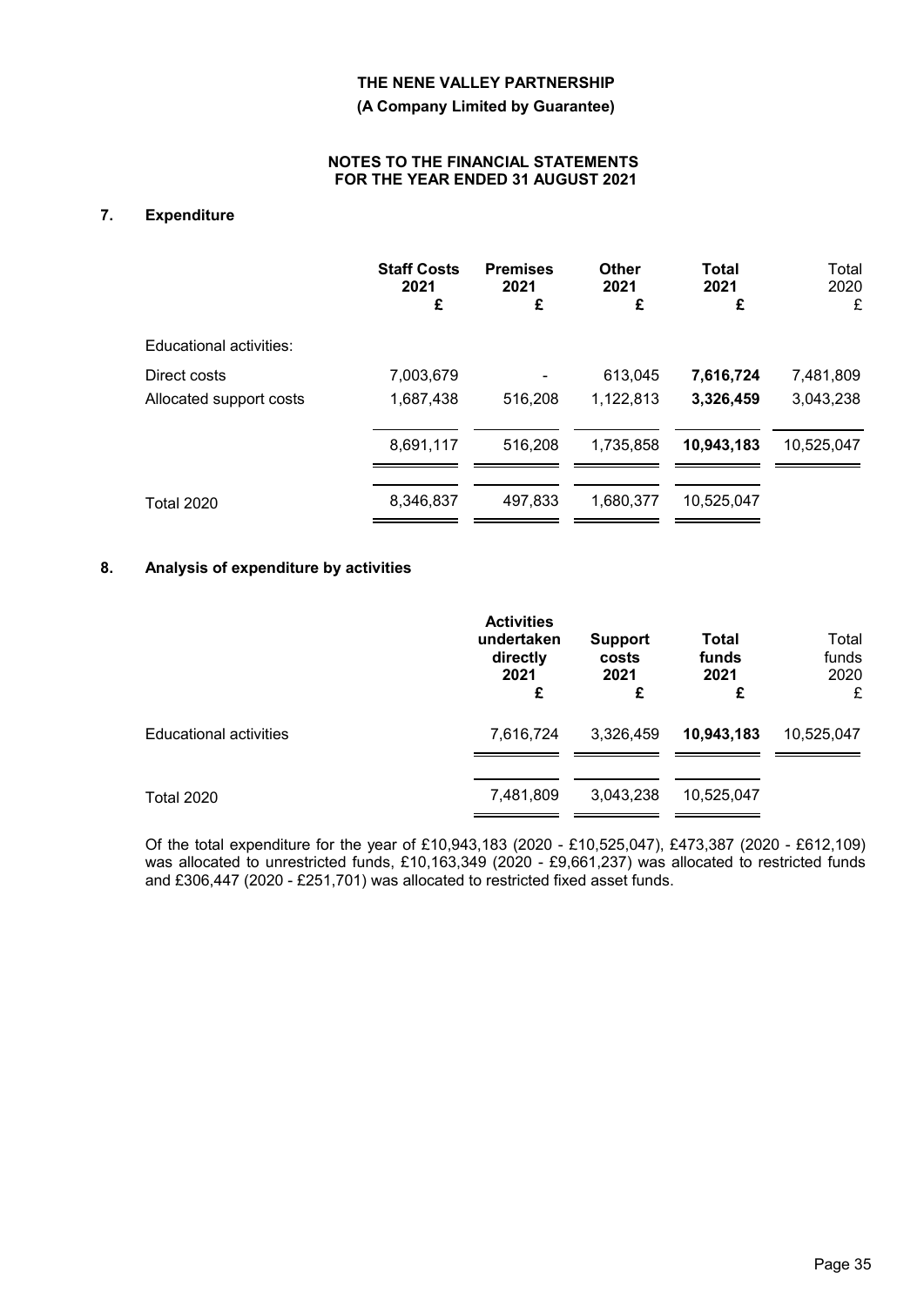## 7. Expenditure

| | Staff Costs 2021 £ | Premises 2021 £ | Other 2021 £ | Total 2021 £ | Total 2020 £ |
|---|---|---|---|---|---|
| Educational activities: | | | | | |
| Direct costs | 7,003,679 | - | 613,045 | **7,616,724** | 7,481,809 |
| Allocated support costs | 1,687,438 | 516,208 | 1,122,813 | **3,326,459** | 3,043,238 |
| | 8,691,117 | 516,208 | 1,735,858 | **10,943,183** | 10,525,047 |
| Total 2020 | 8,346,837 | 497,833 | 1,680,377 | 10,525,047 | |

## 8. Analysis of expenditure by activities

| | Activities undertaken directly 2021 £ | Support costs 2021 £ | Total funds 2021 £ | Total funds 2020 £ |
|---|---|---|---|---|
| Educational activities | 7,616,724 | 3,326,459 | **10,943,183** | 10,525,047 |
| Total 2020 | 7,481,809 | 3,043,238 | 10,525,047 | |

Of the total expenditure for the year of £10,943,183 (2020 - £10,525,047), £473,387 (2020 - £612,109) was allocated to unrestricted funds, £10,163,349 (2020 - £9,661,237) was allocated to restricted funds and £306,447 (2020 - £251,701) was allocated to restricted fixed asset funds.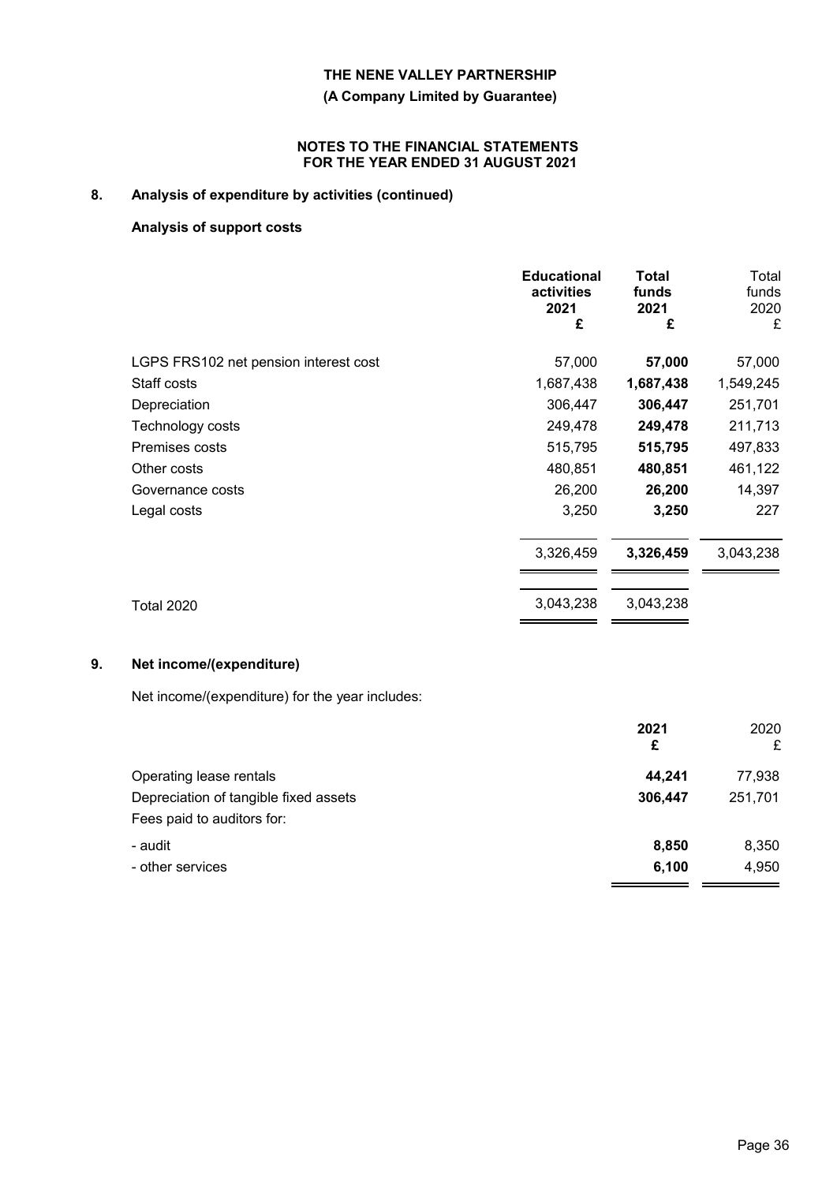## 8. Analysis of expenditure by activities (continued)

### Analysis of support costs

| | Educational activities 2021 £ | Total funds 2021 £ | Total funds 2020 £ |
|---|---|---|---|
| LGPS FRS102 net pension interest cost | 57,000 | **57,000** | 57,000 |
| Staff costs | 1,687,438 | **1,687,438** | 1,549,245 |
| Depreciation | 306,447 | **306,447** | 251,701 |
| Technology costs | 249,478 | **249,478** | 211,713 |
| Premises costs | 515,795 | **515,795** | 497,833 |
| Other costs | 480,851 | **480,851** | 461,122 |
| Governance costs | 26,200 | **26,200** | 14,397 |
| Legal costs | 3,250 | **3,250** | 227 |
| | 3,326,459 | **3,326,459** | 3,043,238 |
| Total 2020 | 3,043,238 | 3,043,238 | |

## 9. Net income/(expenditure)

Net income/(expenditure) for the year includes:

| | 2021 £ | 2020 £ |
|---|---|---|
| Operating lease rentals | **44,241** | 77,938 |
| Depreciation of tangible fixed assets | **306,447** | 251,701 |
| Fees paid to auditors for: | | |
| - audit | **8,850** | 8,350 |
| - other services | **6,100** | 4,950 |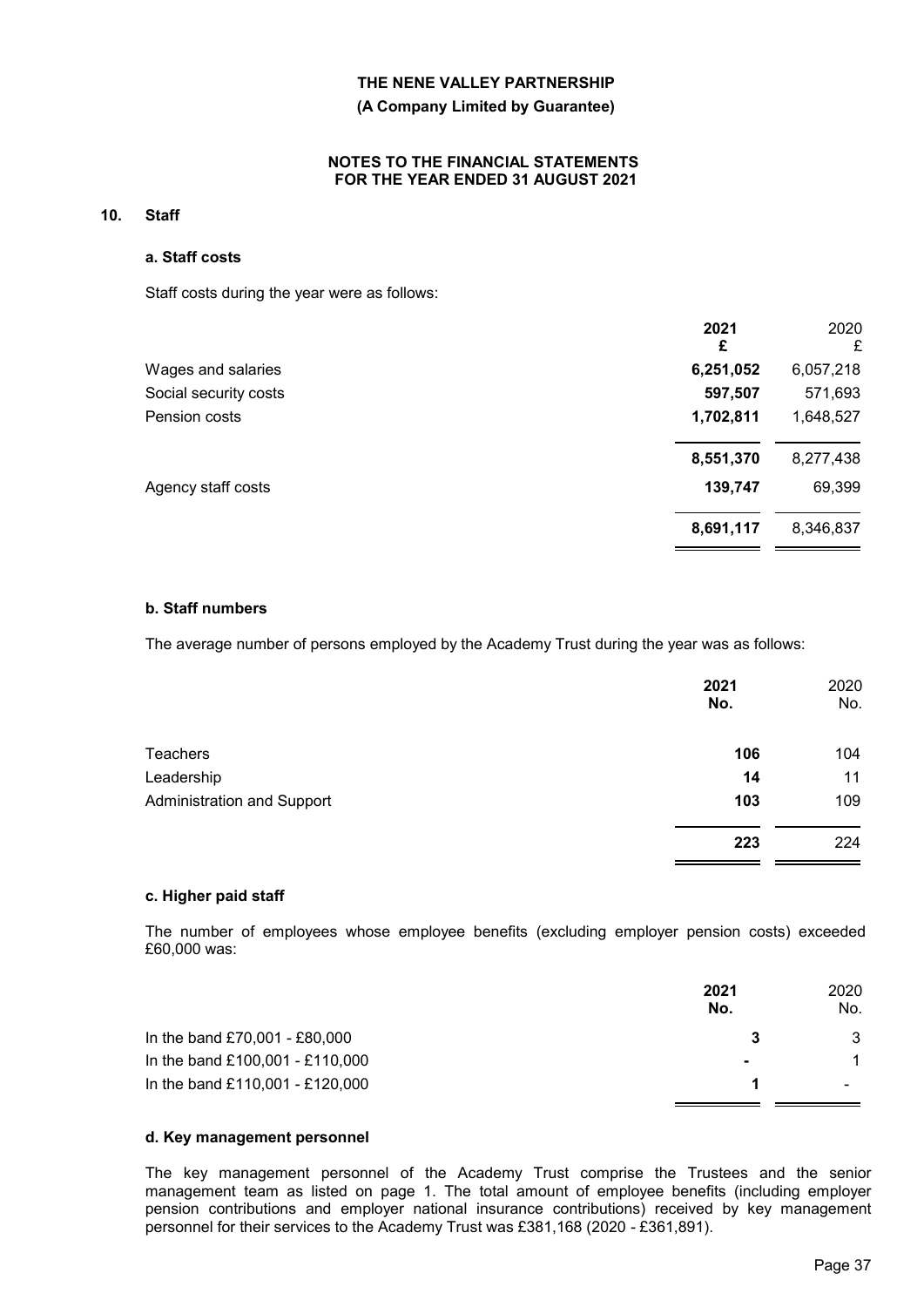**THE NENE VALLEY PARTNERSHIP**

**(A Company Limited by Guarantee)**

**NOTES TO THE FINANCIAL STATEMENTS FOR THE YEAR ENDED 31 AUGUST 2021**

## 10. Staff

### a. Staff costs

Staff costs during the year were as follows:

| | **2021 £** | 2020 £ |
|---|---|---|
| Wages and salaries | **6,251,052** | 6,057,218 |
| Social security costs | **597,507** | 571,693 |
| Pension costs | **1,702,811** | 1,648,527 |
| | **8,551,370** | 8,277,438 |
| Agency staff costs | **139,747** | 69,399 |
| | **8,691,117** | 8,346,837 |

### b. Staff numbers

The average number of persons employed by the Academy Trust during the year was as follows:

| | **2021 No.** | 2020 No. |
|---|---|---|
| Teachers | **106** | 104 |
| Leadership | **14** | 11 |
| Administration and Support | **103** | 109 |
| | **223** | 224 |

### c. Higher paid staff

The number of employees whose employee benefits (excluding employer pension costs) exceeded £60,000 was:

| | **2021 No.** | 2020 No. |
|---|---|---|
| In the band £70,001 - £80,000 | **3** | 3 |
| In the band £100,001 - £110,000 | **-** | 1 |
| In the band £110,001 - £120,000 | **1** | - |

### d. Key management personnel

The key management personnel of the Academy Trust comprise the Trustees and the senior management team as listed on page 1. The total amount of employee benefits (including employer pension contributions and employer national insurance contributions) received by key management personnel for their services to the Academy Trust was £381,168 (2020 - £361,891).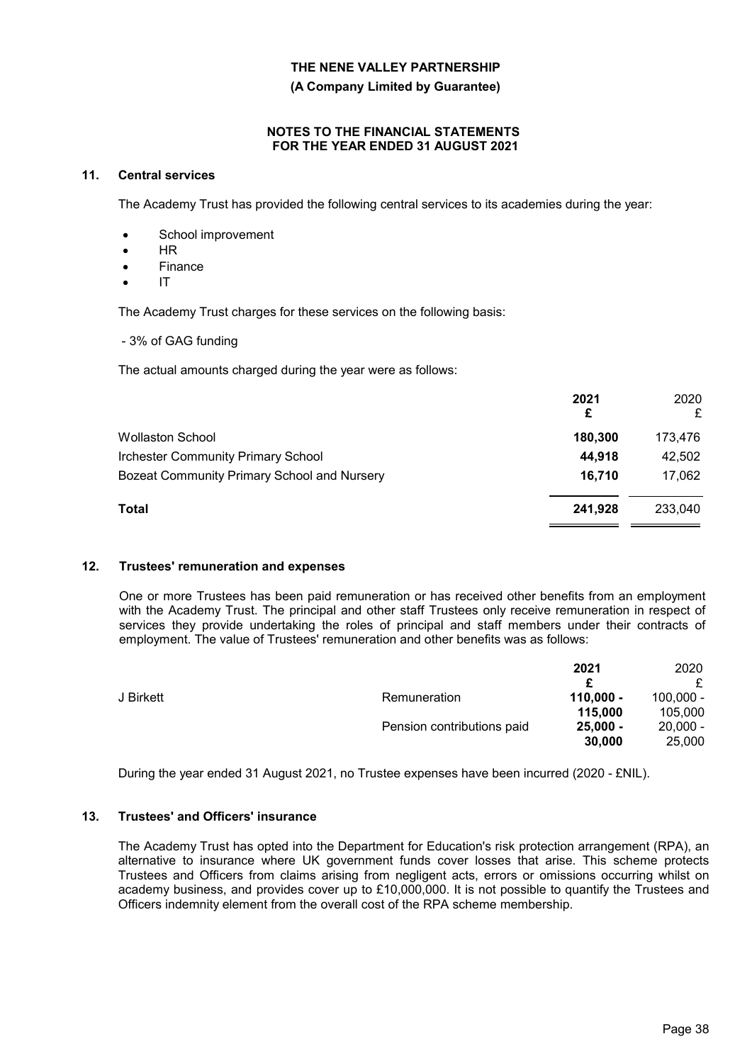**THE NENE VALLEY PARTNERSHIP**

**(A Company Limited by Guarantee)**

**NOTES TO THE FINANCIAL STATEMENTS**
**FOR THE YEAR ENDED 31 AUGUST 2021**

## 11. Central services

The Academy Trust has provided the following central services to its academies during the year:

- School improvement
- HR
- Finance
- IT

The Academy Trust charges for these services on the following basis:

- 3% of GAG funding

The actual amounts charged during the year were as follows:

| | **2021** **£** | 2020 £ |
|---|---|---|
| Wollaston School | **180,300** | 173,476 |
| Irchester Community Primary School | **44,918** | 42,502 |
| Bozeat Community Primary School and Nursery | **16,710** | 17,062 |
| **Total** | **241,928** | 233,040 |

## 12. Trustees' remuneration and expenses

One or more Trustees has been paid remuneration or has received other benefits from an employment with the Academy Trust. The principal and other staff Trustees only receive remuneration in respect of services they provide undertaking the roles of principal and staff members under their contracts of employment. The value of Trustees' remuneration and other benefits was as follows:

| | | **2021** **£** | 2020 £ |
|---|---|---|---|
| J Birkett | Remuneration | **110,000 - 115,000** | 100,000 - 105,000 |
| | Pension contributions paid | **25,000 - 30,000** | 20,000 - 25,000 |

During the year ended 31 August 2021, no Trustee expenses have been incurred (2020 - £NIL).

## 13. Trustees' and Officers' insurance

The Academy Trust has opted into the Department for Education's risk protection arrangement (RPA), an alternative to insurance where UK government funds cover losses that arise. This scheme protects Trustees and Officers from claims arising from negligent acts, errors or omissions occurring whilst on academy business, and provides cover up to £10,000,000. It is not possible to quantify the Trustees and Officers indemnity element from the overall cost of the RPA scheme membership.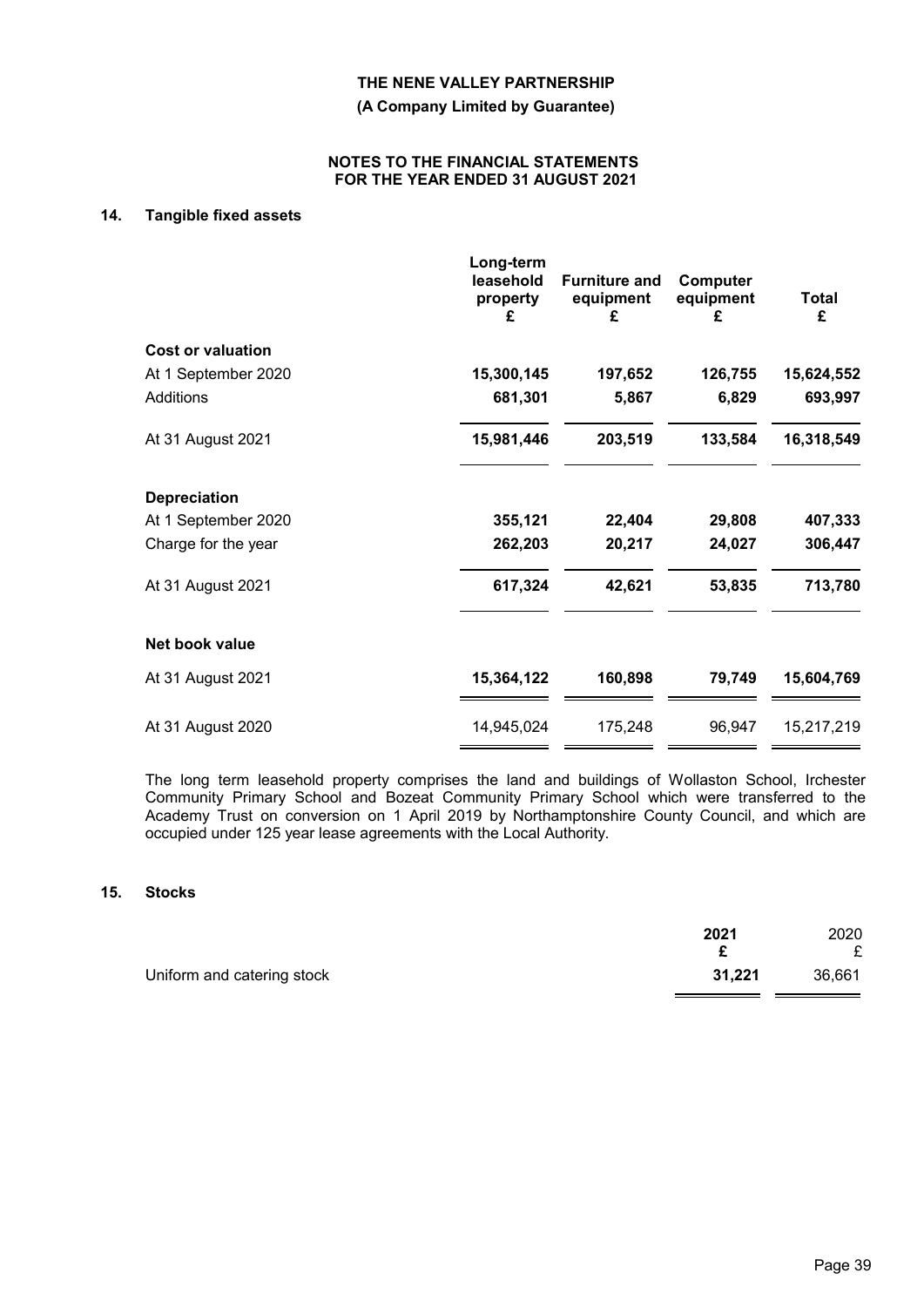**THE NENE VALLEY PARTNERSHIP**

**(A Company Limited by Guarantee)**

**NOTES TO THE FINANCIAL STATEMENTS FOR THE YEAR ENDED 31 AUGUST 2021**

## 14. Tangible fixed assets

| | Long-term leasehold property £ | Furniture and equipment £ | Computer equipment £ | Total £ |
|---|---|---|---|---|
| **Cost or valuation** | | | | |
| At 1 September 2020 | **15,300,145** | **197,652** | **126,755** | **15,624,552** |
| Additions | **681,301** | **5,867** | **6,829** | **693,997** |
| At 31 August 2021 | **15,981,446** | **203,519** | **133,584** | **16,318,549** |
| **Depreciation** | | | | |
| At 1 September 2020 | **355,121** | **22,404** | **29,808** | **407,333** |
| Charge for the year | **262,203** | **20,217** | **24,027** | **306,447** |
| At 31 August 2021 | **617,324** | **42,621** | **53,835** | **713,780** |
| **Net book value** | | | | |
| At 31 August 2021 | **15,364,122** | **160,898** | **79,749** | **15,604,769** |
| At 31 August 2020 | 14,945,024 | 175,248 | 96,947 | 15,217,219 |

The long term leasehold property comprises the land and buildings of Wollaston School, Irchester Community Primary School and Bozeat Community Primary School which were transferred to the Academy Trust on conversion on 1 April 2019 by Northamptonshire County Council, and which are occupied under 125 year lease agreements with the Local Authority.

## 15. Stocks

| | 2021 £ | 2020 £ |
|---|---|---|
| Uniform and catering stock | **31,221** | 36,661 |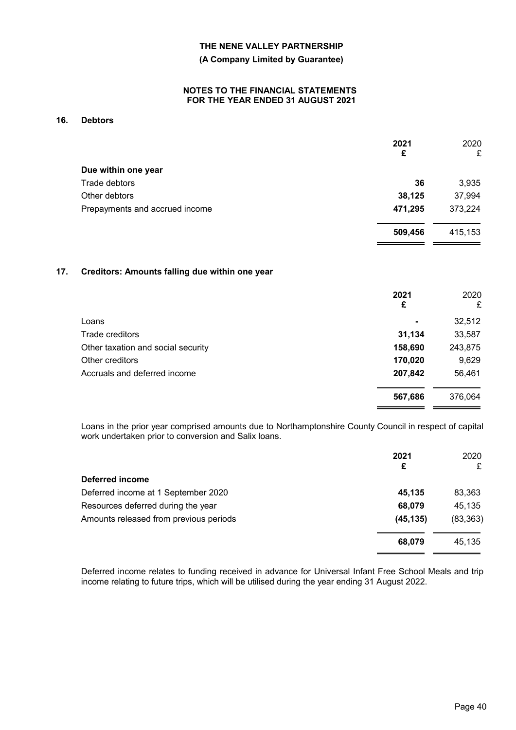THE NENE VALLEY PARTNERSHIP

(A Company Limited by Guarantee)

NOTES TO THE FINANCIAL STATEMENTS
FOR THE YEAR ENDED 31 AUGUST 2021

## 16. Debtors

| | 2021<br>£ | 2020<br>£ |
|---|---|---|
| **Due within one year** | | |
| Trade debtors | **36** | 3,935 |
| Other debtors | **38,125** | 37,994 |
| Prepayments and accrued income | **471,295** | 373,224 |
| | **509,456** | 415,153 |

## 17. Creditors: Amounts falling due within one year

| | 2021<br>£ | 2020<br>£ |
|---|---|---|
| Loans | **-** | 32,512 |
| Trade creditors | **31,134** | 33,587 |
| Other taxation and social security | **158,690** | 243,875 |
| Other creditors | **170,020** | 9,629 |
| Accruals and deferred income | **207,842** | 56,461 |
| | **567,686** | 376,064 |

Loans in the prior year comprised amounts due to Northamptonshire County Council in respect of capital work undertaken prior to conversion and Salix loans.

| | 2021<br>£ | 2020<br>£ |
|---|---|---|
| **Deferred income** | | |
| Deferred income at 1 September 2020 | **45,135** | 83,363 |
| Resources deferred during the year | **68,079** | 45,135 |
| Amounts released from previous periods | **(45,135)** | (83,363) |
| | **68,079** | 45,135 |

Deferred income relates to funding received in advance for Universal Infant Free School Meals and trip income relating to future trips, which will be utilised during the year ending 31 August 2022.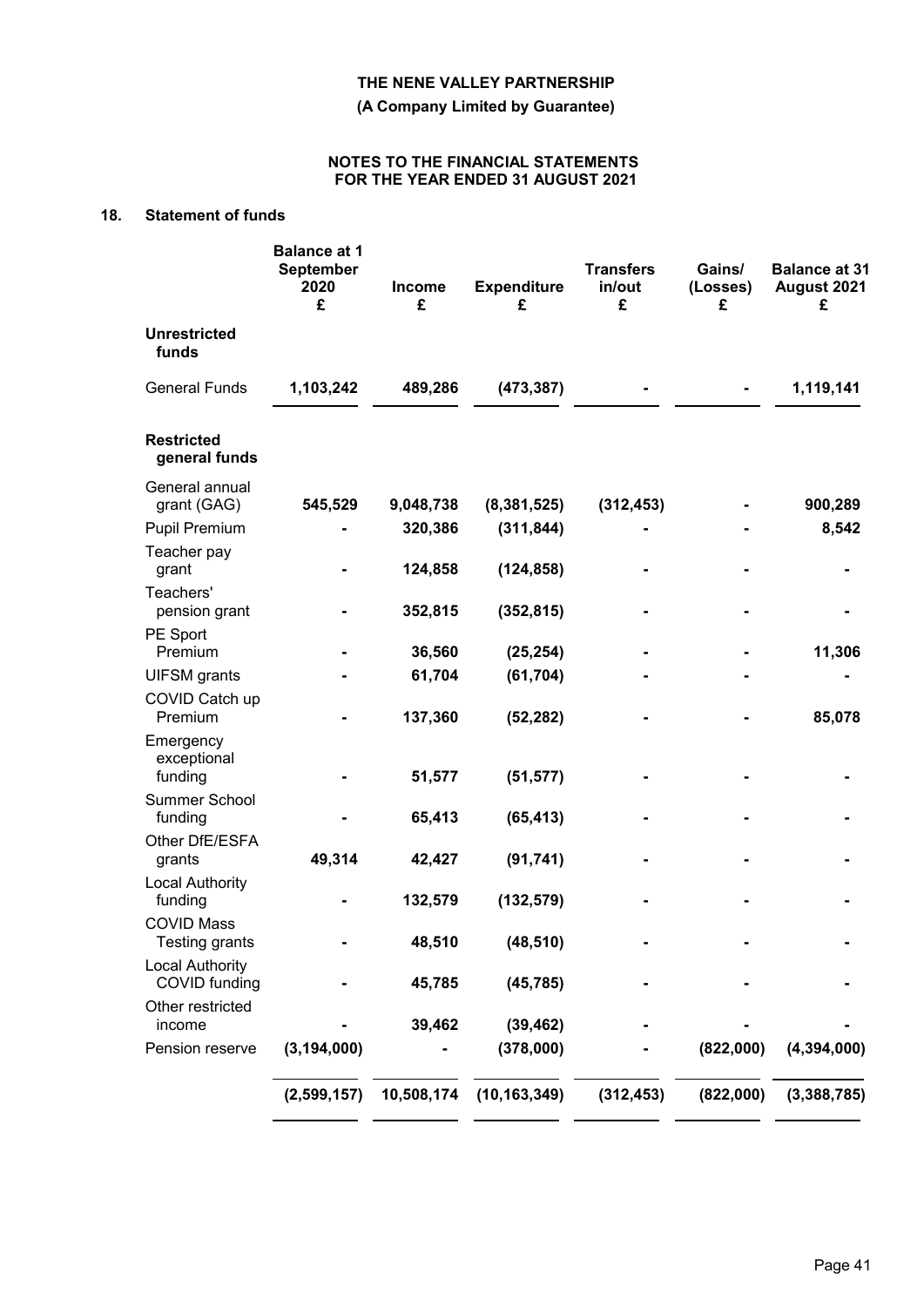**THE NENE VALLEY PARTNERSHIP**

**(A Company Limited by Guarantee)**

**NOTES TO THE FINANCIAL STATEMENTS FOR THE YEAR ENDED 31 AUGUST 2021**

## 18. Statement of funds

| | Balance at 1 September 2020 £ | Income £ | Expenditure £ | Transfers in/out £ | Gains/ (Losses) £ | Balance at 31 August 2021 £ |
|---|---|---|---|---|---|---|
| **Unrestricted funds** | | | | | | |
| General Funds | **1,103,242** | **489,286** | **(473,387)** | **-** | **-** | **1,119,141** |
| **Restricted general funds** | | | | | | |
| General annual grant (GAG) | **545,529** | **9,048,738** | **(8,381,525)** | **(312,453)** | **-** | **900,289** |
| Pupil Premium | **-** | **320,386** | **(311,844)** | **-** | **-** | **8,542** |
| Teacher pay grant | **-** | **124,858** | **(124,858)** | **-** | **-** | **-** |
| Teachers' pension grant | **-** | **352,815** | **(352,815)** | **-** | **-** | **-** |
| PE Sport Premium | **-** | **36,560** | **(25,254)** | **-** | **-** | **11,306** |
| UIFSM grants | **-** | **61,704** | **(61,704)** | **-** | **-** | **-** |
| COVID Catch up Premium | **-** | **137,360** | **(52,282)** | **-** | **-** | **85,078** |
| Emergency exceptional funding | **-** | **51,577** | **(51,577)** | **-** | **-** | **-** |
| Summer School funding | **-** | **65,413** | **(65,413)** | **-** | **-** | **-** |
| Other DfE/ESFA grants | **49,314** | **42,427** | **(91,741)** | **-** | **-** | **-** |
| Local Authority funding | **-** | **132,579** | **(132,579)** | **-** | **-** | **-** |
| COVID Mass Testing grants | **-** | **48,510** | **(48,510)** | **-** | **-** | **-** |
| Local Authority COVID funding | **-** | **45,785** | **(45,785)** | **-** | **-** | **-** |
| Other restricted income | **-** | **39,462** | **(39,462)** | **-** | **-** | **-** |
| Pension reserve | **(3,194,000)** | **-** | **(378,000)** | **-** | **(822,000)** | **(4,394,000)** |
| | **(2,599,157)** | **10,508,174** | **(10,163,349)** | **(312,453)** | **(822,000)** | **(3,388,785)** |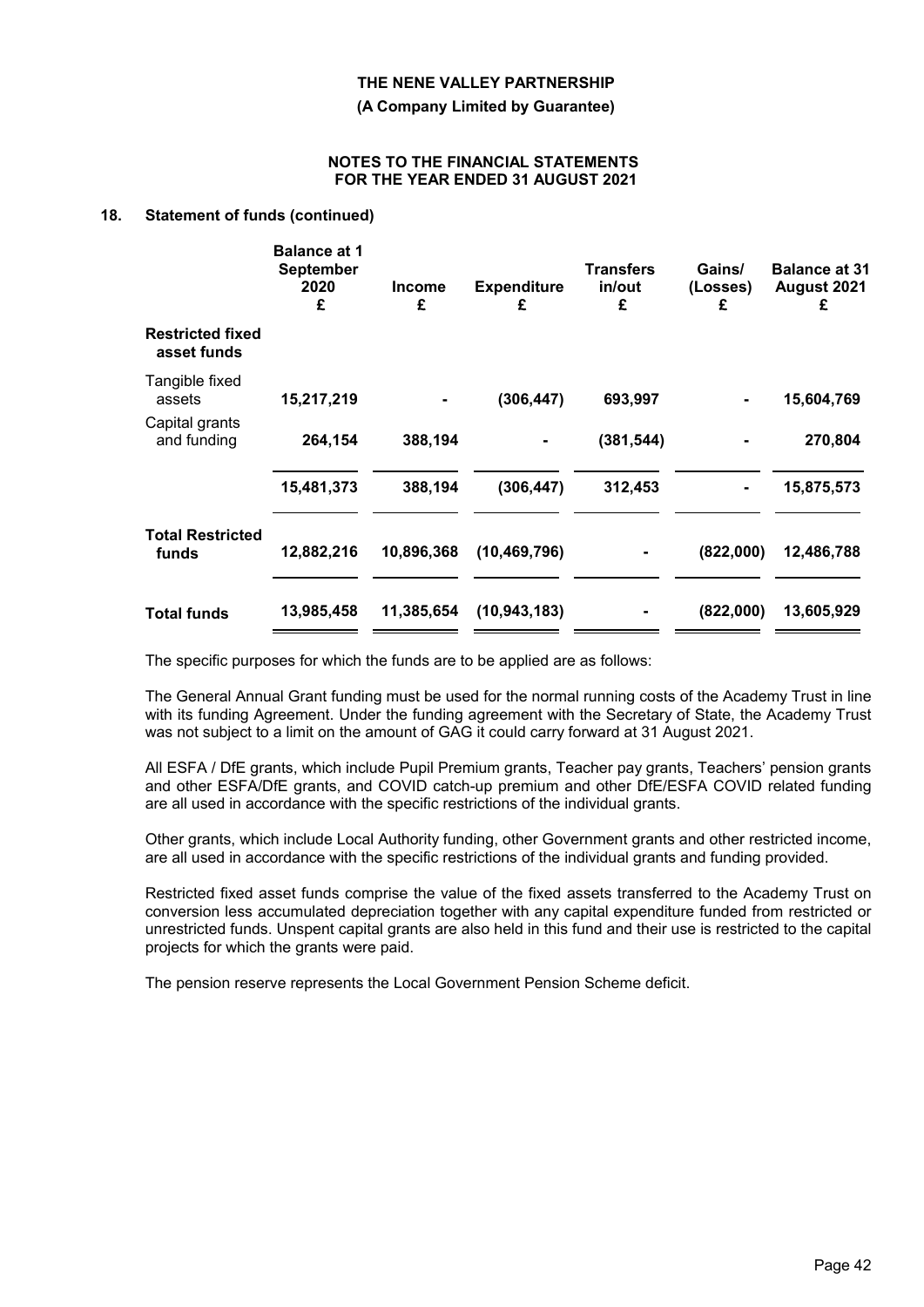## 18. Statement of funds (continued)

| | Balance at 1 September 2020 £ | Income £ | Expenditure £ | Transfers in/out £ | Gains/ (Losses) £ | Balance at 31 August 2021 £ |
|---|---|---|---|---|---|---|
| **Restricted fixed asset funds** | | | | | | |
| Tangible fixed assets | 15,217,219 | - | (306,447) | 693,997 | - | 15,604,769 |
| Capital grants and funding | 264,154 | 388,194 | - | (381,544) | - | 270,804 |
| | 15,481,373 | 388,194 | (306,447) | 312,453 | - | 15,875,573 |
| **Total Restricted funds** | 12,882,216 | 10,896,368 | (10,469,796) | - | (822,000) | 12,486,788 |
| **Total funds** | 13,985,458 | 11,385,654 | (10,943,183) | - | (822,000) | 13,605,929 |

The specific purposes for which the funds are to be applied are as follows:

The General Annual Grant funding must be used for the normal running costs of the Academy Trust in line with its funding Agreement. Under the funding agreement with the Secretary of State, the Academy Trust was not subject to a limit on the amount of GAG it could carry forward at 31 August 2021.

All ESFA / DfE grants, which include Pupil Premium grants, Teacher pay grants, Teachers' pension grants and other ESFA/DfE grants, and COVID catch-up premium and other DfE/ESFA COVID related funding are all used in accordance with the specific restrictions of the individual grants.

Other grants, which include Local Authority funding, other Government grants and other restricted income, are all used in accordance with the specific restrictions of the individual grants and funding provided.

Restricted fixed asset funds comprise the value of the fixed assets transferred to the Academy Trust on conversion less accumulated depreciation together with any capital expenditure funded from restricted or unrestricted funds. Unspent capital grants are also held in this fund and their use is restricted to the capital projects for which the grants were paid.

The pension reserve represents the Local Government Pension Scheme deficit.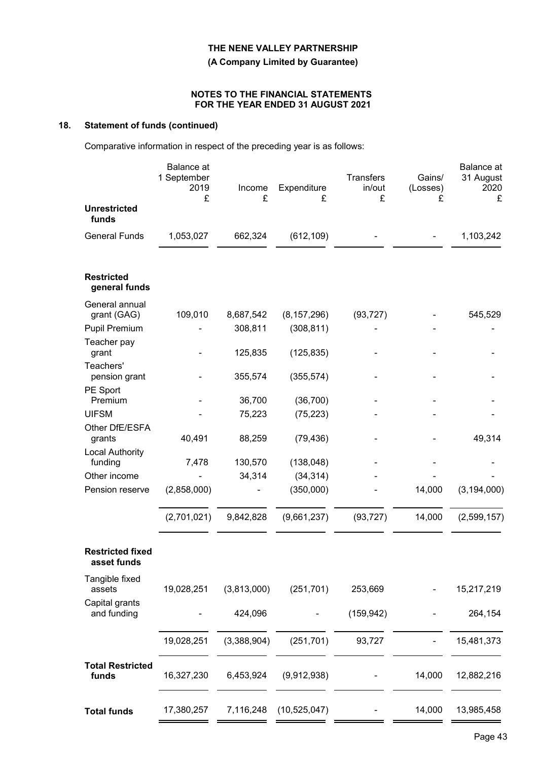## 18. Statement of funds (continued)

Comparative information in respect of the preceding year is as follows:

| | Balance at 1 September 2019 £ | Income £ | Expenditure £ | Transfers in/out £ | Gains/ (Losses) £ | Balance at 31 August 2020 £ |
|---|---|---|---|---|---|---|
| **Unrestricted funds** | | | | | | |
| General Funds | 1,053,027 | 662,324 | (612,109) | - | - | 1,103,242 |
| | | | | | | |
| **Restricted general funds** | | | | | | |
| General annual grant (GAG) | 109,010 | 8,687,542 | (8,157,296) | (93,727) | - | 545,529 |
| Pupil Premium | - | 308,811 | (308,811) | - | - | - |
| Teacher pay grant | - | 125,835 | (125,835) | - | - | - |
| Teachers' pension grant | - | 355,574 | (355,574) | - | - | - |
| PE Sport Premium | - | 36,700 | (36,700) | - | - | - |
| UIFSM | - | 75,223 | (75,223) | - | - | - |
| Other DfE/ESFA grants | 40,491 | 88,259 | (79,436) | - | - | 49,314 |
| Local Authority funding | 7,478 | 130,570 | (138,048) | - | - | - |
| Other income | - | 34,314 | (34,314) | - | - | - |
| Pension reserve | (2,858,000) | - | (350,000) | - | 14,000 | (3,194,000) |
| | (2,701,021) | 9,842,828 | (9,661,237) | (93,727) | 14,000 | (2,599,157) |
| | | | | | | |
| **Restricted fixed asset funds** | | | | | | |
| Tangible fixed assets | 19,028,251 | (3,813,000) | (251,701) | 253,669 | - | 15,217,219 |
| Capital grants and funding | - | 424,096 | - | (159,942) | - | 264,154 |
| | 19,028,251 | (3,388,904) | (251,701) | 93,727 | - | 15,481,373 |
| | | | | | | |
| **Total Restricted funds** | 16,327,230 | 6,453,924 | (9,912,938) | - | 14,000 | 12,882,216 |
| | | | | | | |
| **Total funds** | 17,380,257 | 7,116,248 | (10,525,047) | - | 14,000 | 13,985,458 |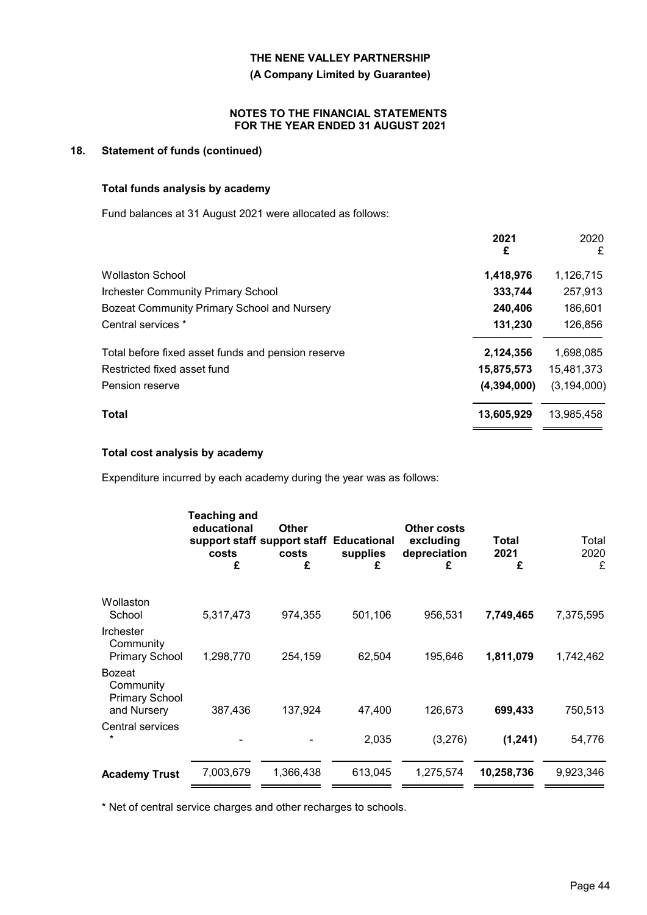## 18. Statement of funds (continued)

### Total funds analysis by academy

Fund balances at 31 August 2021 were allocated as follows:

| | 2021 £ | 2020 £ |
|---|---|---|
| Wollaston School | **1,418,976** | 1,126,715 |
| Irchester Community Primary School | **333,744** | 257,913 |
| Bozeat Community Primary School and Nursery | **240,406** | 186,601 |
| Central services * | **131,230** | 126,856 |
| Total before fixed asset funds and pension reserve | **2,124,356** | 1,698,085 |
| Restricted fixed asset fund | **15,875,573** | 15,481,373 |
| Pension reserve | **(4,394,000)** | (3,194,000) |
| **Total** | **13,605,929** | 13,985,458 |

### Total cost analysis by academy

Expenditure incurred by each academy during the year was as follows:

| | Teaching and educational support staff costs £ | Other support staff costs £ | Educational supplies £ | Other costs excluding depreciation £ | Total 2021 £ | Total 2020 £ |
|---|---|---|---|---|---|---|
| Wollaston School | 5,317,473 | 974,355 | 501,106 | 956,531 | **7,749,465** | 7,375,595 |
| Irchester Community Primary School | 1,298,770 | 254,159 | 62,504 | 195,646 | **1,811,079** | 1,742,462 |
| Bozeat Community Primary School and Nursery | 387,436 | 137,924 | 47,400 | 126,673 | **699,433** | 750,513 |
| Central services * | - | - | 2,035 | (3,276) | **(1,241)** | 54,776 |
| **Academy Trust** | 7,003,679 | 1,366,438 | 613,045 | 1,275,574 | **10,258,736** | 9,923,346 |

* Net of central service charges and other recharges to schools.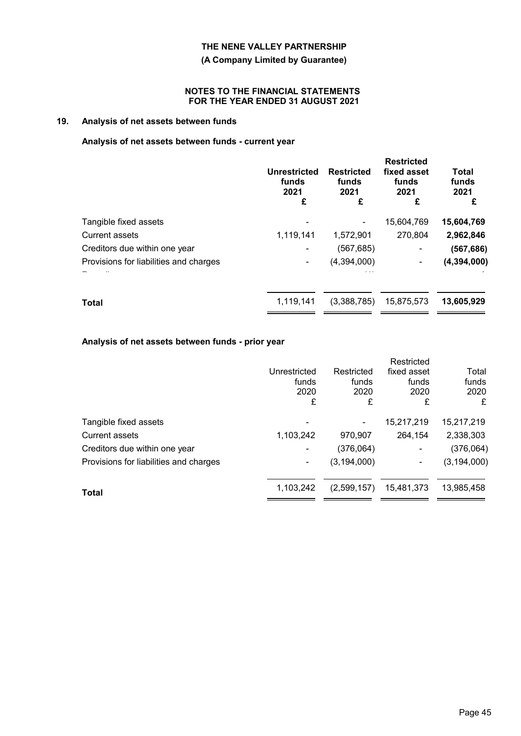## 19. Analysis of net assets between funds

### Analysis of net assets between funds - current year

| | Unrestricted funds 2021 £ | Restricted funds 2021 £ | Restricted fixed asset funds 2021 £ | Total funds 2021 £ |
|---|---|---|---|---|
| Tangible fixed assets | - | - | 15,604,769 | **15,604,769** |
| Current assets | 1,119,141 | 1,572,901 | 270,804 | **2,962,846** |
| Creditors due within one year | - | (567,685) | - | **(567,686)** |
| Provisions for liabilities and charges | - | (4,394,000) | - | **(4,394,000)** |
| **Total** | 1,119,141 | (3,388,785) | 15,875,573 | **13,605,929** |

### Analysis of net assets between funds - prior year

| | Unrestricted funds 2020 £ | Restricted funds 2020 £ | Restricted fixed asset funds 2020 £ | Total funds 2020 £ |
|---|---|---|---|---|
| Tangible fixed assets | - | - | 15,217,219 | 15,217,219 |
| Current assets | 1,103,242 | 970,907 | 264,154 | 2,338,303 |
| Creditors due within one year | - | (376,064) | - | (376,064) |
| Provisions for liabilities and charges | - | (3,194,000) | - | (3,194,000) |
| **Total** | 1,103,242 | (2,599,157) | 15,481,373 | 13,985,458 |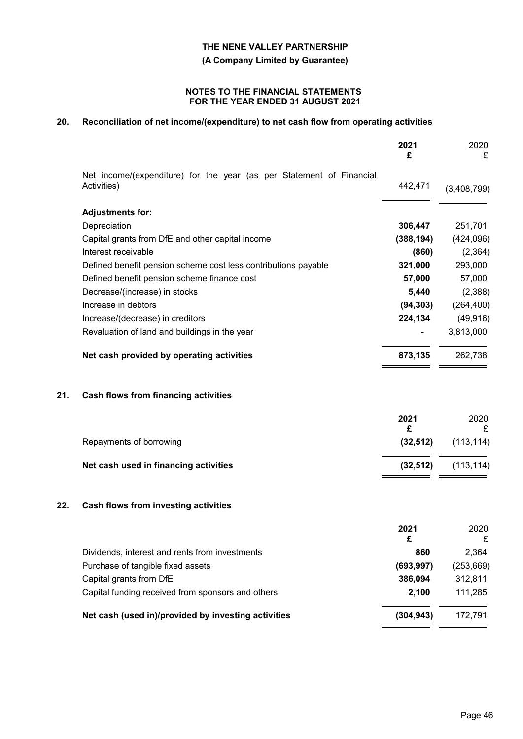# THE NENE VALLEY PARTNERSHIP

**(A Company Limited by Guarantee)**

**NOTES TO THE FINANCIAL STATEMENTS FOR THE YEAR ENDED 31 AUGUST 2021**

## 20. Reconciliation of net income/(expenditure) to net cash flow from operating activities

| | 2021 £ | 2020 £ |
|---|---|---|
| Net income/(expenditure) for the year (as per Statement of Financial Activities) | 442,471 | (3,408,799) |
| **Adjustments for:** | | |
| Depreciation | **306,447** | 251,701 |
| Capital grants from DfE and other capital income | **(388,194)** | (424,096) |
| Interest receivable | **(860)** | (2,364) |
| Defined benefit pension scheme cost less contributions payable | **321,000** | 293,000 |
| Defined benefit pension scheme finance cost | **57,000** | 57,000 |
| Decrease/(increase) in stocks | **5,440** | (2,388) |
| Increase in debtors | **(94,303)** | (264,400) |
| Increase/(decrease) in creditors | **224,134** | (49,916) |
| Revaluation of land and buildings in the year | **-** | 3,813,000 |
| **Net cash provided by operating activities** | **873,135** | 262,738 |

## 21. Cash flows from financing activities

| | 2021 £ | 2020 £ |
|---|---|---|
| Repayments of borrowing | **(32,512)** | (113,114) |
| **Net cash used in financing activities** | **(32,512)** | (113,114) |

## 22. Cash flows from investing activities

| | 2021 £ | 2020 £ |
|---|---|---|
| Dividends, interest and rents from investments | **860** | 2,364 |
| Purchase of tangible fixed assets | **(693,997)** | (253,669) |
| Capital grants from DfE | **386,094** | 312,811 |
| Capital funding received from sponsors and others | **2,100** | 111,285 |
| **Net cash (used in)/provided by investing activities** | **(304,943)** | 172,791 |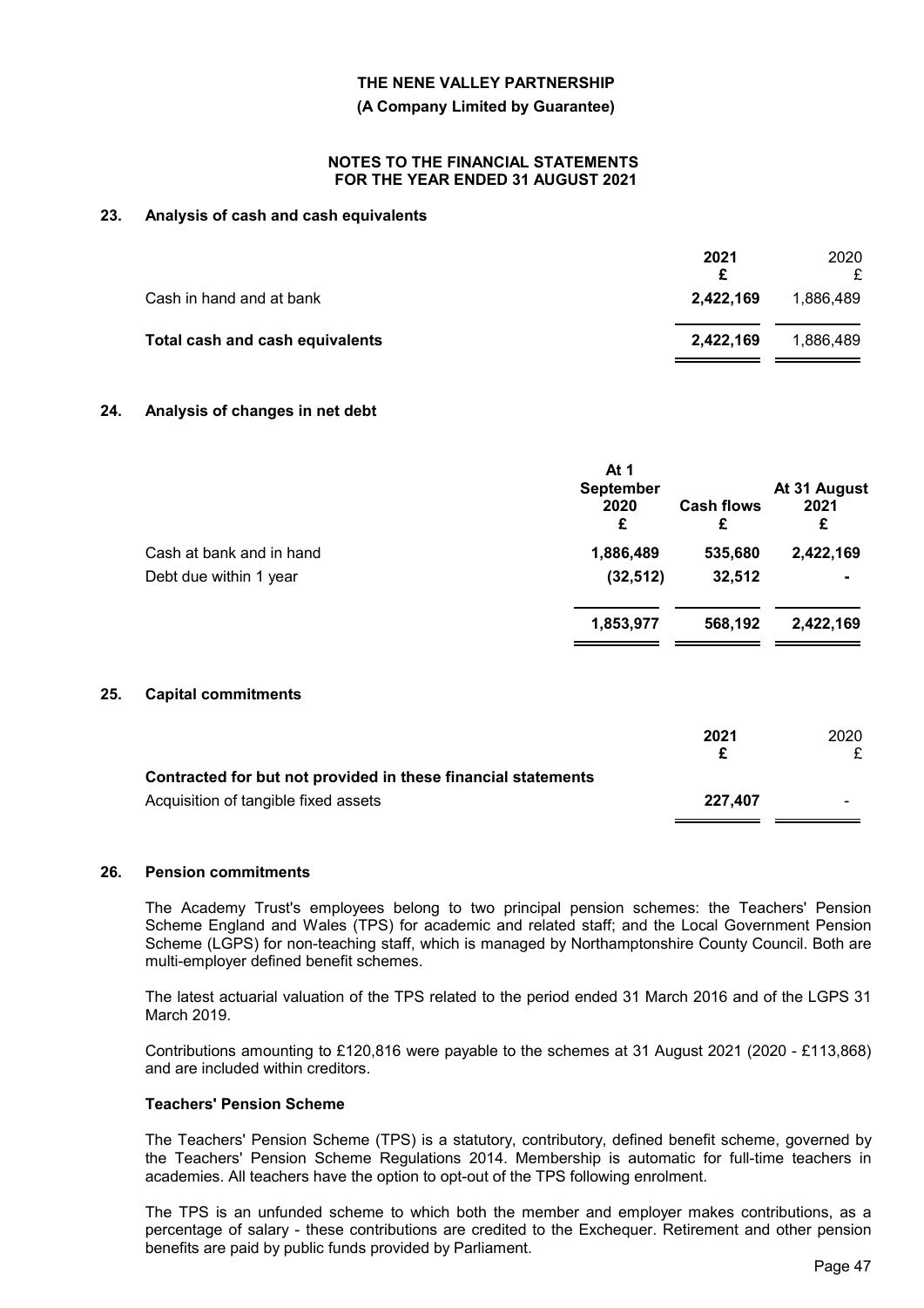## 23. Analysis of cash and cash equivalents

| | 2021 £ | 2020 £ |
|---|---|---|
| Cash in hand and at bank | **2,422,169** | 1,886,489 |
| **Total cash and cash equivalents** | **2,422,169** | 1,886,489 |

## 24. Analysis of changes in net debt

| | At 1 September 2020 £ | Cash flows £ | At 31 August 2021 £ |
|---|---|---|---|
| Cash at bank and in hand | **1,886,489** | **535,680** | **2,422,169** |
| Debt due within 1 year | **(32,512)** | **32,512** | **-** |
| | **1,853,977** | **568,192** | **2,422,169** |

## 25. Capital commitments

| | 2021 £ | 2020 £ |
|---|---|---|
| **Contracted for but not provided in these financial statements** | | |
| Acquisition of tangible fixed assets | **227,407** | - |

## 26. Pension commitments

The Academy Trust's employees belong to two principal pension schemes: the Teachers' Pension Scheme England and Wales (TPS) for academic and related staff; and the Local Government Pension Scheme (LGPS) for non-teaching staff, which is managed by Northamptonshire County Council. Both are multi-employer defined benefit schemes.

The latest actuarial valuation of the TPS related to the period ended 31 March 2016 and of the LGPS 31 March 2019.

Contributions amounting to £120,816 were payable to the schemes at 31 August 2021 (2020 - £113,868) and are included within creditors.

### Teachers' Pension Scheme

The Teachers' Pension Scheme (TPS) is a statutory, contributory, defined benefit scheme, governed by the Teachers' Pension Scheme Regulations 2014. Membership is automatic for full-time teachers in academies. All teachers have the option to opt-out of the TPS following enrolment.

The TPS is an unfunded scheme to which both the member and employer makes contributions, as a percentage of salary - these contributions are credited to the Exchequer. Retirement and other pension benefits are paid by public funds provided by Parliament.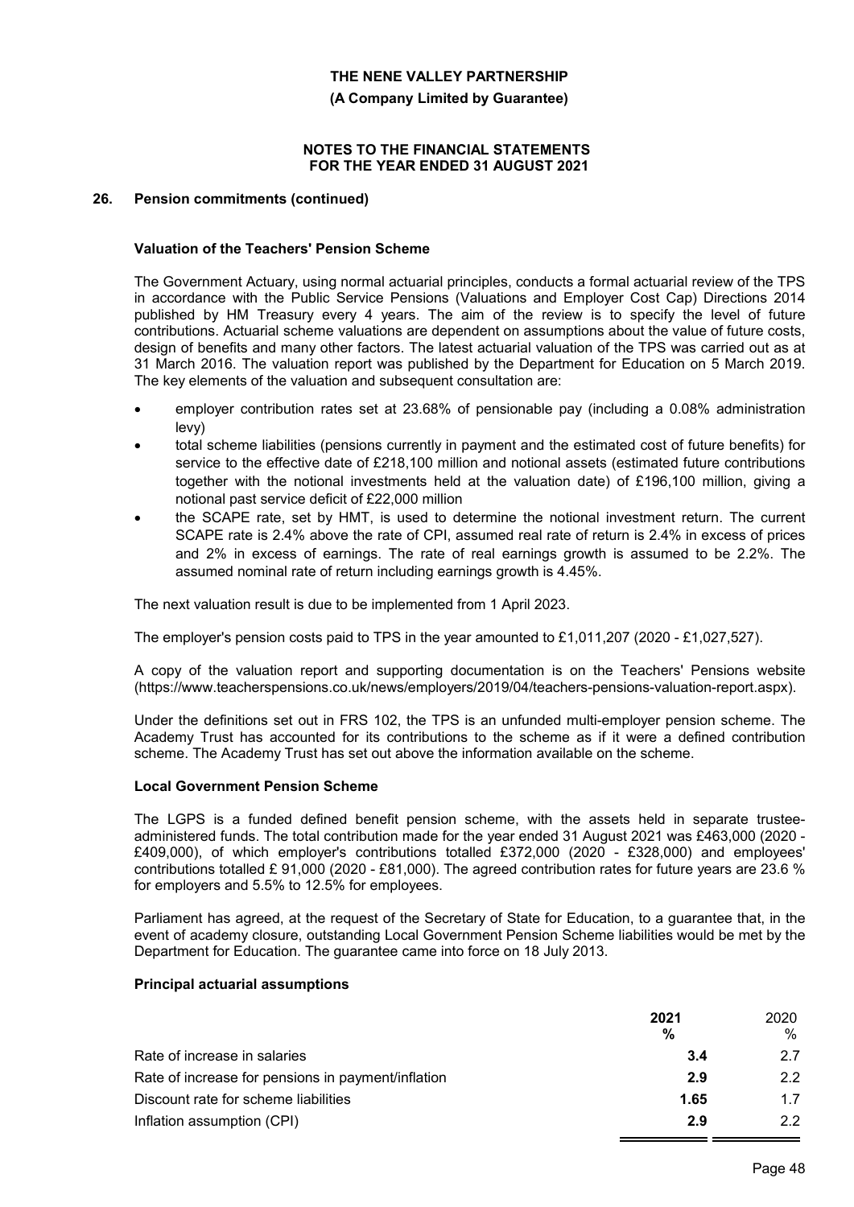# THE NENE VALLEY PARTNERSHIP

**(A Company Limited by Guarantee)**

**NOTES TO THE FINANCIAL STATEMENTS FOR THE YEAR ENDED 31 AUGUST 2021**

## 26. Pension commitments (continued)

### Valuation of the Teachers' Pension Scheme

The Government Actuary, using normal actuarial principles, conducts a formal actuarial review of the TPS in accordance with the Public Service Pensions (Valuations and Employer Cost Cap) Directions 2014 published by HM Treasury every 4 years. The aim of the review is to specify the level of future contributions. Actuarial scheme valuations are dependent on assumptions about the value of future costs, design of benefits and many other factors. The latest actuarial valuation of the TPS was carried out as at 31 March 2016. The valuation report was published by the Department for Education on 5 March 2019. The key elements of the valuation and subsequent consultation are:

- employer contribution rates set at 23.68% of pensionable pay (including a 0.08% administration levy)
- total scheme liabilities (pensions currently in payment and the estimated cost of future benefits) for service to the effective date of £218,100 million and notional assets (estimated future contributions together with the notional investments held at the valuation date) of £196,100 million, giving a notional past service deficit of £22,000 million
- the SCAPE rate, set by HMT, is used to determine the notional investment return. The current SCAPE rate is 2.4% above the rate of CPI, assumed real rate of return is 2.4% in excess of prices and 2% in excess of earnings. The rate of real earnings growth is assumed to be 2.2%. The assumed nominal rate of return including earnings growth is 4.45%.

The next valuation result is due to be implemented from 1 April 2023.

The employer's pension costs paid to TPS in the year amounted to £1,011,207 (2020 - £1,027,527).

A copy of the valuation report and supporting documentation is on the Teachers' Pensions website (https://www.teacherspensions.co.uk/news/employers/2019/04/teachers-pensions-valuation-report.aspx).

Under the definitions set out in FRS 102, the TPS is an unfunded multi-employer pension scheme. The Academy Trust has accounted for its contributions to the scheme as if it were a defined contribution scheme. The Academy Trust has set out above the information available on the scheme.

### Local Government Pension Scheme

The LGPS is a funded defined benefit pension scheme, with the assets held in separate trustee-administered funds. The total contribution made for the year ended 31 August 2021 was £463,000 (2020 - £409,000), of which employer's contributions totalled £372,000 (2020 - £328,000) and employees' contributions totalled £ 91,000 (2020 - £81,000). The agreed contribution rates for future years are 23.6 % for employers and 5.5% to 12.5% for employees.

Parliament has agreed, at the request of the Secretary of State for Education, to a guarantee that, in the event of academy closure, outstanding Local Government Pension Scheme liabilities would be met by the Department for Education. The guarantee came into force on 18 July 2013.

### Principal actuarial assumptions

| | **2021** | 2020 |
|---|---|---|
| | **%** | % |
| Rate of increase in salaries | **3.4** | 2.7 |
| Rate of increase for pensions in payment/inflation | **2.9** | 2.2 |
| Discount rate for scheme liabilities | **1.65** | 1.7 |
| Inflation assumption (CPI) | **2.9** | 2.2 |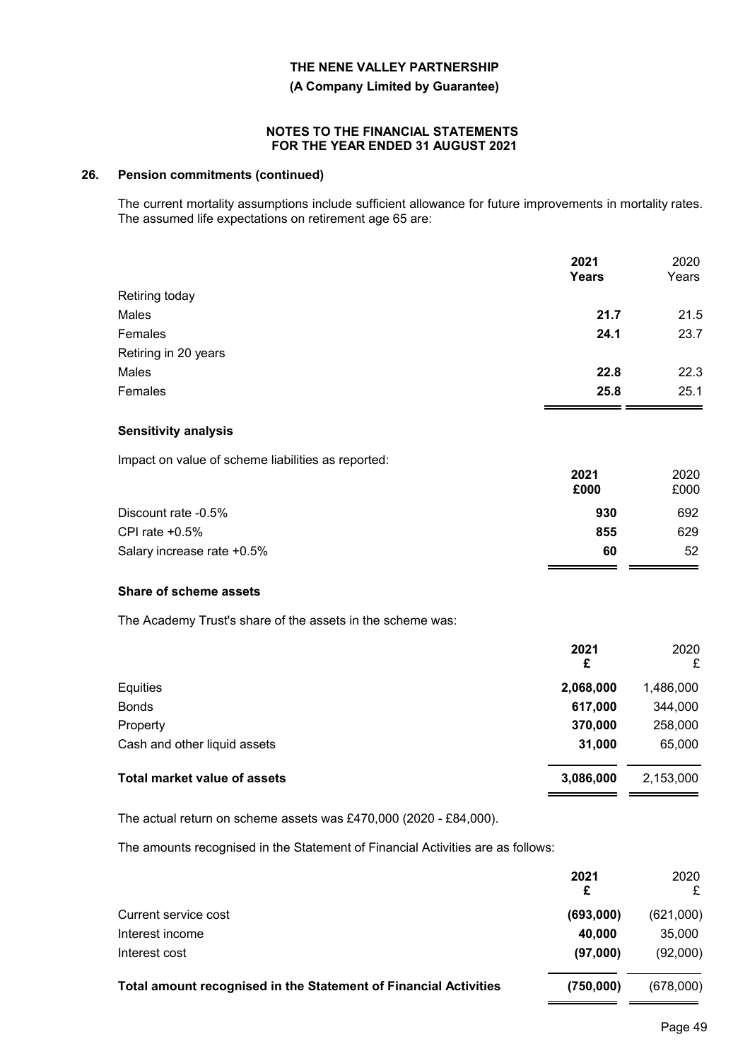**THE NENE VALLEY PARTNERSHIP**

**(A Company Limited by Guarantee)**

**NOTES TO THE FINANCIAL STATEMENTS FOR THE YEAR ENDED 31 AUGUST 2021**

## 26. Pension commitments (continued)

The current mortality assumptions include sufficient allowance for future improvements in mortality rates. The assumed life expectations on retirement age 65 are:

| | **2021 Years** | 2020 Years |
|---|---|---|
| Retiring today | | |
| Males | **21.7** | 21.5 |
| Females | **24.1** | 23.7 |
| Retiring in 20 years | | |
| Males | **22.8** | 22.3 |
| Females | **25.8** | 25.1 |

### Sensitivity analysis

Impact on value of scheme liabilities as reported:

| | **2021 £000** | 2020 £000 |
|---|---|---|
| Discount rate -0.5% | **930** | 692 |
| CPI rate +0.5% | **855** | 629 |
| Salary increase rate +0.5% | **60** | 52 |

### Share of scheme assets

The Academy Trust's share of the assets in the scheme was:

| | **2021 £** | 2020 £ |
|---|---|---|
| Equities | **2,068,000** | 1,486,000 |
| Bonds | **617,000** | 344,000 |
| Property | **370,000** | 258,000 |
| Cash and other liquid assets | **31,000** | 65,000 |
| **Total market value of assets** | **3,086,000** | 2,153,000 |

The actual return on scheme assets was £470,000 (2020 - £84,000).

The amounts recognised in the Statement of Financial Activities are as follows:

| | **2021 £** | 2020 £ |
|---|---|---|
| Current service cost | **(693,000)** | (621,000) |
| Interest income | **40,000** | 35,000 |
| Interest cost | **(97,000)** | (92,000) |
| **Total amount recognised in the Statement of Financial Activities** | **(750,000)** | (678,000) |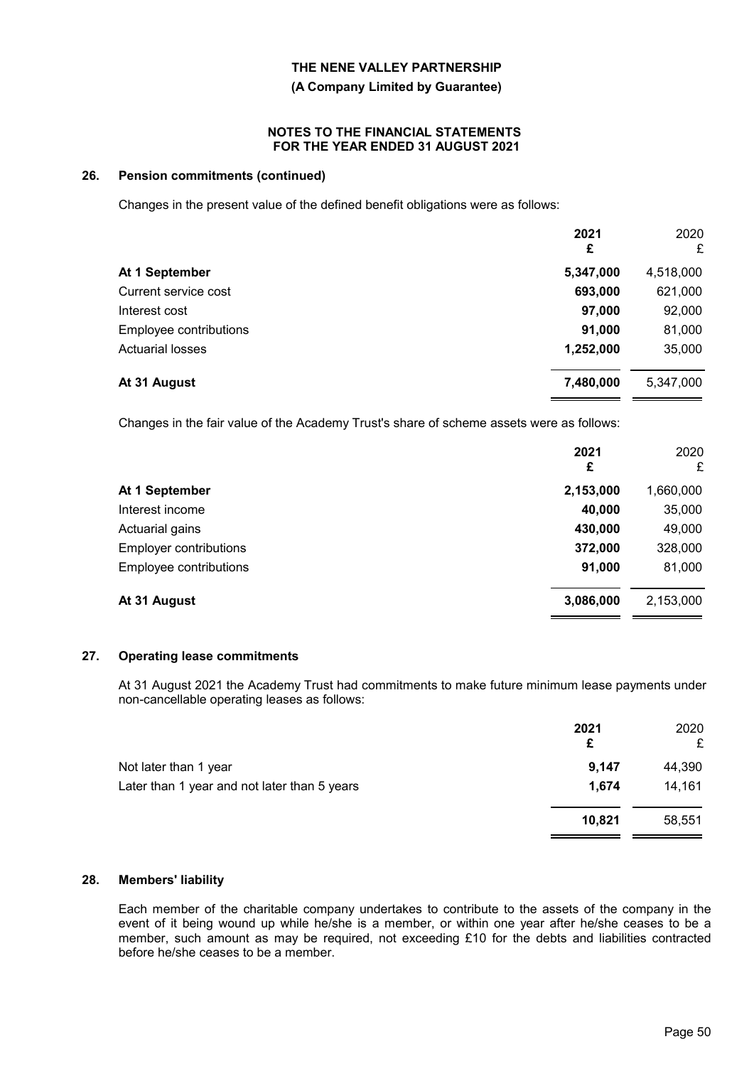## 26. Pension commitments (continued)

Changes in the present value of the defined benefit obligations were as follows:

| | 2021 £ | 2020 £ |
|---|---|---|
| **At 1 September** | **5,347,000** | 4,518,000 |
| Current service cost | **693,000** | 621,000 |
| Interest cost | **97,000** | 92,000 |
| Employee contributions | **91,000** | 81,000 |
| Actuarial losses | **1,252,000** | 35,000 |
| **At 31 August** | **7,480,000** | 5,347,000 |

Changes in the fair value of the Academy Trust's share of scheme assets were as follows:

| | 2021 £ | 2020 £ |
|---|---|---|
| **At 1 September** | **2,153,000** | 1,660,000 |
| Interest income | **40,000** | 35,000 |
| Actuarial gains | **430,000** | 49,000 |
| Employer contributions | **372,000** | 328,000 |
| Employee contributions | **91,000** | 81,000 |
| **At 31 August** | **3,086,000** | 2,153,000 |

## 27. Operating lease commitments

At 31 August 2021 the Academy Trust had commitments to make future minimum lease payments under non-cancellable operating leases as follows:

| | 2021 £ | 2020 £ |
|---|---|---|
| Not later than 1 year | **9,147** | 44,390 |
| Later than 1 year and not later than 5 years | **1,674** | 14,161 |
| | **10,821** | 58,551 |

## 28. Members' liability

Each member of the charitable company undertakes to contribute to the assets of the company in the event of it being wound up while he/she is a member, or within one year after he/she ceases to be a member, such amount as may be required, not exceeding £10 for the debts and liabilities contracted before he/she ceases to be a member.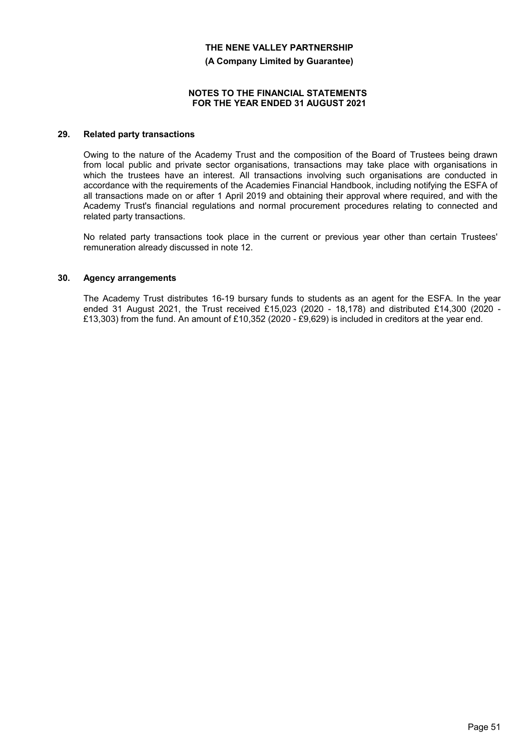## 29. Related party transactions

Owing to the nature of the Academy Trust and the composition of the Board of Trustees being drawn from local public and private sector organisations, transactions may take place with organisations in which the trustees have an interest. All transactions involving such organisations are conducted in accordance with the requirements of the Academies Financial Handbook, including notifying the ESFA of all transactions made on or after 1 April 2019 and obtaining their approval where required, and with the Academy Trust's financial regulations and normal procurement procedures relating to connected and related party transactions.

No related party transactions took place in the current or previous year other than certain Trustees' remuneration already discussed in note 12.

## 30. Agency arrangements

The Academy Trust distributes 16-19 bursary funds to students as an agent for the ESFA. In the year ended 31 August 2021, the Trust received £15,023 (2020 - 18,178) and distributed £14,300 (2020 - £13,303) from the fund. An amount of £10,352 (2020 - £9,629) is included in creditors at the year end.